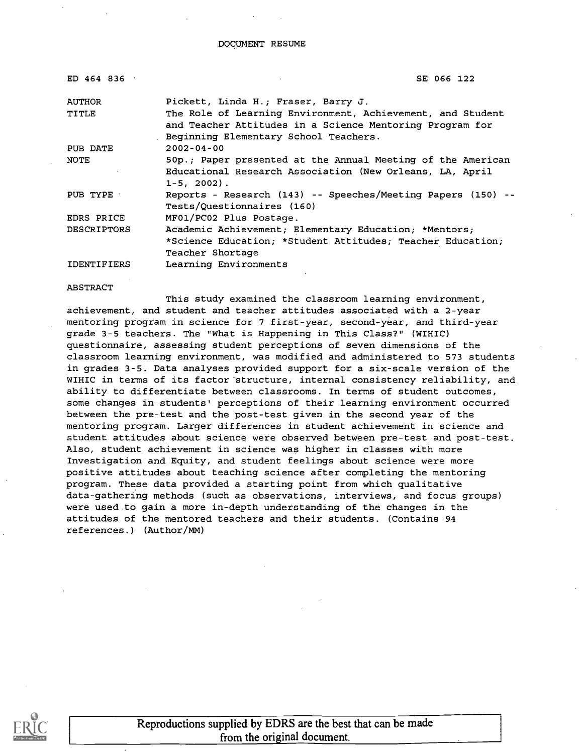DOCUMENT RESUME

| | |
|---|---|
| ED 464 836 | SE 066 122 |
| AUTHOR | Pickett, Linda H.; Fraser, Barry J. |
| TITLE | The Role of Learning Environment, Achievement, and Student and Teacher Attitudes in a Science Mentoring Program for Beginning Elementary School Teachers. |
| PUB DATE | 2002-04-00 |
| NOTE | 50p.; Paper presented at the Annual Meeting of the American Educational Research Association (New Orleans, LA, April 1-5, 2002). |
| PUB TYPE | Reports - Research (143) -- Speeches/Meeting Papers (150) -- Tests/Questionnaires (160) |
| EDRS PRICE | MF01/PC02 Plus Postage. |
| DESCRIPTORS | Academic Achievement; Elementary Education; *Mentors; *Science Education; *Student Attitudes; Teacher Education; Teacher Shortage |
| IDENTIFIERS | Learning Environments |

ABSTRACT

This study examined the classroom learning environment, achievement, and student and teacher attitudes associated with a 2-year mentoring program in science for 7 first-year, second-year, and third-year grade 3-5 teachers. The "What is Happening in This Class?" (WIHIC) questionnaire, assessing student perceptions of seven dimensions of the classroom learning environment, was modified and administered to 573 students in grades 3-5. Data analyses provided support for a six-scale version of the WIHIC in terms of its factor structure, internal consistency reliability, and ability to differentiate between classrooms. In terms of student outcomes, some changes in students' perceptions of their learning environment occurred between the pre-test and the post-test given in the second year of the mentoring program. Larger differences in student achievement in science and student attitudes about science were observed between pre-test and post-test. Also, student achievement in science was higher in classes with more Investigation and Equity, and student feelings about science were more positive attitudes about teaching science after completing the mentoring program. These data provided a starting point from which qualitative data-gathering methods (such as observations, interviews, and focus groups) were used to gain a more in-depth understanding of the changes in the attitudes of the mentored teachers and their students. (Contains 94 references.) (Author/MM)

Reproductions supplied by EDRS are the best that can be made from the original document.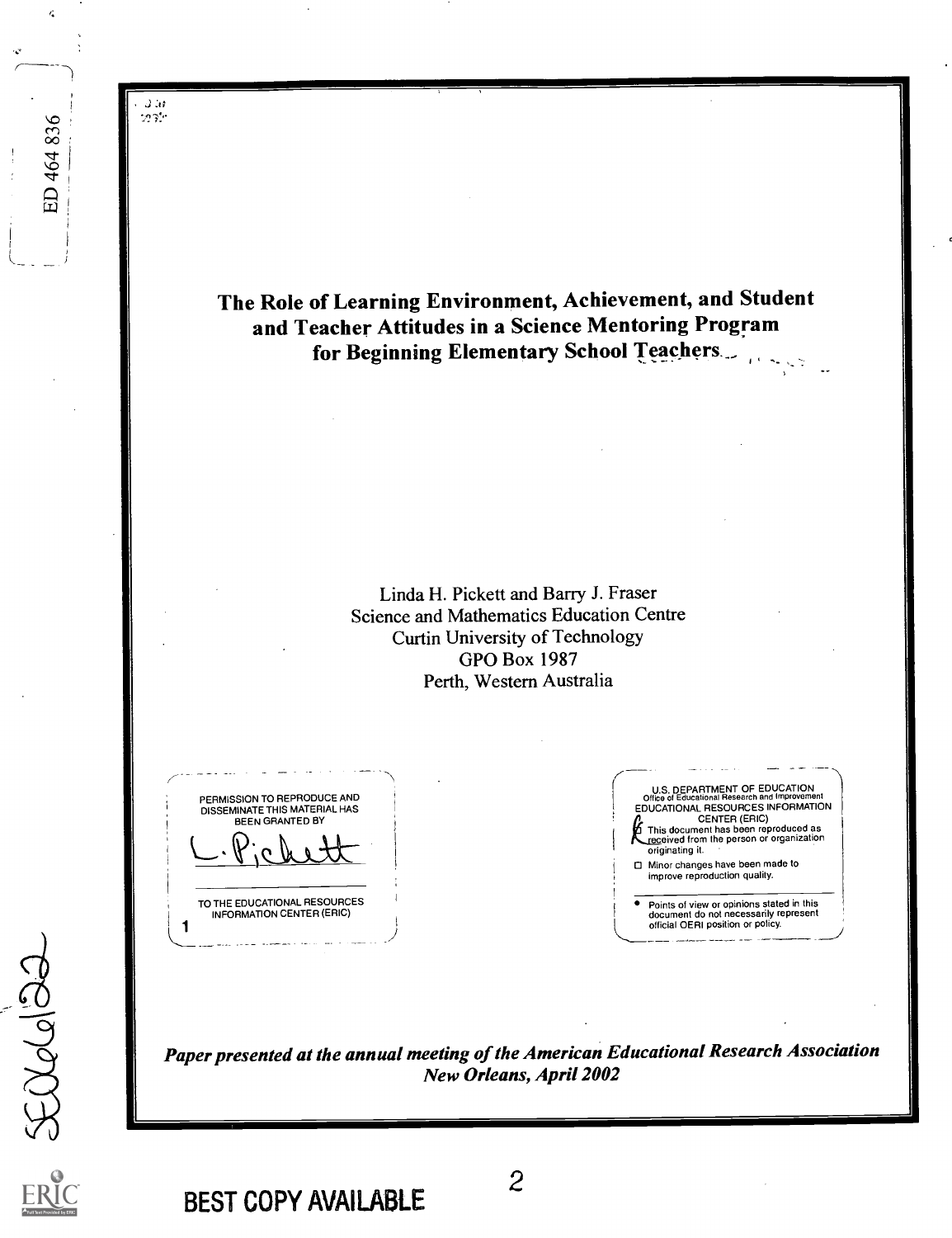# The Role of Learning Environment, Achievement, and Student and Teacher Attitudes in a Science Mentoring Program for Beginning Elementary School Teachers

Linda H. Pickett and Barry J. Fraser
Science and Mathematics Education Centre
Curtin University of Technology
GPO Box 1987
Perth, Western Australia

PERMISSION TO REPRODUCE AND DISSEMINATE THIS MATERIAL HAS BEEN GRANTED BY

L. Pickett

TO THE EDUCATIONAL RESOURCES INFORMATION CENTER (ERIC)

U.S. DEPARTMENT OF EDUCATION
Office of Educational Research and Improvement
EDUCATIONAL RESOURCES INFORMATION CENTER (ERIC)

- This document has been reproduced as received from the person or organization originating it.
- Minor changes have been made to improve reproduction quality.
- Points of view or opinions stated in this document do not necessarily represent official OERI position or policy.

*Paper presented at the annual meeting of the American Educational Research Association New Orleans, April 2002*

BEST COPY AVAILABLE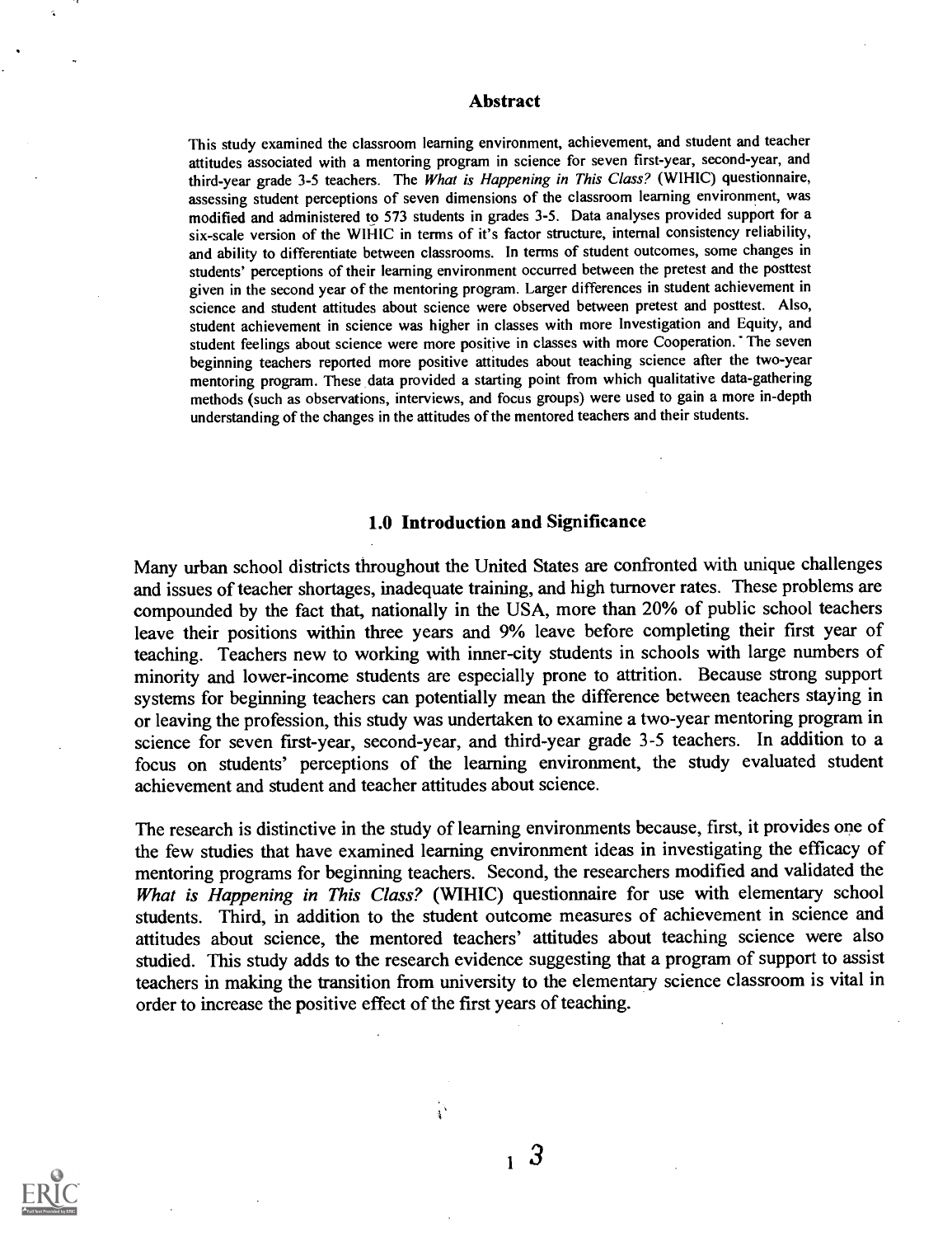## Abstract

This study examined the classroom learning environment, achievement, and student and teacher attitudes associated with a mentoring program in science for seven first-year, second-year, and third-year grade 3-5 teachers. The *What is Happening in This Class?* (WIHIC) questionnaire, assessing student perceptions of seven dimensions of the classroom learning environment, was modified and administered to 573 students in grades 3-5. Data analyses provided support for a six-scale version of the WIHIC in terms of it's factor structure, internal consistency reliability, and ability to differentiate between classrooms. In terms of student outcomes, some changes in students' perceptions of their learning environment occurred between the pretest and the posttest given in the second year of the mentoring program. Larger differences in student achievement in science and student attitudes about science were observed between pretest and posttest. Also, student achievement in science was higher in classes with more Investigation and Equity, and student feelings about science were more positive in classes with more Cooperation. The seven beginning teachers reported more positive attitudes about teaching science after the two-year mentoring program. These data provided a starting point from which qualitative data-gathering methods (such as observations, interviews, and focus groups) were used to gain a more in-depth understanding of the changes in the attitudes of the mentored teachers and their students.

## 1.0 Introduction and Significance

Many urban school districts throughout the United States are confronted with unique challenges and issues of teacher shortages, inadequate training, and high turnover rates. These problems are compounded by the fact that, nationally in the USA, more than 20% of public school teachers leave their positions within three years and 9% leave before completing their first year of teaching. Teachers new to working with inner-city students in schools with large numbers of minority and lower-income students are especially prone to attrition. Because strong support systems for beginning teachers can potentially mean the difference between teachers staying in or leaving the profession, this study was undertaken to examine a two-year mentoring program in science for seven first-year, second-year, and third-year grade 3-5 teachers. In addition to a focus on students' perceptions of the learning environment, the study evaluated student achievement and student and teacher attitudes about science.

The research is distinctive in the study of learning environments because, first, it provides one of the few studies that have examined learning environment ideas in investigating the efficacy of mentoring programs for beginning teachers. Second, the researchers modified and validated the *What is Happening in This Class?* (WIHIC) questionnaire for use with elementary school students. Third, in addition to the student outcome measures of achievement in science and attitudes about science, the mentored teachers' attitudes about teaching science were also studied. This study adds to the research evidence suggesting that a program of support to assist teachers in making the transition from university to the elementary science classroom is vital in order to increase the positive effect of the first years of teaching.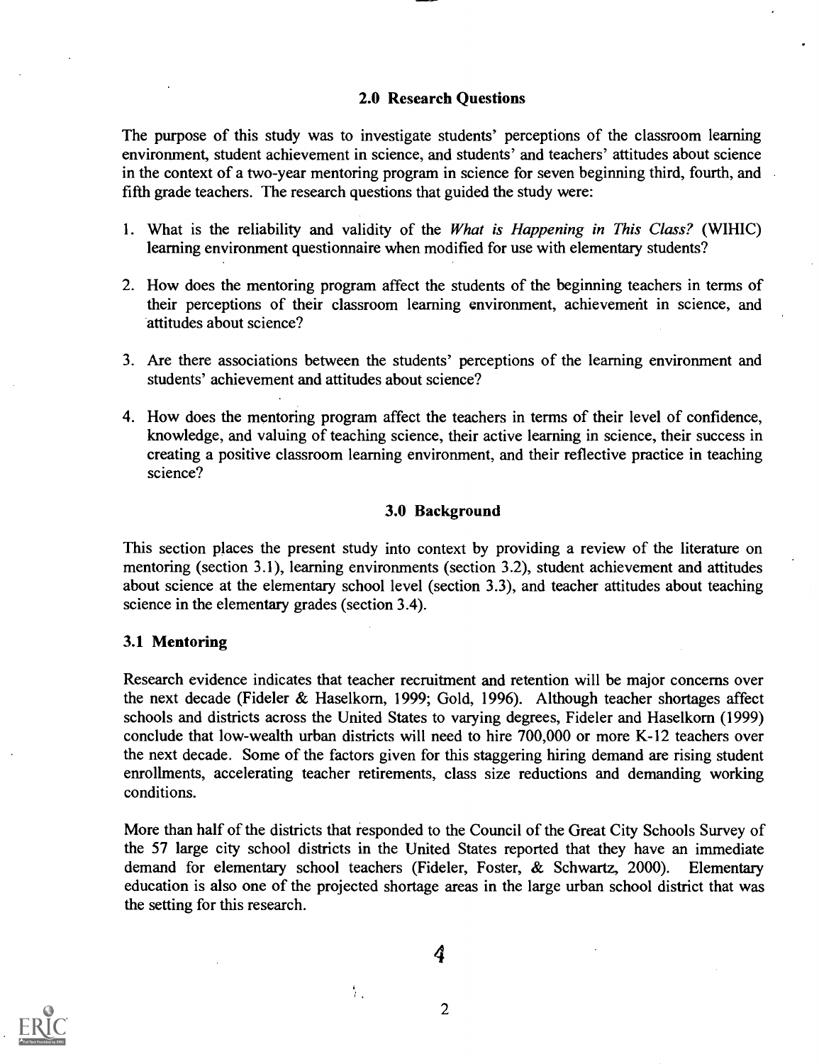## 2.0 Research Questions

The purpose of this study was to investigate students' perceptions of the classroom learning environment, student achievement in science, and students' and teachers' attitudes about science in the context of a two-year mentoring program in science for seven beginning third, fourth, and fifth grade teachers. The research questions that guided the study were:

1. What is the reliability and validity of the *What is Happening in This Class?* (WIHIC) learning environment questionnaire when modified for use with elementary students?

2. How does the mentoring program affect the students of the beginning teachers in terms of their perceptions of their classroom learning environment, achievement in science, and attitudes about science?

3. Are there associations between the students' perceptions of the learning environment and students' achievement and attitudes about science?

4. How does the mentoring program affect the teachers in terms of their level of confidence, knowledge, and valuing of teaching science, their active learning in science, their success in creating a positive classroom learning environment, and their reflective practice in teaching science?

## 3.0 Background

This section places the present study into context by providing a review of the literature on mentoring (section 3.1), learning environments (section 3.2), student achievement and attitudes about science at the elementary school level (section 3.3), and teacher attitudes about teaching science in the elementary grades (section 3.4).

### 3.1 Mentoring

Research evidence indicates that teacher recruitment and retention will be major concerns over the next decade (Fideler & Haselkorn, 1999; Gold, 1996). Although teacher shortages affect schools and districts across the United States to varying degrees, Fideler and Haselkorn (1999) conclude that low-wealth urban districts will need to hire 700,000 or more K-12 teachers over the next decade. Some of the factors given for this staggering hiring demand are rising student enrollments, accelerating teacher retirements, class size reductions and demanding working conditions.

More than half of the districts that responded to the Council of the Great City Schools Survey of the 57 large city school districts in the United States reported that they have an immediate demand for elementary school teachers (Fideler, Foster, & Schwartz, 2000). Elementary education is also one of the projected shortage areas in the large urban school district that was the setting for this research.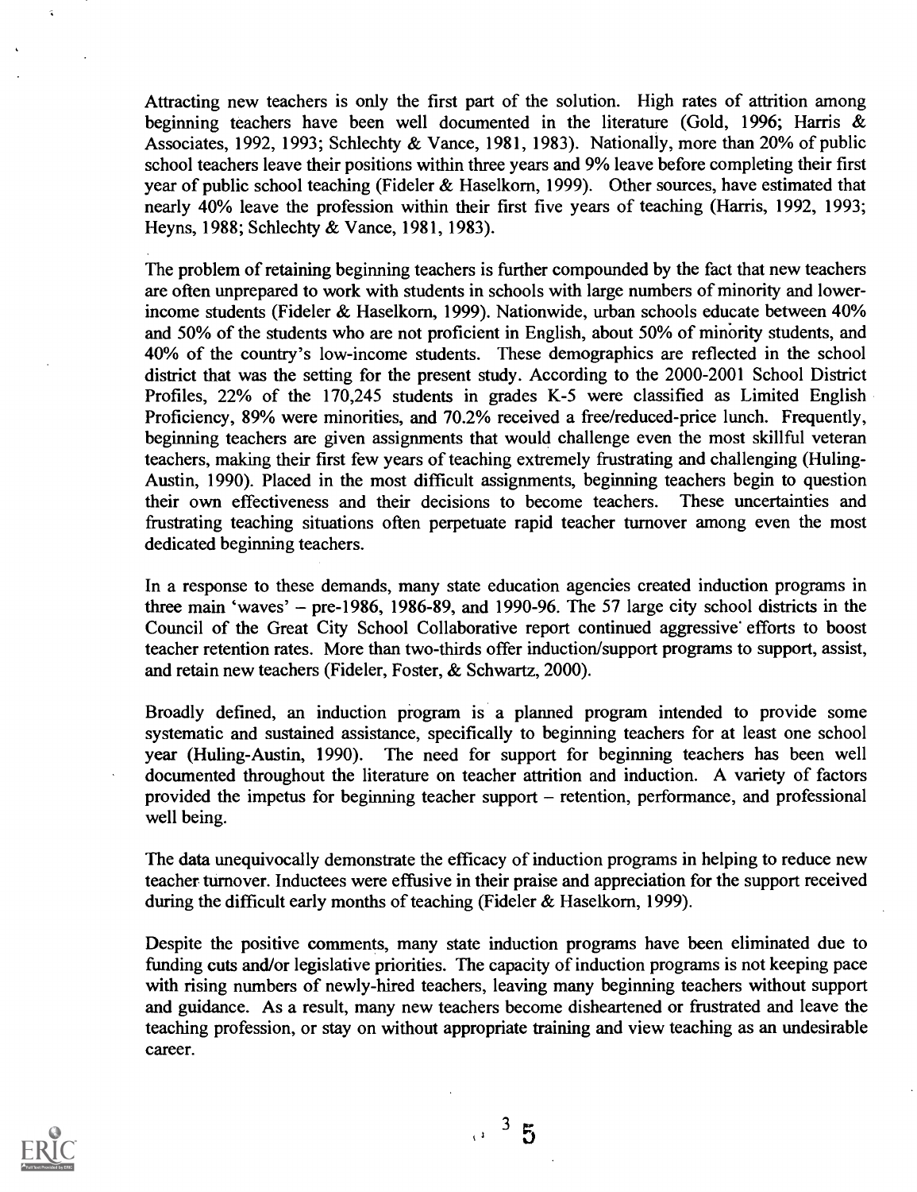Attracting new teachers is only the first part of the solution. High rates of attrition among beginning teachers have been well documented in the literature (Gold, 1996; Harris & Associates, 1992, 1993; Schlechty & Vance, 1981, 1983). Nationally, more than 20% of public school teachers leave their positions within three years and 9% leave before completing their first year of public school teaching (Fideler & Haselkorn, 1999). Other sources, have estimated that nearly 40% leave the profession within their first five years of teaching (Harris, 1992, 1993; Heyns, 1988; Schlechty & Vance, 1981, 1983).

The problem of retaining beginning teachers is further compounded by the fact that new teachers are often unprepared to work with students in schools with large numbers of minority and lower-income students (Fideler & Haselkorn, 1999). Nationwide, urban schools educate between 40% and 50% of the students who are not proficient in English, about 50% of minority students, and 40% of the country's low-income students. These demographics are reflected in the school district that was the setting for the present study. According to the 2000-2001 School District Profiles, 22% of the 170,245 students in grades K-5 were classified as Limited English Proficiency, 89% were minorities, and 70.2% received a free/reduced-price lunch. Frequently, beginning teachers are given assignments that would challenge even the most skillful veteran teachers, making their first few years of teaching extremely frustrating and challenging (Huling-Austin, 1990). Placed in the most difficult assignments, beginning teachers begin to question their own effectiveness and their decisions to become teachers. These uncertainties and frustrating teaching situations often perpetuate rapid teacher turnover among even the most dedicated beginning teachers.

In a response to these demands, many state education agencies created induction programs in three main 'waves' – pre-1986, 1986-89, and 1990-96. The 57 large city school districts in the Council of the Great City School Collaborative report continued aggressive efforts to boost teacher retention rates. More than two-thirds offer induction/support programs to support, assist, and retain new teachers (Fideler, Foster, & Schwartz, 2000).

Broadly defined, an induction program is a planned program intended to provide some systematic and sustained assistance, specifically to beginning teachers for at least one school year (Huling-Austin, 1990). The need for support for beginning teachers has been well documented throughout the literature on teacher attrition and induction. A variety of factors provided the impetus for beginning teacher support – retention, performance, and professional well being.

The data unequivocally demonstrate the efficacy of induction programs in helping to reduce new teacher turnover. Inductees were effusive in their praise and appreciation for the support received during the difficult early months of teaching (Fideler & Haselkorn, 1999).

Despite the positive comments, many state induction programs have been eliminated due to funding cuts and/or legislative priorities. The capacity of induction programs is not keeping pace with rising numbers of newly-hired teachers, leaving many beginning teachers without support and guidance. As a result, many new teachers become disheartened or frustrated and leave the teaching profession, or stay on without appropriate training and view teaching as an undesirable career.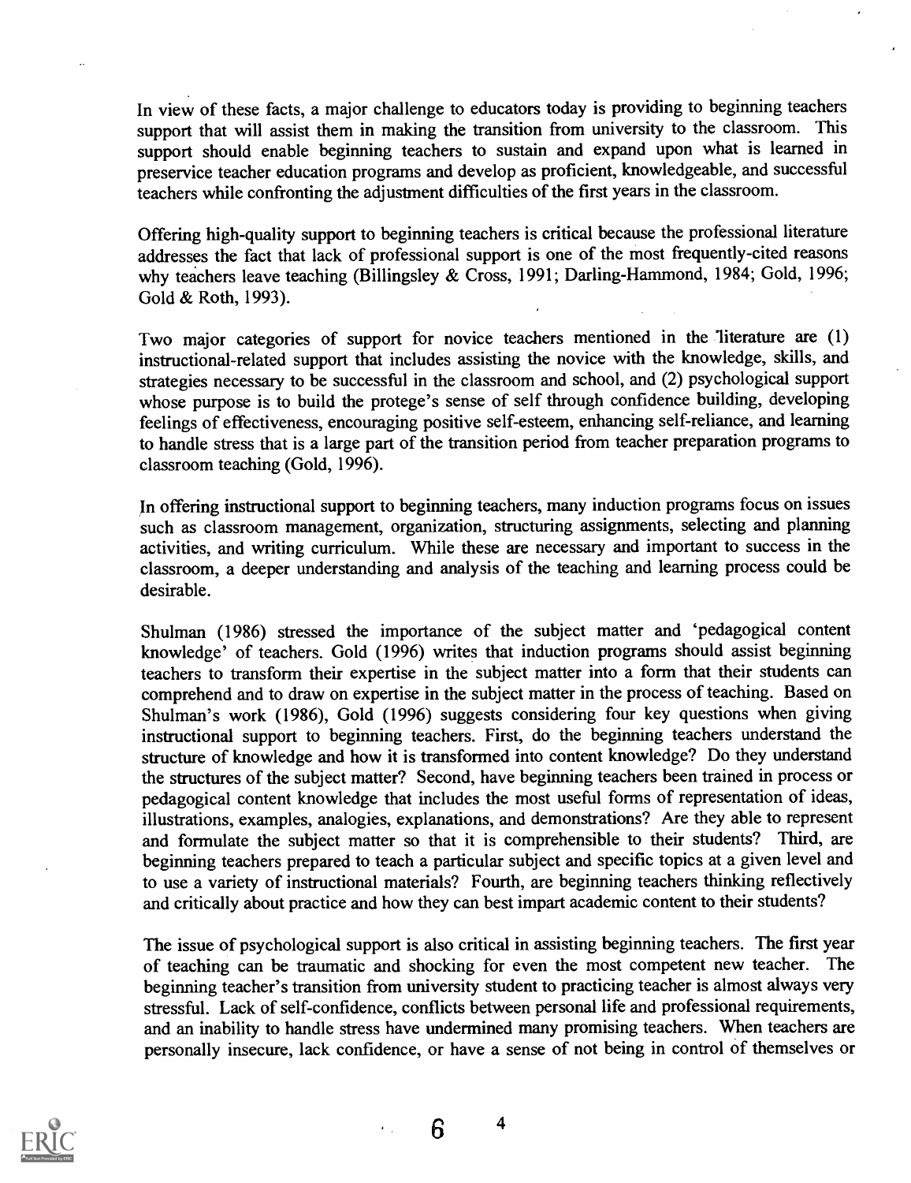In view of these facts, a major challenge to educators today is providing to beginning teachers support that will assist them in making the transition from university to the classroom. This support should enable beginning teachers to sustain and expand upon what is learned in preservice teacher education programs and develop as proficient, knowledgeable, and successful teachers while confronting the adjustment difficulties of the first years in the classroom.

Offering high-quality support to beginning teachers is critical because the professional literature addresses the fact that lack of professional support is one of the most frequently-cited reasons why teachers leave teaching (Billingsley & Cross, 1991; Darling-Hammond, 1984; Gold, 1996; Gold & Roth, 1993).

Two major categories of support for novice teachers mentioned in the literature are (1) instructional-related support that includes assisting the novice with the knowledge, skills, and strategies necessary to be successful in the classroom and school, and (2) psychological support whose purpose is to build the protege's sense of self through confidence building, developing feelings of effectiveness, encouraging positive self-esteem, enhancing self-reliance, and learning to handle stress that is a large part of the transition period from teacher preparation programs to classroom teaching (Gold, 1996).

In offering instructional support to beginning teachers, many induction programs focus on issues such as classroom management, organization, structuring assignments, selecting and planning activities, and writing curriculum. While these are necessary and important to success in the classroom, a deeper understanding and analysis of the teaching and learning process could be desirable.

Shulman (1986) stressed the importance of the subject matter and 'pedagogical content knowledge' of teachers. Gold (1996) writes that induction programs should assist beginning teachers to transform their expertise in the subject matter into a form that their students can comprehend and to draw on expertise in the subject matter in the process of teaching. Based on Shulman's work (1986), Gold (1996) suggests considering four key questions when giving instructional support to beginning teachers. First, do the beginning teachers understand the structure of knowledge and how it is transformed into content knowledge? Do they understand the structures of the subject matter? Second, have beginning teachers been trained in process or pedagogical content knowledge that includes the most useful forms of representation of ideas, illustrations, examples, analogies, explanations, and demonstrations? Are they able to represent and formulate the subject matter so that it is comprehensible to their students? Third, are beginning teachers prepared to teach a particular subject and specific topics at a given level and to use a variety of instructional materials? Fourth, are beginning teachers thinking reflectively and critically about practice and how they can best impart academic content to their students?

The issue of psychological support is also critical in assisting beginning teachers. The first year of teaching can be traumatic and shocking for even the most competent new teacher. The beginning teacher's transition from university student to practicing teacher is almost always very stressful. Lack of self-confidence, conflicts between personal life and professional requirements, and an inability to handle stress have undermined many promising teachers. When teachers are personally insecure, lack confidence, or have a sense of not being in control of themselves or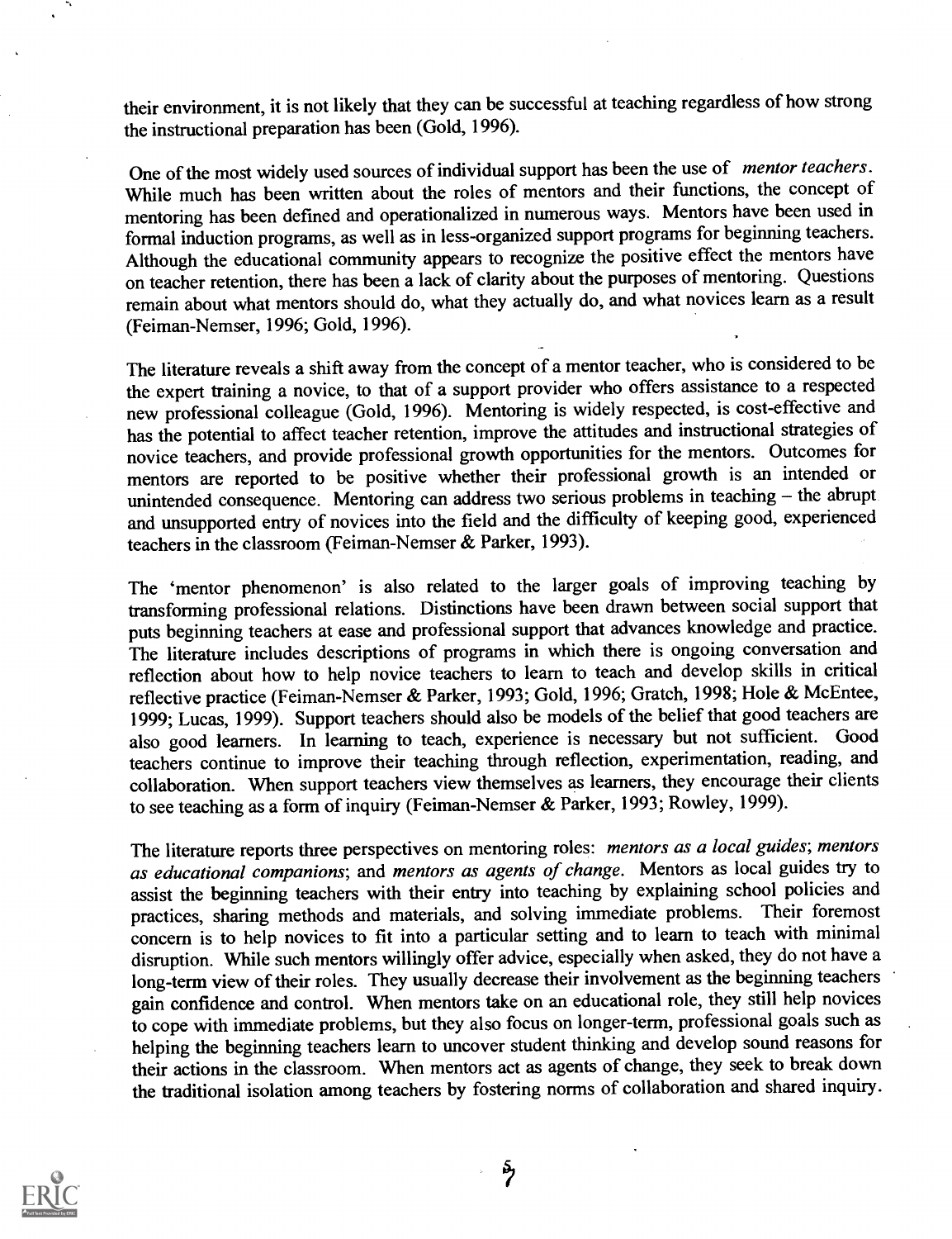their environment, it is not likely that they can be successful at teaching regardless of how strong the instructional preparation has been (Gold, 1996).

One of the most widely used sources of individual support has been the use of *mentor teachers*. While much has been written about the roles of mentors and their functions, the concept of mentoring has been defined and operationalized in numerous ways. Mentors have been used in formal induction programs, as well as in less-organized support programs for beginning teachers. Although the educational community appears to recognize the positive effect the mentors have on teacher retention, there has been a lack of clarity about the purposes of mentoring. Questions remain about what mentors should do, what they actually do, and what novices learn as a result (Feiman-Nemser, 1996; Gold, 1996).

The literature reveals a shift away from the concept of a mentor teacher, who is considered to be the expert training a novice, to that of a support provider who offers assistance to a respected new professional colleague (Gold, 1996). Mentoring is widely respected, is cost-effective and has the potential to affect teacher retention, improve the attitudes and instructional strategies of novice teachers, and provide professional growth opportunities for the mentors. Outcomes for mentors are reported to be positive whether their professional growth is an intended or unintended consequence. Mentoring can address two serious problems in teaching – the abrupt and unsupported entry of novices into the field and the difficulty of keeping good, experienced teachers in the classroom (Feiman-Nemser & Parker, 1993).

The 'mentor phenomenon' is also related to the larger goals of improving teaching by transforming professional relations. Distinctions have been drawn between social support that puts beginning teachers at ease and professional support that advances knowledge and practice. The literature includes descriptions of programs in which there is ongoing conversation and reflection about how to help novice teachers to learn to teach and develop skills in critical reflective practice (Feiman-Nemser & Parker, 1993; Gold, 1996; Gratch, 1998; Hole & McEntee, 1999; Lucas, 1999). Support teachers should also be models of the belief that good teachers are also good learners. In learning to teach, experience is necessary but not sufficient. Good teachers continue to improve their teaching through reflection, experimentation, reading, and collaboration. When support teachers view themselves as learners, they encourage their clients to see teaching as a form of inquiry (Feiman-Nemser & Parker, 1993; Rowley, 1999).

The literature reports three perspectives on mentoring roles: *mentors as a local guides*; *mentors as educational companions*; and *mentors as agents of change*. Mentors as local guides try to assist the beginning teachers with their entry into teaching by explaining school policies and practices, sharing methods and materials, and solving immediate problems. Their foremost concern is to help novices to fit into a particular setting and to learn to teach with minimal disruption. While such mentors willingly offer advice, especially when asked, they do not have a long-term view of their roles. They usually decrease their involvement as the beginning teachers gain confidence and control. When mentors take on an educational role, they still help novices to cope with immediate problems, but they also focus on longer-term, professional goals such as helping the beginning teachers learn to uncover student thinking and develop sound reasons for their actions in the classroom. When mentors act as agents of change, they seek to break down the traditional isolation among teachers by fostering norms of collaboration and shared inquiry.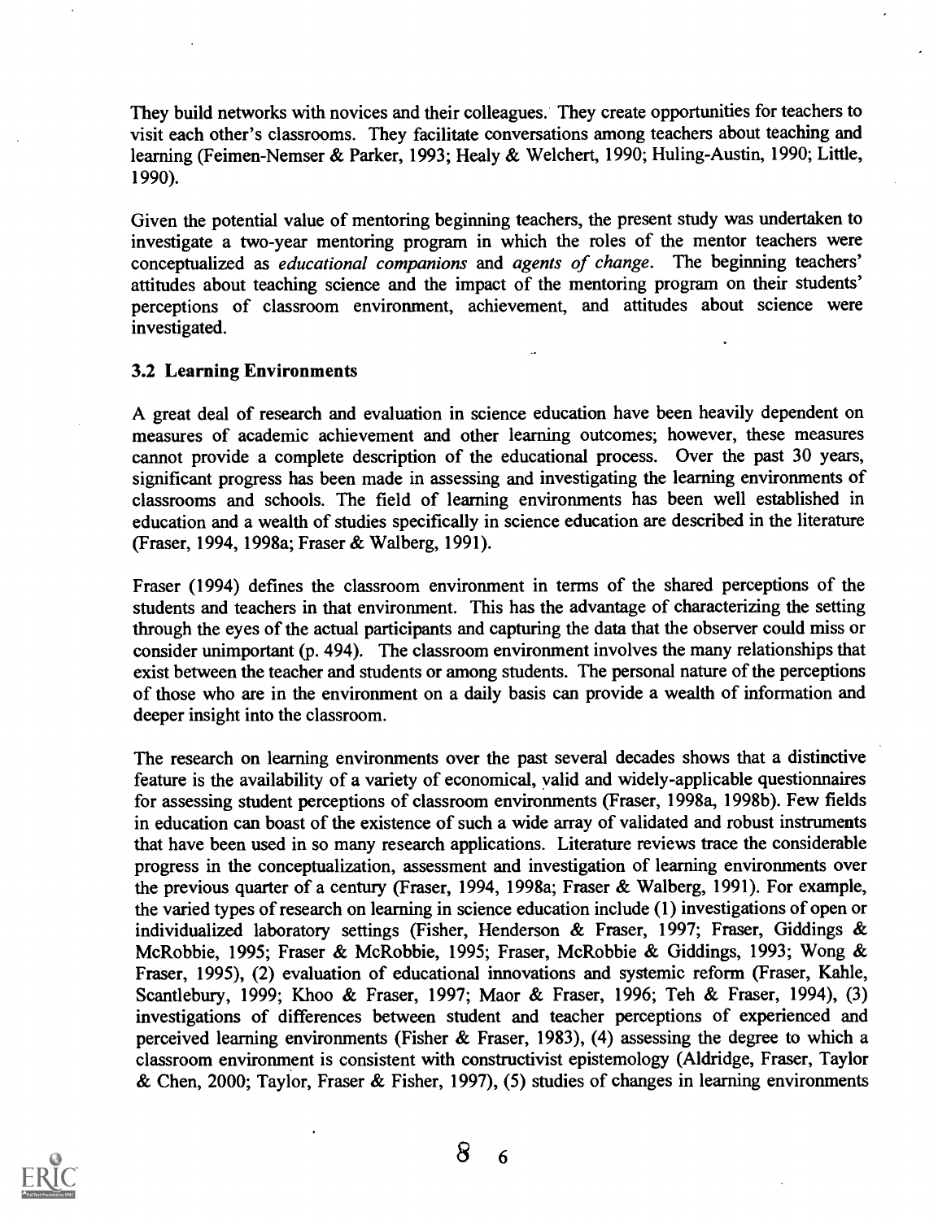They build networks with novices and their colleagues. They create opportunities for teachers to visit each other's classrooms. They facilitate conversations among teachers about teaching and learning (Feimen-Nemser & Parker, 1993; Healy & Welchert, 1990; Huling-Austin, 1990; Little, 1990).

Given the potential value of mentoring beginning teachers, the present study was undertaken to investigate a two-year mentoring program in which the roles of the mentor teachers were conceptualized as *educational companions* and *agents of change*. The beginning teachers' attitudes about teaching science and the impact of the mentoring program on their students' perceptions of classroom environment, achievement, and attitudes about science were investigated.

### 3.2 Learning Environments

A great deal of research and evaluation in science education have been heavily dependent on measures of academic achievement and other learning outcomes; however, these measures cannot provide a complete description of the educational process. Over the past 30 years, significant progress has been made in assessing and investigating the learning environments of classrooms and schools. The field of learning environments has been well established in education and a wealth of studies specifically in science education are described in the literature (Fraser, 1994, 1998a; Fraser & Walberg, 1991).

Fraser (1994) defines the classroom environment in terms of the shared perceptions of the students and teachers in that environment. This has the advantage of characterizing the setting through the eyes of the actual participants and capturing the data that the observer could miss or consider unimportant (p. 494). The classroom environment involves the many relationships that exist between the teacher and students or among students. The personal nature of the perceptions of those who are in the environment on a daily basis can provide a wealth of information and deeper insight into the classroom.

The research on learning environments over the past several decades shows that a distinctive feature is the availability of a variety of economical, valid and widely-applicable questionnaires for assessing student perceptions of classroom environments (Fraser, 1998a, 1998b). Few fields in education can boast of the existence of such a wide array of validated and robust instruments that have been used in so many research applications. Literature reviews trace the considerable progress in the conceptualization, assessment and investigation of learning environments over the previous quarter of a century (Fraser, 1994, 1998a; Fraser & Walberg, 1991). For example, the varied types of research on learning in science education include (1) investigations of open or individualized laboratory settings (Fisher, Henderson & Fraser, 1997; Fraser, Giddings & McRobbie, 1995; Fraser & McRobbie, 1995; Fraser, McRobbie & Giddings, 1993; Wong & Fraser, 1995), (2) evaluation of educational innovations and systemic reform (Fraser, Kahle, Scantlebury, 1999; Khoo & Fraser, 1997; Maor & Fraser, 1996; Teh & Fraser, 1994), (3) investigations of differences between student and teacher perceptions of experienced and perceived learning environments (Fisher & Fraser, 1983), (4) assessing the degree to which a classroom environment is consistent with constructivist epistemology (Aldridge, Fraser, Taylor & Chen, 2000; Taylor, Fraser & Fisher, 1997), (5) studies of changes in learning environments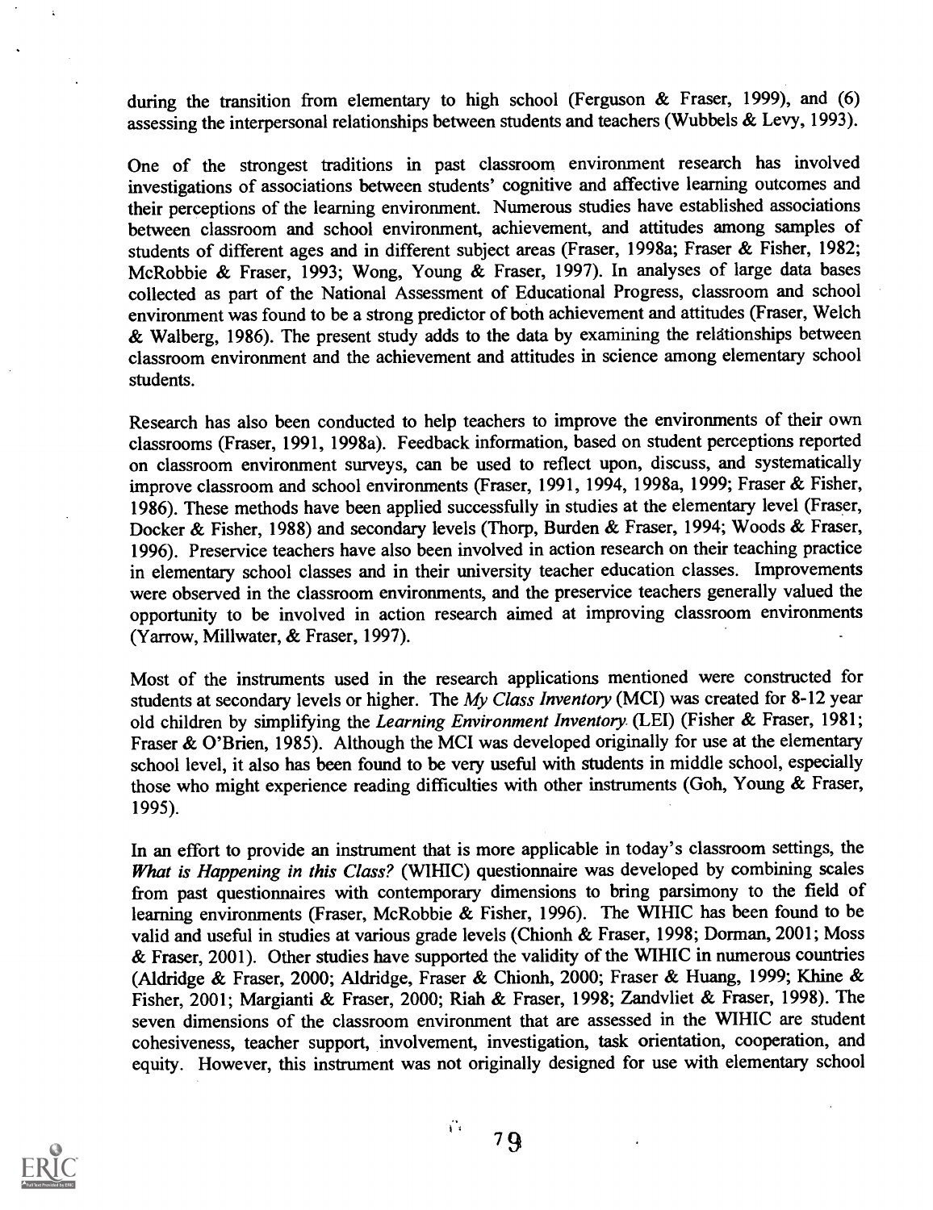during the transition from elementary to high school (Ferguson & Fraser, 1999), and (6) assessing the interpersonal relationships between students and teachers (Wubbels & Levy, 1993).

One of the strongest traditions in past classroom environment research has involved investigations of associations between students' cognitive and affective learning outcomes and their perceptions of the learning environment. Numerous studies have established associations between classroom and school environment, achievement, and attitudes among samples of students of different ages and in different subject areas (Fraser, 1998a; Fraser & Fisher, 1982; McRobbie & Fraser, 1993; Wong, Young & Fraser, 1997). In analyses of large data bases collected as part of the National Assessment of Educational Progress, classroom and school environment was found to be a strong predictor of both achievement and attitudes (Fraser, Welch & Walberg, 1986). The present study adds to the data by examining the relationships between classroom environment and the achievement and attitudes in science among elementary school students.

Research has also been conducted to help teachers to improve the environments of their own classrooms (Fraser, 1991, 1998a). Feedback information, based on student perceptions reported on classroom environment surveys, can be used to reflect upon, discuss, and systematically improve classroom and school environments (Fraser, 1991, 1994, 1998a, 1999; Fraser & Fisher, 1986). These methods have been applied successfully in studies at the elementary level (Fraser, Docker & Fisher, 1988) and secondary levels (Thorp, Burden & Fraser, 1994; Woods & Fraser, 1996). Preservice teachers have also been involved in action research on their teaching practice in elementary school classes and in their university teacher education classes. Improvements were observed in the classroom environments, and the preservice teachers generally valued the opportunity to be involved in action research aimed at improving classroom environments (Yarrow, Millwater, & Fraser, 1997).

Most of the instruments used in the research applications mentioned were constructed for students at secondary levels or higher. The *My Class Inventory* (MCI) was created for 8-12 year old children by simplifying the *Learning Environment Inventory* (LEI) (Fisher & Fraser, 1981; Fraser & O'Brien, 1985). Although the MCI was developed originally for use at the elementary school level, it also has been found to be very useful with students in middle school, especially those who might experience reading difficulties with other instruments (Goh, Young & Fraser, 1995).

In an effort to provide an instrument that is more applicable in today's classroom settings, the *What is Happening in this Class?* (WIHIC) questionnaire was developed by combining scales from past questionnaires with contemporary dimensions to bring parsimony to the field of learning environments (Fraser, McRobbie & Fisher, 1996). The WIHIC has been found to be valid and useful in studies at various grade levels (Chionh & Fraser, 1998; Dorman, 2001; Moss & Fraser, 2001). Other studies have supported the validity of the WIHIC in numerous countries (Aldridge & Fraser, 2000; Aldridge, Fraser & Chionh, 2000; Fraser & Huang, 1999; Khine & Fisher, 2001; Margianti & Fraser, 2000; Riah & Fraser, 1998; Zandvliet & Fraser, 1998). The seven dimensions of the classroom environment that are assessed in the WIHIC are student cohesiveness, teacher support, involvement, investigation, task orientation, cooperation, and equity. However, this instrument was not originally designed for use with elementary school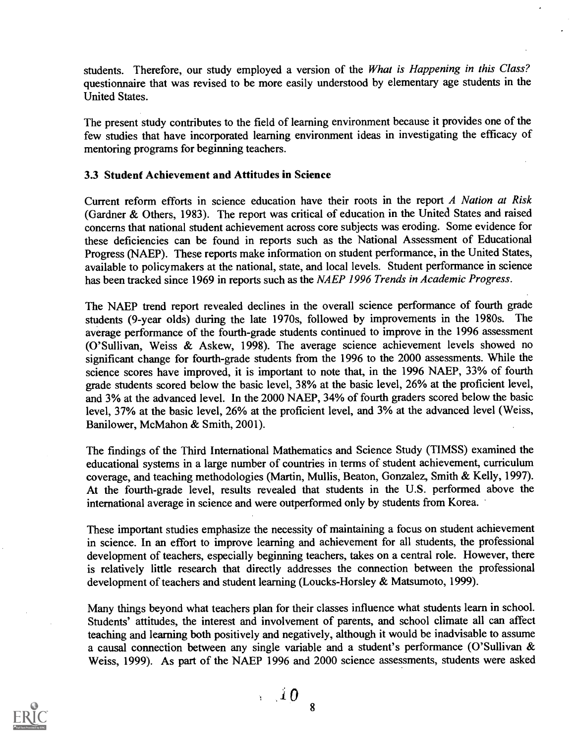students. Therefore, our study employed a version of the *What is Happening in this Class?* questionnaire that was revised to be more easily understood by elementary age students in the United States.

The present study contributes to the field of learning environment because it provides one of the few studies that have incorporated learning environment ideas in investigating the efficacy of mentoring programs for beginning teachers.

### 3.3 Student Achievement and Attitudes in Science

Current reform efforts in science education have their roots in the report *A Nation at Risk* (Gardner & Others, 1983). The report was critical of education in the United States and raised concerns that national student achievement across core subjects was eroding. Some evidence for these deficiencies can be found in reports such as the National Assessment of Educational Progress (NAEP). These reports make information on student performance, in the United States, available to policymakers at the national, state, and local levels. Student performance in science has been tracked since 1969 in reports such as the *NAEP 1996 Trends in Academic Progress*.

The NAEP trend report revealed declines in the overall science performance of fourth grade students (9-year olds) during the late 1970s, followed by improvements in the 1980s. The average performance of the fourth-grade students continued to improve in the 1996 assessment (O'Sullivan, Weiss & Askew, 1998). The average science achievement levels showed no significant change for fourth-grade students from the 1996 to the 2000 assessments. While the science scores have improved, it is important to note that, in the 1996 NAEP, 33% of fourth grade students scored below the basic level, 38% at the basic level, 26% at the proficient level, and 3% at the advanced level. In the 2000 NAEP, 34% of fourth graders scored below the basic level, 37% at the basic level, 26% at the proficient level, and 3% at the advanced level (Weiss, Banilower, McMahon & Smith, 2001).

The findings of the Third International Mathematics and Science Study (TIMSS) examined the educational systems in a large number of countries in terms of student achievement, curriculum coverage, and teaching methodologies (Martin, Mullis, Beaton, Gonzalez, Smith & Kelly, 1997). At the fourth-grade level, results revealed that students in the U.S. performed above the international average in science and were outperformed only by students from Korea.

These important studies emphasize the necessity of maintaining a focus on student achievement in science. In an effort to improve learning and achievement for all students, the professional development of teachers, especially beginning teachers, takes on a central role. However, there is relatively little research that directly addresses the connection between the professional development of teachers and student learning (Loucks-Horsley & Matsumoto, 1999).

Many things beyond what teachers plan for their classes influence what students learn in school. Students' attitudes, the interest and involvement of parents, and school climate all can affect teaching and learning both positively and negatively, although it would be inadvisable to assume a causal connection between any single variable and a student's performance (O'Sullivan & Weiss, 1999). As part of the NAEP 1996 and 2000 science assessments, students were asked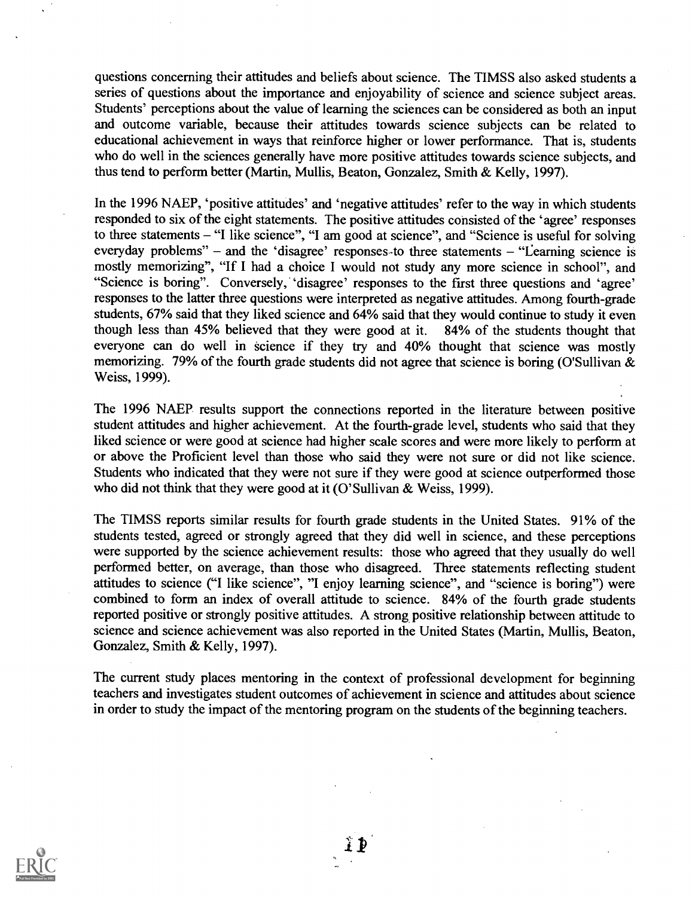questions concerning their attitudes and beliefs about science. The TIMSS also asked students a series of questions about the importance and enjoyability of science and science subject areas. Students' perceptions about the value of learning the sciences can be considered as both an input and outcome variable, because their attitudes towards science subjects can be related to educational achievement in ways that reinforce higher or lower performance. That is, students who do well in the sciences generally have more positive attitudes towards science subjects, and thus tend to perform better (Martin, Mullis, Beaton, Gonzalez, Smith & Kelly, 1997).

In the 1996 NAEP, 'positive attitudes' and 'negative attitudes' refer to the way in which students responded to six of the eight statements. The positive attitudes consisted of the 'agree' responses to three statements – "I like science", "I am good at science", and "Science is useful for solving everyday problems" – and the 'disagree' responses to three statements – "Learning science is mostly memorizing", "If I had a choice I would not study any more science in school", and "Science is boring". Conversely, 'disagree' responses to the first three questions and 'agree' responses to the latter three questions were interpreted as negative attitudes. Among fourth-grade students, 67% said that they liked science and 64% said that they would continue to study it even though less than 45% believed that they were good at it. 84% of the students thought that everyone can do well in science if they try and 40% thought that science was mostly memorizing. 79% of the fourth grade students did not agree that science is boring (O'Sullivan & Weiss, 1999).

The 1996 NAEP results support the connections reported in the literature between positive student attitudes and higher achievement. At the fourth-grade level, students who said that they liked science or were good at science had higher scale scores and were more likely to perform at or above the Proficient level than those who said they were not sure or did not like science. Students who indicated that they were not sure if they were good at science outperformed those who did not think that they were good at it (O'Sullivan & Weiss, 1999).

The TIMSS reports similar results for fourth grade students in the United States. 91% of the students tested, agreed or strongly agreed that they did well in science, and these perceptions were supported by the science achievement results: those who agreed that they usually do well performed better, on average, than those who disagreed. Three statements reflecting student attitudes to science ("I like science", "I enjoy learning science", and "science is boring") were combined to form an index of overall attitude to science. 84% of the fourth grade students reported positive or strongly positive attitudes. A strong positive relationship between attitude to science and science achievement was also reported in the United States (Martin, Mullis, Beaton, Gonzalez, Smith & Kelly, 1997).

The current study places mentoring in the context of professional development for beginning teachers and investigates student outcomes of achievement in science and attitudes about science in order to study the impact of the mentoring program on the students of the beginning teachers.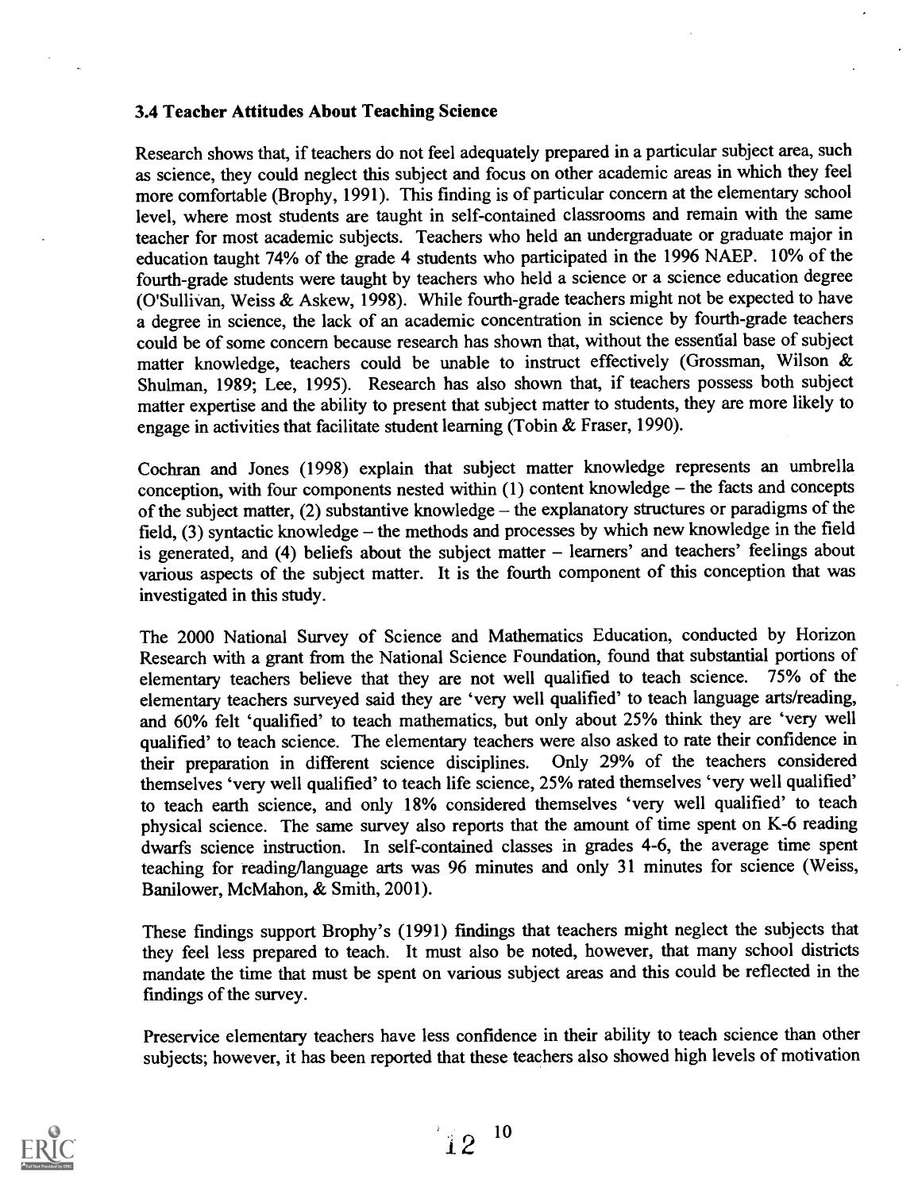### 3.4 Teacher Attitudes About Teaching Science

Research shows that, if teachers do not feel adequately prepared in a particular subject area, such as science, they could neglect this subject and focus on other academic areas in which they feel more comfortable (Brophy, 1991). This finding is of particular concern at the elementary school level, where most students are taught in self-contained classrooms and remain with the same teacher for most academic subjects. Teachers who held an undergraduate or graduate major in education taught 74% of the grade 4 students who participated in the 1996 NAEP. 10% of the fourth-grade students were taught by teachers who held a science or a science education degree (O'Sullivan, Weiss & Askew, 1998). While fourth-grade teachers might not be expected to have a degree in science, the lack of an academic concentration in science by fourth-grade teachers could be of some concern because research has shown that, without the essential base of subject matter knowledge, teachers could be unable to instruct effectively (Grossman, Wilson & Shulman, 1989; Lee, 1995). Research has also shown that, if teachers possess both subject matter expertise and the ability to present that subject matter to students, they are more likely to engage in activities that facilitate student learning (Tobin & Fraser, 1990).

Cochran and Jones (1998) explain that subject matter knowledge represents an umbrella conception, with four components nested within (1) content knowledge – the facts and concepts of the subject matter, (2) substantive knowledge – the explanatory structures or paradigms of the field, (3) syntactic knowledge – the methods and processes by which new knowledge in the field is generated, and (4) beliefs about the subject matter – learners' and teachers' feelings about various aspects of the subject matter. It is the fourth component of this conception that was investigated in this study.

The 2000 National Survey of Science and Mathematics Education, conducted by Horizon Research with a grant from the National Science Foundation, found that substantial portions of elementary teachers believe that they are not well qualified to teach science. 75% of the elementary teachers surveyed said they are 'very well qualified' to teach language arts/reading, and 60% felt 'qualified' to teach mathematics, but only about 25% think they are 'very well qualified' to teach science. The elementary teachers were also asked to rate their confidence in their preparation in different science disciplines. Only 29% of the teachers considered themselves 'very well qualified' to teach life science, 25% rated themselves 'very well qualified' to teach earth science, and only 18% considered themselves 'very well qualified' to teach physical science. The same survey also reports that the amount of time spent on K-6 reading dwarfs science instruction. In self-contained classes in grades 4-6, the average time spent teaching for reading/language arts was 96 minutes and only 31 minutes for science (Weiss, Banilower, McMahon, & Smith, 2001).

These findings support Brophy's (1991) findings that teachers might neglect the subjects that they feel less prepared to teach. It must also be noted, however, that many school districts mandate the time that must be spent on various subject areas and this could be reflected in the findings of the survey.

Preservice elementary teachers have less confidence in their ability to teach science than other subjects; however, it has been reported that these teachers also showed high levels of motivation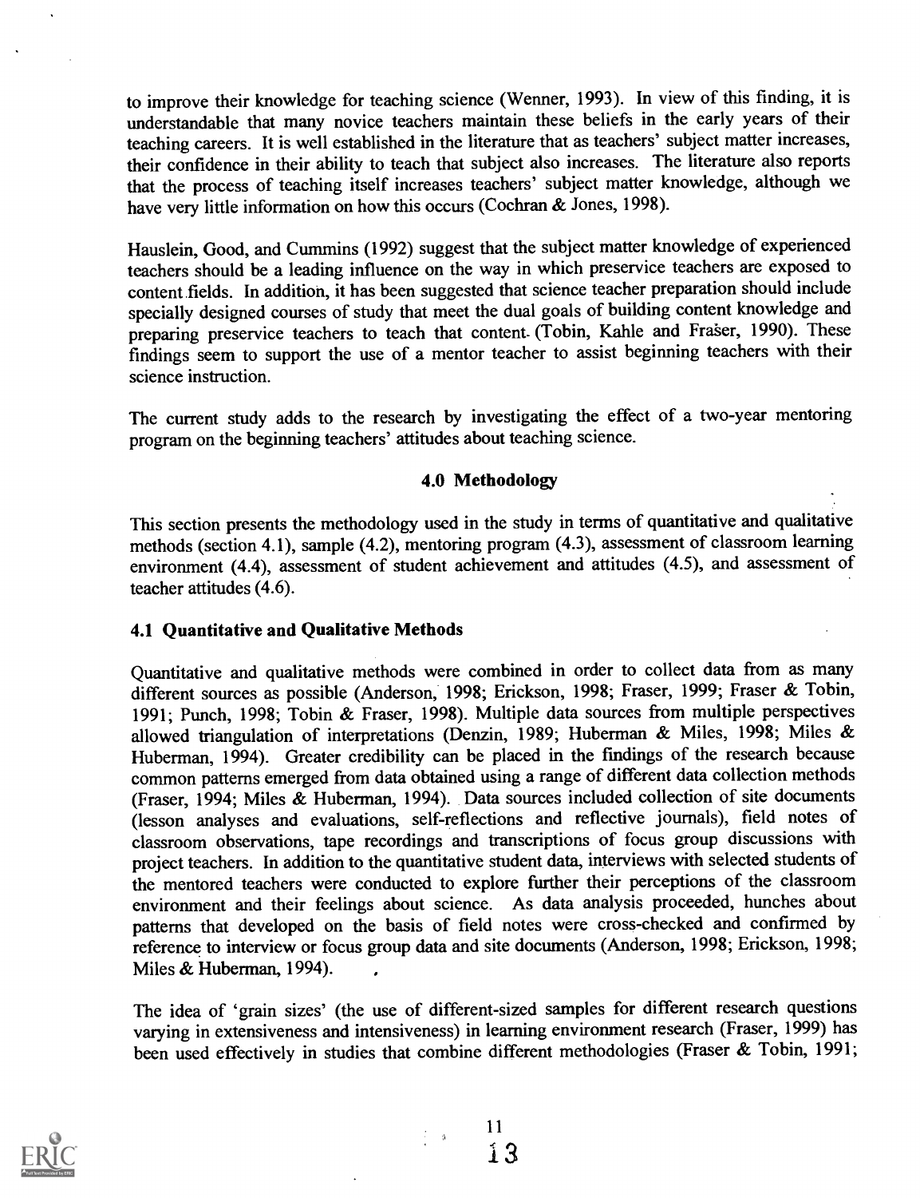to improve their knowledge for teaching science (Wenner, 1993). In view of this finding, it is understandable that many novice teachers maintain these beliefs in the early years of their teaching careers. It is well established in the literature that as teachers' subject matter increases, their confidence in their ability to teach that subject also increases. The literature also reports that the process of teaching itself increases teachers' subject matter knowledge, although we have very little information on how this occurs (Cochran & Jones, 1998).

Hauslein, Good, and Cummins (1992) suggest that the subject matter knowledge of experienced teachers should be a leading influence on the way in which preservice teachers are exposed to content fields. In addition, it has been suggested that science teacher preparation should include specially designed courses of study that meet the dual goals of building content knowledge and preparing preservice teachers to teach that content (Tobin, Kahle and Fraser, 1990). These findings seem to support the use of a mentor teacher to assist beginning teachers with their science instruction.

The current study adds to the research by investigating the effect of a two-year mentoring program on the beginning teachers' attitudes about teaching science.

## 4.0 Methodology

This section presents the methodology used in the study in terms of quantitative and qualitative methods (section 4.1), sample (4.2), mentoring program (4.3), assessment of classroom learning environment (4.4), assessment of student achievement and attitudes (4.5), and assessment of teacher attitudes (4.6).

### 4.1 Quantitative and Qualitative Methods

Quantitative and qualitative methods were combined in order to collect data from as many different sources as possible (Anderson, 1998; Erickson, 1998; Fraser, 1999; Fraser & Tobin, 1991; Punch, 1998; Tobin & Fraser, 1998). Multiple data sources from multiple perspectives allowed triangulation of interpretations (Denzin, 1989; Huberman & Miles, 1998; Miles & Huberman, 1994). Greater credibility can be placed in the findings of the research because common patterns emerged from data obtained using a range of different data collection methods (Fraser, 1994; Miles & Huberman, 1994). Data sources included collection of site documents (lesson analyses and evaluations, self-reflections and reflective journals), field notes of classroom observations, tape recordings and transcriptions of focus group discussions with project teachers. In addition to the quantitative student data, interviews with selected students of the mentored teachers were conducted to explore further their perceptions of the classroom environment and their feelings about science. As data analysis proceeded, hunches about patterns that developed on the basis of field notes were cross-checked and confirmed by reference to interview or focus group data and site documents (Anderson, 1998; Erickson, 1998; Miles & Huberman, 1994).

The idea of 'grain sizes' (the use of different-sized samples for different research questions varying in extensiveness and intensiveness) in learning environment research (Fraser, 1999) has been used effectively in studies that combine different methodologies (Fraser & Tobin, 1991;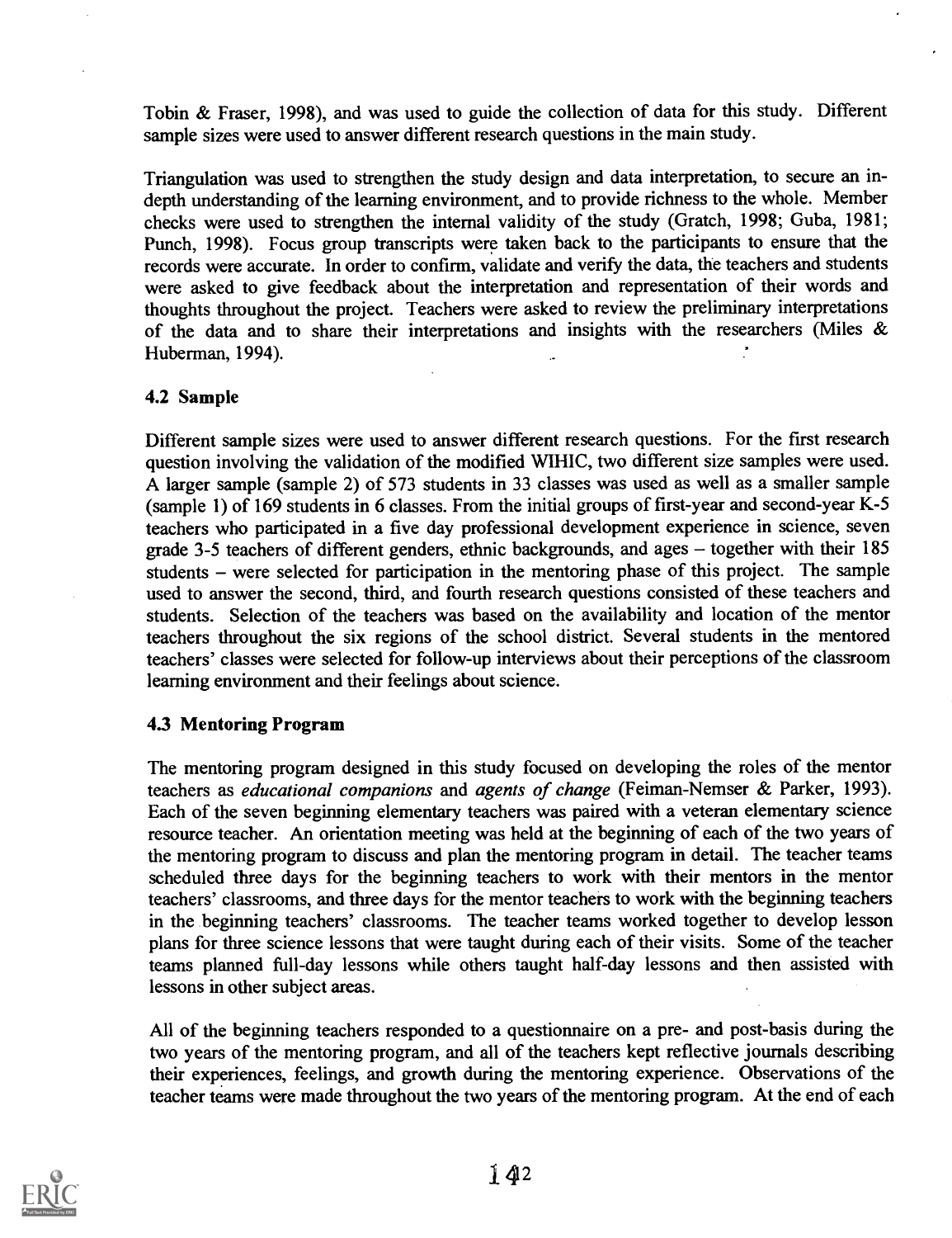Tobin & Fraser, 1998), and was used to guide the collection of data for this study. Different sample sizes were used to answer different research questions in the main study.

Triangulation was used to strengthen the study design and data interpretation, to secure an in-depth understanding of the learning environment, and to provide richness to the whole. Member checks were used to strengthen the internal validity of the study (Gratch, 1998; Guba, 1981; Punch, 1998). Focus group transcripts were taken back to the participants to ensure that the records were accurate. In order to confirm, validate and verify the data, the teachers and students were asked to give feedback about the interpretation and representation of their words and thoughts throughout the project. Teachers were asked to review the preliminary interpretations of the data and to share their interpretations and insights with the researchers (Miles & Huberman, 1994).

### 4.2 Sample

Different sample sizes were used to answer different research questions. For the first research question involving the validation of the modified WIHIC, two different size samples were used. A larger sample (sample 2) of 573 students in 33 classes was used as well as a smaller sample (sample 1) of 169 students in 6 classes. From the initial groups of first-year and second-year K-5 teachers who participated in a five day professional development experience in science, seven grade 3-5 teachers of different genders, ethnic backgrounds, and ages – together with their 185 students – were selected for participation in the mentoring phase of this project. The sample used to answer the second, third, and fourth research questions consisted of these teachers and students. Selection of the teachers was based on the availability and location of the mentor teachers throughout the six regions of the school district. Several students in the mentored teachers' classes were selected for follow-up interviews about their perceptions of the classroom learning environment and their feelings about science.

### 4.3 Mentoring Program

The mentoring program designed in this study focused on developing the roles of the mentor teachers as *educational companions* and *agents of change* (Feiman-Nemser & Parker, 1993). Each of the seven beginning elementary teachers was paired with a veteran elementary science resource teacher. An orientation meeting was held at the beginning of each of the two years of the mentoring program to discuss and plan the mentoring program in detail. The teacher teams scheduled three days for the beginning teachers to work with their mentors in the mentor teachers' classrooms, and three days for the mentor teachers to work with the beginning teachers in the beginning teachers' classrooms. The teacher teams worked together to develop lesson plans for three science lessons that were taught during each of their visits. Some of the teacher teams planned full-day lessons while others taught half-day lessons and then assisted with lessons in other subject areas.

All of the beginning teachers responded to a questionnaire on a pre- and post-basis during the two years of the mentoring program, and all of the teachers kept reflective journals describing their experiences, feelings, and growth during the mentoring experience. Observations of the teacher teams were made throughout the two years of the mentoring program. At the end of each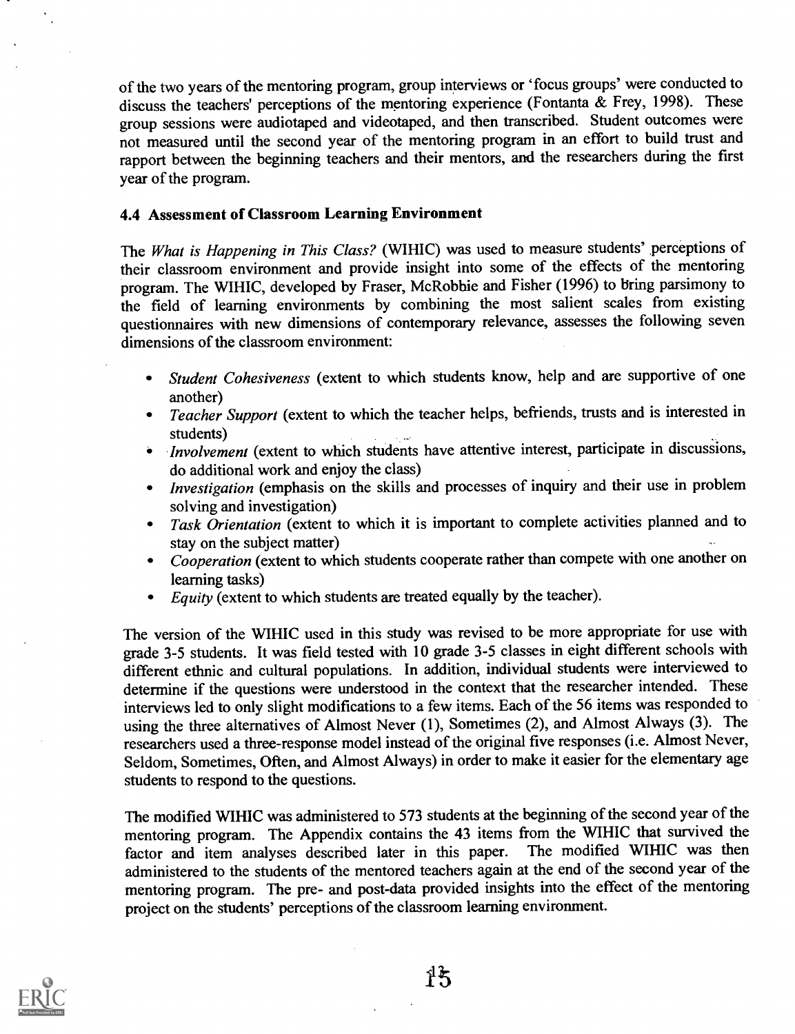of the two years of the mentoring program, group interviews or 'focus groups' were conducted to discuss the teachers' perceptions of the mentoring experience (Fontanta & Frey, 1998). These group sessions were audiotaped and videotaped, and then transcribed. Student outcomes were not measured until the second year of the mentoring program in an effort to build trust and rapport between the beginning teachers and their mentors, and the researchers during the first year of the program.

### 4.4 Assessment of Classroom Learning Environment

The *What is Happening in This Class?* (WIHIC) was used to measure students' perceptions of their classroom environment and provide insight into some of the effects of the mentoring program. The WIHIC, developed by Fraser, McRobbie and Fisher (1996) to bring parsimony to the field of learning environments by combining the most salient scales from existing questionnaires with new dimensions of contemporary relevance, assesses the following seven dimensions of the classroom environment:

- *Student Cohesiveness* (extent to which students know, help and are supportive of one another)
- *Teacher Support* (extent to which the teacher helps, befriends, trusts and is interested in students)
- *Involvement* (extent to which students have attentive interest, participate in discussions, do additional work and enjoy the class)
- *Investigation* (emphasis on the skills and processes of inquiry and their use in problem solving and investigation)
- *Task Orientation* (extent to which it is important to complete activities planned and to stay on the subject matter)
- *Cooperation* (extent to which students cooperate rather than compete with one another on learning tasks)
- *Equity* (extent to which students are treated equally by the teacher).

The version of the WIHIC used in this study was revised to be more appropriate for use with grade 3-5 students. It was field tested with 10 grade 3-5 classes in eight different schools with different ethnic and cultural populations. In addition, individual students were interviewed to determine if the questions were understood in the context that the researcher intended. These interviews led to only slight modifications to a few items. Each of the 56 items was responded to using the three alternatives of Almost Never (1), Sometimes (2), and Almost Always (3). The researchers used a three-response model instead of the original five responses (i.e. Almost Never, Seldom, Sometimes, Often, and Almost Always) in order to make it easier for the elementary age students to respond to the questions.

The modified WIHIC was administered to 573 students at the beginning of the second year of the mentoring program. The Appendix contains the 43 items from the WIHIC that survived the factor and item analyses described later in this paper. The modified WIHIC was then administered to the students of the mentored teachers again at the end of the second year of the mentoring program. The pre- and post-data provided insights into the effect of the mentoring project on the students' perceptions of the classroom learning environment.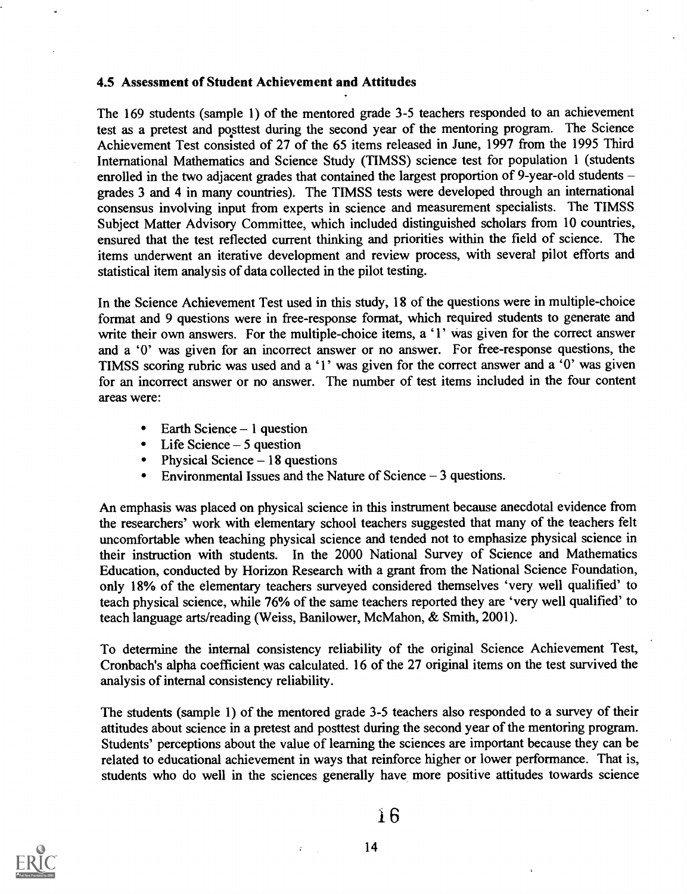### 4.5 Assessment of Student Achievement and Attitudes

The 169 students (sample 1) of the mentored grade 3-5 teachers responded to an achievement test as a pretest and posttest during the second year of the mentoring program. The Science Achievement Test consisted of 27 of the 65 items released in June, 1997 from the 1995 Third International Mathematics and Science Study (TIMSS) science test for population 1 (students enrolled in the two adjacent grades that contained the largest proportion of 9-year-old students – grades 3 and 4 in many countries). The TIMSS tests were developed through an international consensus involving input from experts in science and measurement specialists. The TIMSS Subject Matter Advisory Committee, which included distinguished scholars from 10 countries, ensured that the test reflected current thinking and priorities within the field of science. The items underwent an iterative development and review process, with several pilot efforts and statistical item analysis of data collected in the pilot testing.

In the Science Achievement Test used in this study, 18 of the questions were in multiple-choice format and 9 questions were in free-response format, which required students to generate and write their own answers. For the multiple-choice items, a '1' was given for the correct answer and a '0' was given for an incorrect answer or no answer. For free-response questions, the TIMSS scoring rubric was used and a '1' was given for the correct answer and a '0' was given for an incorrect answer or no answer. The number of test items included in the four content areas were:

- Earth Science – 1 question
- Life Science – 5 question
- Physical Science – 18 questions
- Environmental Issues and the Nature of Science – 3 questions.

An emphasis was placed on physical science in this instrument because anecdotal evidence from the researchers' work with elementary school teachers suggested that many of the teachers felt uncomfortable when teaching physical science and tended not to emphasize physical science in their instruction with students. In the 2000 National Survey of Science and Mathematics Education, conducted by Horizon Research with a grant from the National Science Foundation, only 18% of the elementary teachers surveyed considered themselves 'very well qualified' to teach physical science, while 76% of the same teachers reported they are 'very well qualified' to teach language arts/reading (Weiss, Banilower, McMahon, & Smith, 2001).

To determine the internal consistency reliability of the original Science Achievement Test, Cronbach's alpha coefficient was calculated. 16 of the 27 original items on the test survived the analysis of internal consistency reliability.

The students (sample 1) of the mentored grade 3-5 teachers also responded to a survey of their attitudes about science in a pretest and posttest during the second year of the mentoring program. Students' perceptions about the value of learning the sciences are important because they can be related to educational achievement in ways that reinforce higher or lower performance. That is, students who do well in the sciences generally have more positive attitudes towards science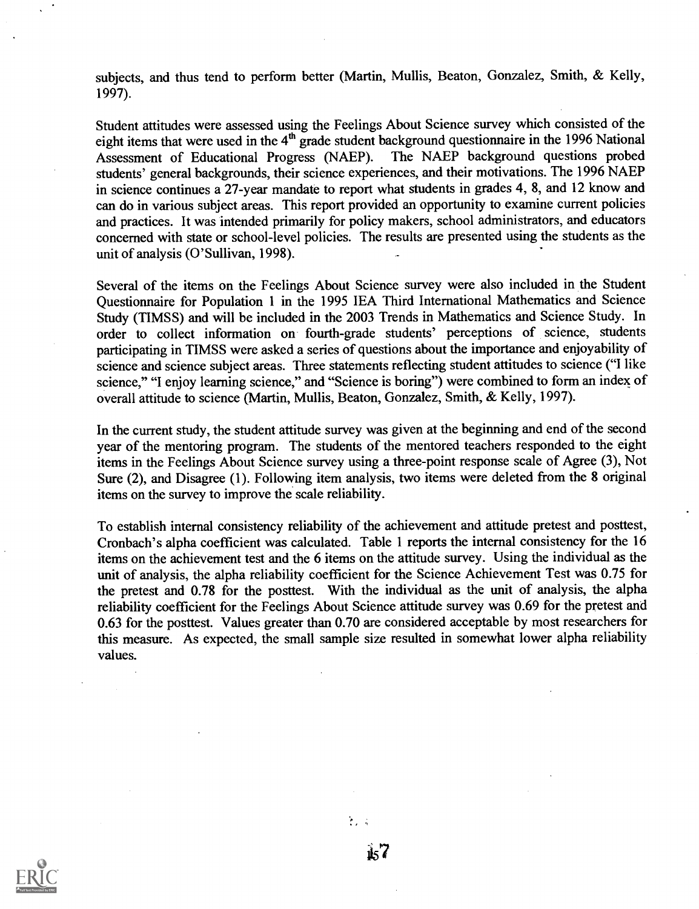subjects, and thus tend to perform better (Martin, Mullis, Beaton, Gonzalez, Smith, & Kelly, 1997).

Student attitudes were assessed using the Feelings About Science survey which consisted of the eight items that were used in the 4th grade student background questionnaire in the 1996 National Assessment of Educational Progress (NAEP). The NAEP background questions probed students' general backgrounds, their science experiences, and their motivations. The 1996 NAEP in science continues a 27-year mandate to report what students in grades 4, 8, and 12 know and can do in various subject areas. This report provided an opportunity to examine current policies and practices. It was intended primarily for policy makers, school administrators, and educators concerned with state or school-level policies. The results are presented using the students as the unit of analysis (O'Sullivan, 1998).

Several of the items on the Feelings About Science survey were also included in the Student Questionnaire for Population 1 in the 1995 IEA Third International Mathematics and Science Study (TIMSS) and will be included in the 2003 Trends in Mathematics and Science Study. In order to collect information on fourth-grade students' perceptions of science, students participating in TIMSS were asked a series of questions about the importance and enjoyability of science and science subject areas. Three statements reflecting student attitudes to science ("I like science," "I enjoy learning science," and "Science is boring") were combined to form an index of overall attitude to science (Martin, Mullis, Beaton, Gonzalez, Smith, & Kelly, 1997).

In the current study, the student attitude survey was given at the beginning and end of the second year of the mentoring program. The students of the mentored teachers responded to the eight items in the Feelings About Science survey using a three-point response scale of Agree (3), Not Sure (2), and Disagree (1). Following item analysis, two items were deleted from the 8 original items on the survey to improve the scale reliability.

To establish internal consistency reliability of the achievement and attitude pretest and posttest, Cronbach's alpha coefficient was calculated. Table 1 reports the internal consistency for the 16 items on the achievement test and the 6 items on the attitude survey. Using the individual as the unit of analysis, the alpha reliability coefficient for the Science Achievement Test was 0.75 for the pretest and 0.78 for the posttest. With the individual as the unit of analysis, the alpha reliability coefficient for the Feelings About Science attitude survey was 0.69 for the pretest and 0.63 for the posttest. Values greater than 0.70 are considered acceptable by most researchers for this measure. As expected, the small sample size resulted in somewhat lower alpha reliability values.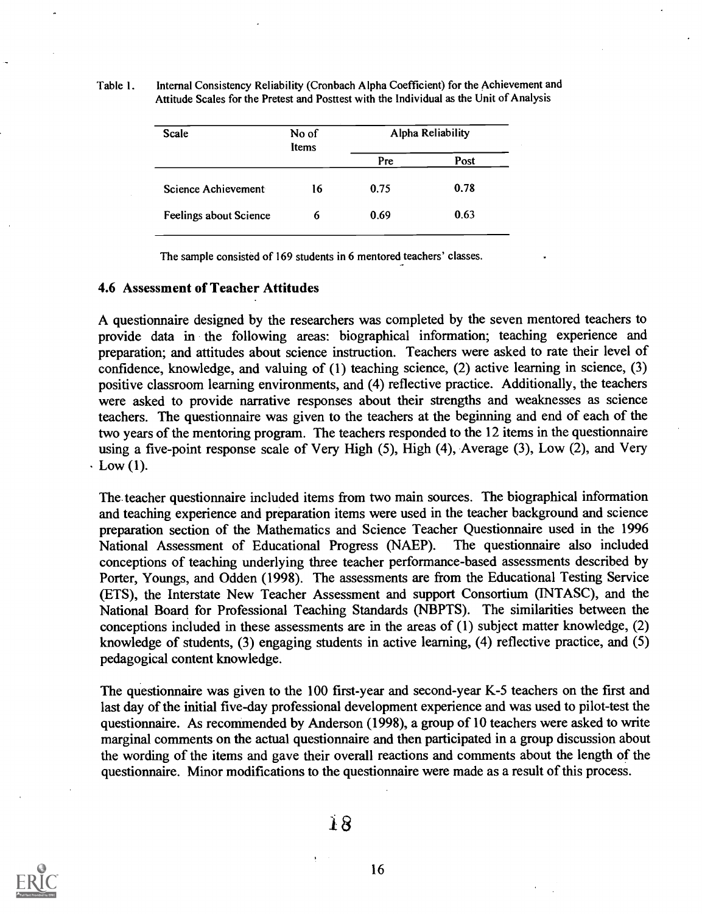Table 1. Internal Consistency Reliability (Cronbach Alpha Coefficient) for the Achievement and Attitude Scales for the Pretest and Posttest with the Individual as the Unit of Analysis

| Scale | No of Items | Alpha Reliability | |
|---|---|---|---|
| | | Pre | Post |
| Science Achievement | 16 | 0.75 | 0.78 |
| Feelings about Science | 6 | 0.69 | 0.63 |

The sample consisted of 169 students in 6 mentored teachers' classes.

### 4.6 Assessment of Teacher Attitudes

A questionnaire designed by the researchers was completed by the seven mentored teachers to provide data in the following areas: biographical information; teaching experience and preparation; and attitudes about science instruction. Teachers were asked to rate their level of confidence, knowledge, and valuing of (1) teaching science, (2) active learning in science, (3) positive classroom learning environments, and (4) reflective practice. Additionally, the teachers were asked to provide narrative responses about their strengths and weaknesses as science teachers. The questionnaire was given to the teachers at the beginning and end of each of the two years of the mentoring program. The teachers responded to the 12 items in the questionnaire using a five-point response scale of Very High (5), High (4), Average (3), Low (2), and Very Low (1).

The teacher questionnaire included items from two main sources. The biographical information and teaching experience and preparation items were used in the teacher background and science preparation section of the Mathematics and Science Teacher Questionnaire used in the 1996 National Assessment of Educational Progress (NAEP). The questionnaire also included conceptions of teaching underlying three teacher performance-based assessments described by Porter, Youngs, and Odden (1998). The assessments are from the Educational Testing Service (ETS), the Interstate New Teacher Assessment and support Consortium (INTASC), and the National Board for Professional Teaching Standards (NBPTS). The similarities between the conceptions included in these assessments are in the areas of (1) subject matter knowledge, (2) knowledge of students, (3) engaging students in active learning, (4) reflective practice, and (5) pedagogical content knowledge.

The questionnaire was given to the 100 first-year and second-year K-5 teachers on the first and last day of the initial five-day professional development experience and was used to pilot-test the questionnaire. As recommended by Anderson (1998), a group of 10 teachers were asked to write marginal comments on the actual questionnaire and then participated in a group discussion about the wording of the items and gave their overall reactions and comments about the length of the questionnaire. Minor modifications to the questionnaire were made as a result of this process.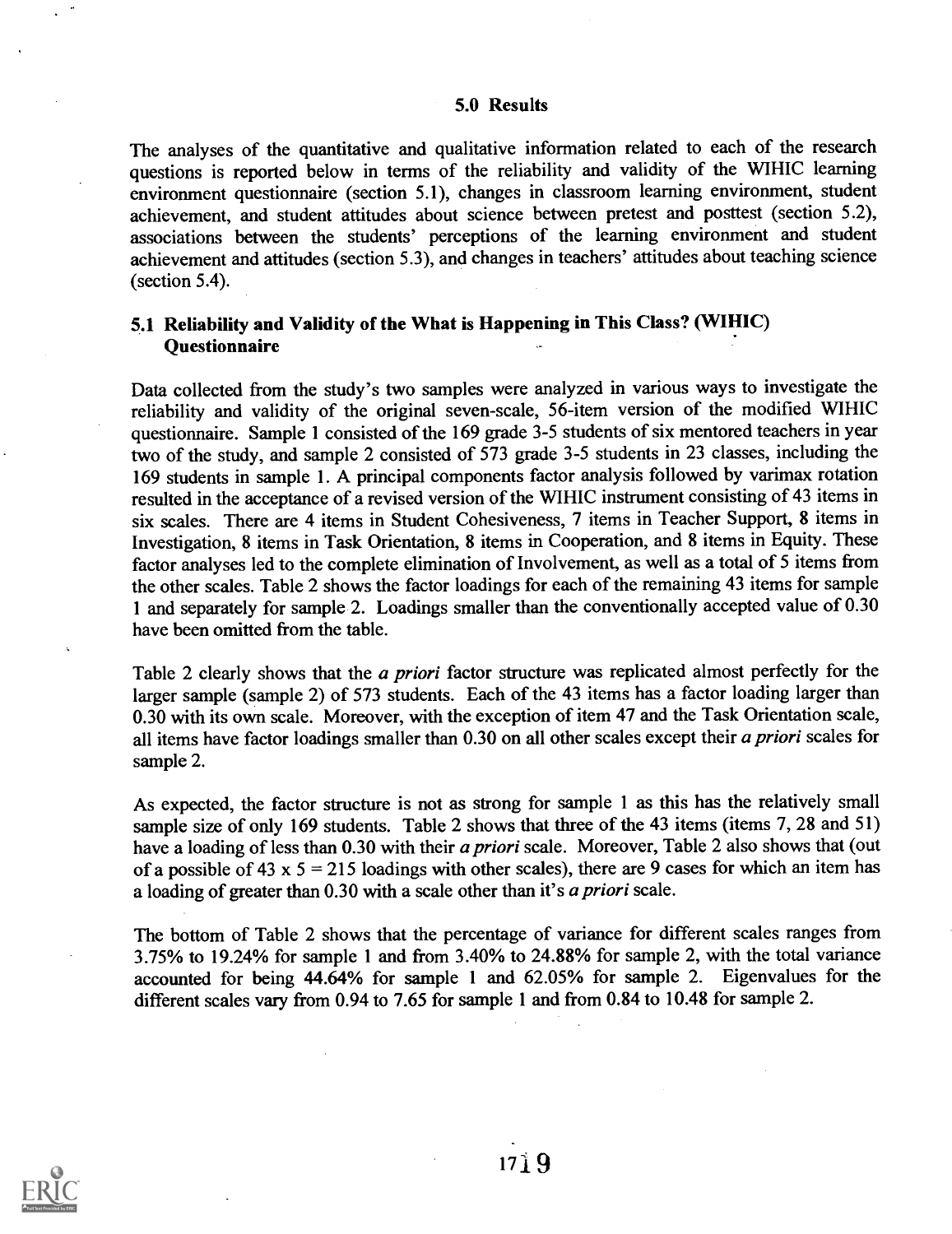## 5.0 Results

The analyses of the quantitative and qualitative information related to each of the research questions is reported below in terms of the reliability and validity of the WIHIC learning environment questionnaire (section 5.1), changes in classroom learning environment, student achievement, and student attitudes about science between pretest and posttest (section 5.2), associations between the students' perceptions of the learning environment and student achievement and attitudes (section 5.3), and changes in teachers' attitudes about teaching science (section 5.4).

### 5.1 Reliability and Validity of the What is Happening in This Class? (WIHIC) Questionnaire

Data collected from the study's two samples were analyzed in various ways to investigate the reliability and validity of the original seven-scale, 56-item version of the modified WIHIC questionnaire. Sample 1 consisted of the 169 grade 3-5 students of six mentored teachers in year two of the study, and sample 2 consisted of 573 grade 3-5 students in 23 classes, including the 169 students in sample 1. A principal components factor analysis followed by varimax rotation resulted in the acceptance of a revised version of the WIHIC instrument consisting of 43 items in six scales. There are 4 items in Student Cohesiveness, 7 items in Teacher Support, 8 items in Investigation, 8 items in Task Orientation, 8 items in Cooperation, and 8 items in Equity. These factor analyses led to the complete elimination of Involvement, as well as a total of 5 items from the other scales. Table 2 shows the factor loadings for each of the remaining 43 items for sample 1 and separately for sample 2. Loadings smaller than the conventionally accepted value of 0.30 have been omitted from the table.

Table 2 clearly shows that the *a priori* factor structure was replicated almost perfectly for the larger sample (sample 2) of 573 students. Each of the 43 items has a factor loading larger than 0.30 with its own scale. Moreover, with the exception of item 47 and the Task Orientation scale, all items have factor loadings smaller than 0.30 on all other scales except their *a priori* scales for sample 2.

As expected, the factor structure is not as strong for sample 1 as this has the relatively small sample size of only 169 students. Table 2 shows that three of the 43 items (items 7, 28 and 51) have a loading of less than 0.30 with their *a priori* scale. Moreover, Table 2 also shows that (out of a possible of 43 x 5 = 215 loadings with other scales), there are 9 cases for which an item has a loading of greater than 0.30 with a scale other than it's *a priori* scale.

The bottom of Table 2 shows that the percentage of variance for different scales ranges from 3.75% to 19.24% for sample 1 and from 3.40% to 24.88% for sample 2, with the total variance accounted for being 44.64% for sample 1 and 62.05% for sample 2. Eigenvalues for the different scales vary from 0.94 to 7.65 for sample 1 and from 0.84 to 10.48 for sample 2.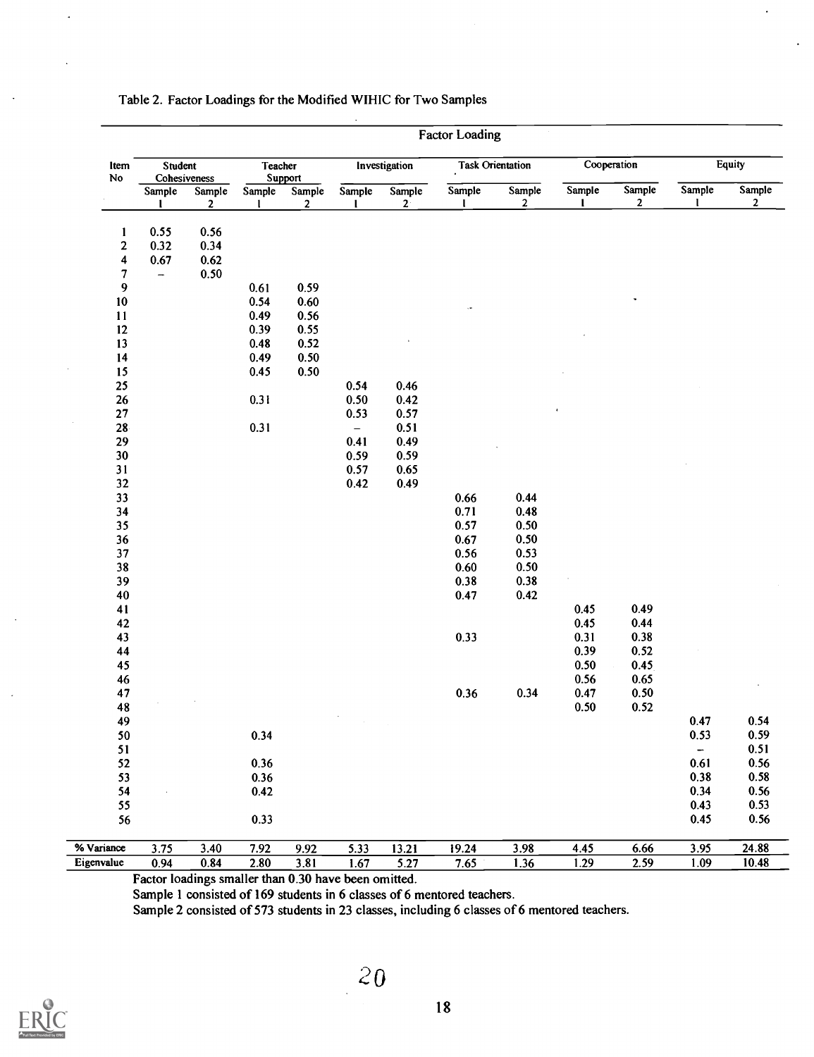Table 2. Factor Loadings for the Modified WIHIC for Two Samples

| Item No | Student Cohesiveness | | Teacher Support | | Investigation | | Task Orientation | | Cooperation | | Equity | |
|---|---|---|---|---|---|---|---|---|---|---|---|---|
| | Sample 1 | Sample 2 | Sample 1 | Sample 2 | Sample 1 | Sample 2 | Sample 1 | Sample 2 | Sample 1 | Sample 2 | Sample 1 | Sample 2 |
| 1 | 0.55 | 0.56 | | | | | | | | | | |
| 2 | 0.32 | 0.34 | | | | | | | | | | |
| 4 | 0.67 | 0.62 | | | | | | | | | | |
| 7 | – | 0.50 | | | | | | | | | | |
| 9 | | | 0.61 | 0.59 | | | | | | | | |
| 10 | | | 0.54 | 0.60 | | | | | | | | |
| 11 | | | 0.49 | 0.56 | | | | | | | | |
| 12 | | | 0.39 | 0.55 | | | | | | | | |
| 13 | | | 0.48 | 0.52 | | | | | | | | |
| 14 | | | 0.49 | 0.50 | | | | | | | | |
| 15 | | | 0.45 | 0.50 | | | | | | | | |
| 25 | | | | | 0.54 | 0.46 | | | | | | |
| 26 | | | 0.31 | | 0.50 | 0.42 | | | | | | |
| 27 | | | | | 0.53 | 0.57 | | | | | | |
| 28 | | | 0.31 | | – | 0.51 | | | | | | |
| 29 | | | | | 0.41 | 0.49 | | | | | | |
| 30 | | | | | 0.59 | 0.59 | | | | | | |
| 31 | | | | | 0.57 | 0.65 | | | | | | |
| 32 | | | | | 0.42 | 0.49 | | | | | | |
| 33 | | | | | | | 0.66 | 0.44 | | | | |
| 34 | | | | | | | 0.71 | 0.48 | | | | |
| 35 | | | | | | | 0.57 | 0.50 | | | | |
| 36 | | | | | | | 0.67 | 0.50 | | | | |
| 37 | | | | | | | 0.56 | 0.53 | | | | |
| 38 | | | | | | | 0.60 | 0.50 | | | | |
| 39 | | | | | | | 0.38 | 0.38 | | | | |
| 40 | | | | | | | 0.47 | 0.42 | | | | |
| 41 | | | | | | | | | 0.45 | 0.49 | | |
| 42 | | | | | | | | | 0.45 | 0.44 | | |
| 43 | | | | | | | 0.33 | | 0.31 | 0.38 | | |
| 44 | | | | | | | | | 0.39 | 0.52 | | |
| 45 | | | | | | | | | 0.50 | 0.45 | | |
| 46 | | | | | | | | | 0.56 | 0.65 | | |
| 47 | | | | | | | 0.36 | 0.34 | 0.47 | 0.50 | | |
| 48 | | | | | | | | | 0.50 | 0.52 | | |
| 49 | | | | | | | | | | | 0.47 | 0.54 |
| 50 | | | 0.34 | | | | | | | | 0.53 | 0.59 |
| 51 | | | | | | | | | | | – | 0.51 |
| 52 | | | 0.36 | | | | | | | | 0.61 | 0.56 |
| 53 | | | 0.36 | | | | | | | | 0.38 | 0.58 |
| 54 | | | 0.42 | | | | | | | | 0.34 | 0.56 |
| 55 | | | | | | | | | | | 0.43 | 0.53 |
| 56 | | | 0.33 | | | | | | | | 0.45 | 0.56 |
| % Variance | 3.75 | 3.40 | 7.92 | 9.92 | 5.33 | 13.21 | 19.24 | 3.98 | 4.45 | 6.66 | 3.95 | 24.88 |
| Eigenvalue | 0.94 | 0.84 | 2.80 | 3.81 | 1.67 | 5.27 | 7.65 | 1.36 | 1.29 | 2.59 | 1.09 | 10.48 |

Factor loadings smaller than 0.30 have been omitted.

Sample 1 consisted of 169 students in 6 classes of 6 mentored teachers.

Sample 2 consisted of 573 students in 23 classes, including 6 classes of 6 mentored teachers.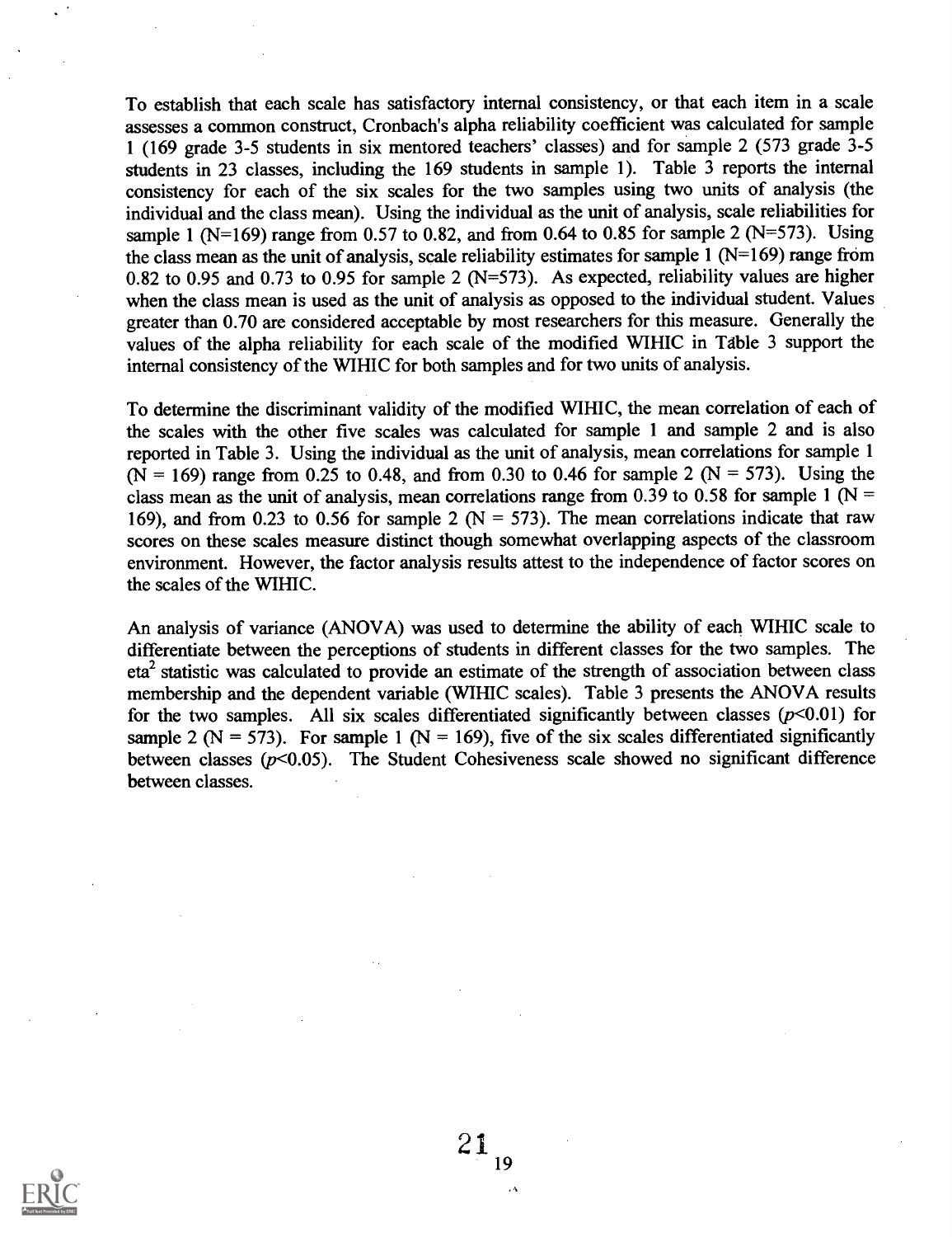To establish that each scale has satisfactory internal consistency, or that each item in a scale assesses a common construct, Cronbach's alpha reliability coefficient was calculated for sample 1 (169 grade 3-5 students in six mentored teachers' classes) and for sample 2 (573 grade 3-5 students in 23 classes, including the 169 students in sample 1). Table 3 reports the internal consistency for each of the six scales for the two samples using two units of analysis (the individual and the class mean). Using the individual as the unit of analysis, scale reliabilities for sample 1 (N=169) range from 0.57 to 0.82, and from 0.64 to 0.85 for sample 2 (N=573). Using the class mean as the unit of analysis, scale reliability estimates for sample 1 (N=169) range from 0.82 to 0.95 and 0.73 to 0.95 for sample 2 (N=573). As expected, reliability values are higher when the class mean is used as the unit of analysis as opposed to the individual student. Values greater than 0.70 are considered acceptable by most researchers for this measure. Generally the values of the alpha reliability for each scale of the modified WIHIC in Table 3 support the internal consistency of the WIHIC for both samples and for two units of analysis.

To determine the discriminant validity of the modified WIHIC, the mean correlation of each of the scales with the other five scales was calculated for sample 1 and sample 2 and is also reported in Table 3. Using the individual as the unit of analysis, mean correlations for sample 1 (N = 169) range from 0.25 to 0.48, and from 0.30 to 0.46 for sample 2 (N = 573). Using the class mean as the unit of analysis, mean correlations range from 0.39 to 0.58 for sample 1 (N = 169), and from 0.23 to 0.56 for sample 2 (N = 573). The mean correlations indicate that raw scores on these scales measure distinct though somewhat overlapping aspects of the classroom environment. However, the factor analysis results attest to the independence of factor scores on the scales of the WIHIC.

An analysis of variance (ANOVA) was used to determine the ability of each WIHIC scale to differentiate between the perceptions of students in different classes for the two samples. The $eta^2$ statistic was calculated to provide an estimate of the strength of association between class membership and the dependent variable (WIHIC scales). Table 3 presents the ANOVA results for the two samples. All six scales differentiated significantly between classes ($p<0.01$) for sample 2 (N = 573). For sample 1 (N = 169), five of the six scales differentiated significantly between classes ($p<0.05$). The Student Cohesiveness scale showed no significant difference between classes.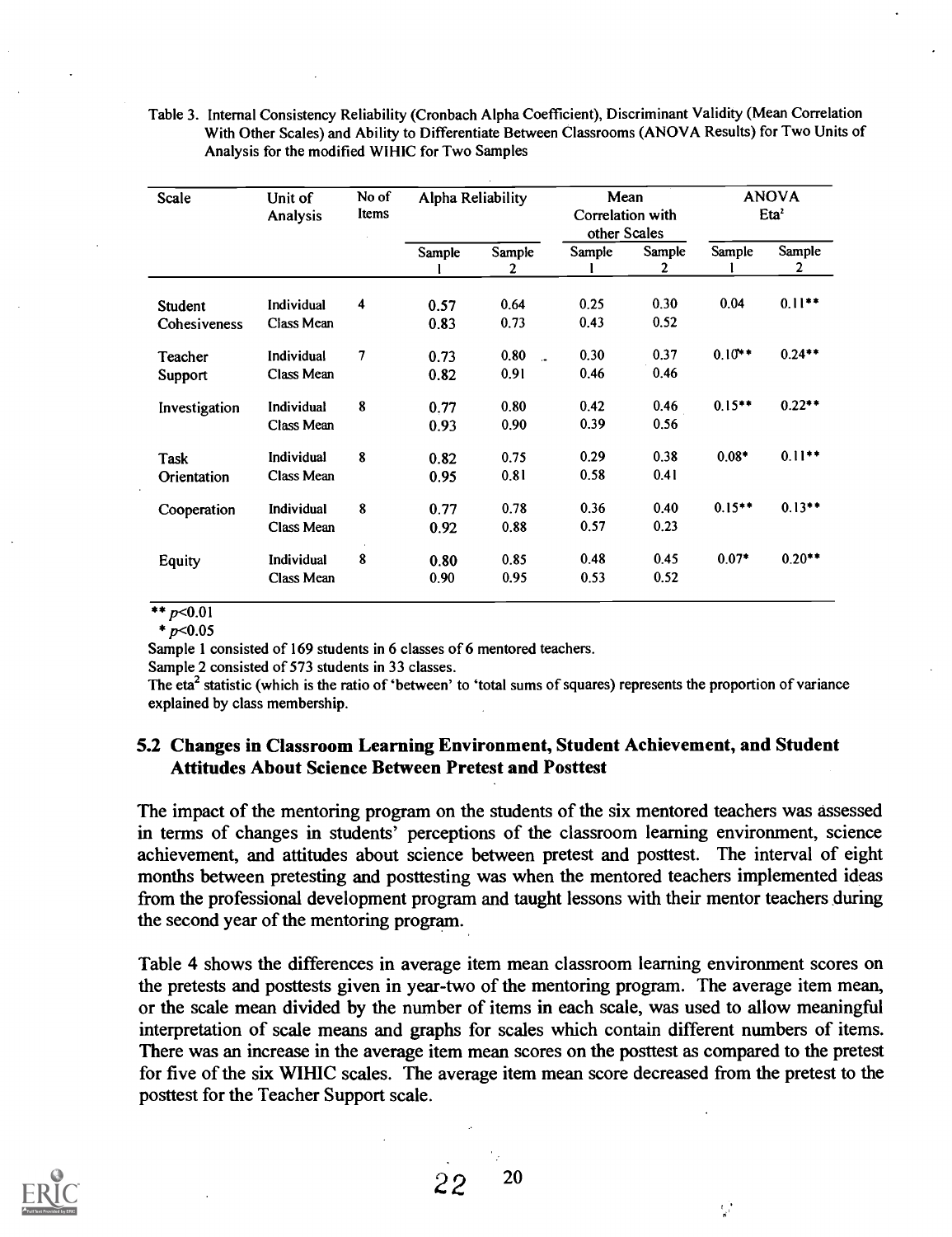Table 3. Internal Consistency Reliability (Cronbach Alpha Coefficient), Discriminant Validity (Mean Correlation With Other Scales) and Ability to Differentiate Between Classrooms (ANOVA Results) for Two Units of Analysis for the modified WIHIC for Two Samples

| Scale | Unit of Analysis | No of Items | Alpha Reliability | | Mean Correlation with other Scales | | ANOVA $Eta^2$ | |
|---|---|---|---|---|---|---|---|---|
| | | | Sample 1 | Sample 2 | Sample 1 | Sample 2 | Sample 1 | Sample 2 |
| Student Cohesiveness | Individual | 4 | 0.57 | 0.64 | 0.25 | 0.30 | 0.04 | 0.11** |
| | Class Mean | | 0.83 | 0.73 | 0.43 | 0.52 | | |
| Teacher Support | Individual | 7 | 0.73 | 0.80 | 0.30 | 0.37 | 0.10** | 0.24** |
| | Class Mean | | 0.82 | 0.91 | 0.46 | 0.46 | | |
| Investigation | Individual | 8 | 0.77 | 0.80 | 0.42 | 0.46 | 0.15** | 0.22** |
| | Class Mean | | 0.93 | 0.90 | 0.39 | 0.56 | | |
| Task Orientation | Individual | 8 | 0.82 | 0.75 | 0.29 | 0.38 | 0.08* | 0.11** |
| | Class Mean | | 0.95 | 0.81 | 0.58 | 0.41 | | |
| Cooperation | Individual | 8 | 0.77 | 0.78 | 0.36 | 0.40 | 0.15** | 0.13** |
| | Class Mean | | 0.92 | 0.88 | 0.57 | 0.23 | | |
| Equity | Individual | 8 | 0.80 | 0.85 | 0.48 | 0.45 | 0.07* | 0.20** |
| | Class Mean | | 0.90 | 0.95 | 0.53 | 0.52 | | |

** $p<0.01$

* $p<0.05$

Sample 1 consisted of 169 students in 6 classes of 6 mentored teachers.

Sample 2 consisted of 573 students in 33 classes.

The $eta^2$ statistic (which is the ratio of 'between' to 'total sums of squares) represents the proportion of variance explained by class membership.

## 5.2 Changes in Classroom Learning Environment, Student Achievement, and Student Attitudes About Science Between Pretest and Posttest

The impact of the mentoring program on the students of the six mentored teachers was assessed in terms of changes in students' perceptions of the classroom learning environment, science achievement, and attitudes about science between pretest and posttest. The interval of eight months between pretesting and posttesting was when the mentored teachers implemented ideas from the professional development program and taught lessons with their mentor teachers during the second year of the mentoring program.

Table 4 shows the differences in average item mean classroom learning environment scores on the pretests and posttests given in year-two of the mentoring program. The average item mean, or the scale mean divided by the number of items in each scale, was used to allow meaningful interpretation of scale means and graphs for scales which contain different numbers of items. There was an increase in the average item mean scores on the posttest as compared to the pretest for five of the six WIHIC scales. The average item mean score decreased from the pretest to the posttest for the Teacher Support scale.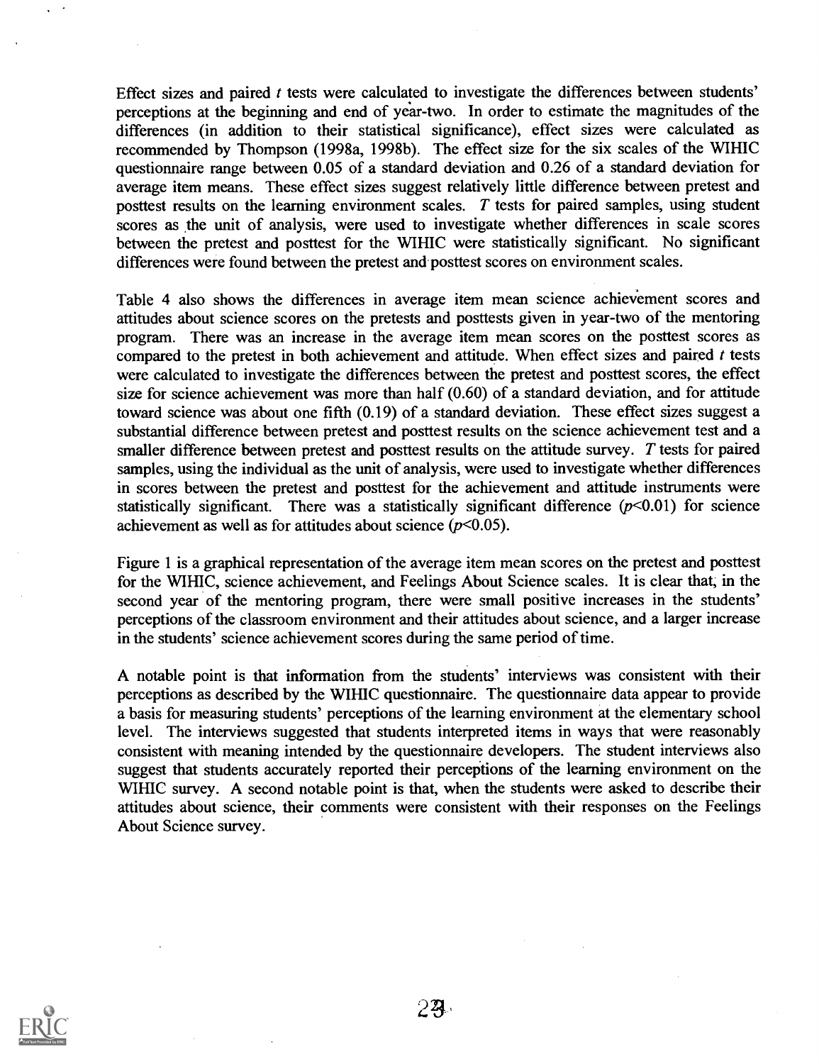Effect sizes and paired *t* tests were calculated to investigate the differences between students' perceptions at the beginning and end of year-two. In order to estimate the magnitudes of the differences (in addition to their statistical significance), effect sizes were calculated as recommended by Thompson (1998a, 1998b). The effect size for the six scales of the WIHIC questionnaire range between 0.05 of a standard deviation and 0.26 of a standard deviation for average item means. These effect sizes suggest relatively little difference between pretest and posttest results on the learning environment scales. *T* tests for paired samples, using student scores as the unit of analysis, were used to investigate whether differences in scale scores between the pretest and posttest for the WIHIC were statistically significant. No significant differences were found between the pretest and posttest scores on environment scales.

Table 4 also shows the differences in average item mean science achievement scores and attitudes about science scores on the pretests and posttests given in year-two of the mentoring program. There was an increase in the average item mean scores on the posttest scores as compared to the pretest in both achievement and attitude. When effect sizes and paired *t* tests were calculated to investigate the differences between the pretest and posttest scores, the effect size for science achievement was more than half (0.60) of a standard deviation, and for attitude toward science was about one fifth (0.19) of a standard deviation. These effect sizes suggest a substantial difference between pretest and posttest results on the science achievement test and a smaller difference between pretest and posttest results on the attitude survey. *T* tests for paired samples, using the individual as the unit of analysis, were used to investigate whether differences in scores between the pretest and posttest for the achievement and attitude instruments were statistically significant. There was a statistically significant difference ($p<0.01$) for science achievement as well as for attitudes about science ($p<0.05$).

Figure 1 is a graphical representation of the average item mean scores on the pretest and posttest for the WIHIC, science achievement, and Feelings About Science scales. It is clear that, in the second year of the mentoring program, there were small positive increases in the students' perceptions of the classroom environment and their attitudes about science, and a larger increase in the students' science achievement scores during the same period of time.

A notable point is that information from the students' interviews was consistent with their perceptions as described by the WIHIC questionnaire. The questionnaire data appear to provide a basis for measuring students' perceptions of the learning environment at the elementary school level. The interviews suggested that students interpreted items in ways that were reasonably consistent with meaning intended by the questionnaire developers. The student interviews also suggest that students accurately reported their perceptions of the learning environment on the WIHIC survey. A second notable point is that, when the students were asked to describe their attitudes about science, their comments were consistent with their responses on the Feelings About Science survey.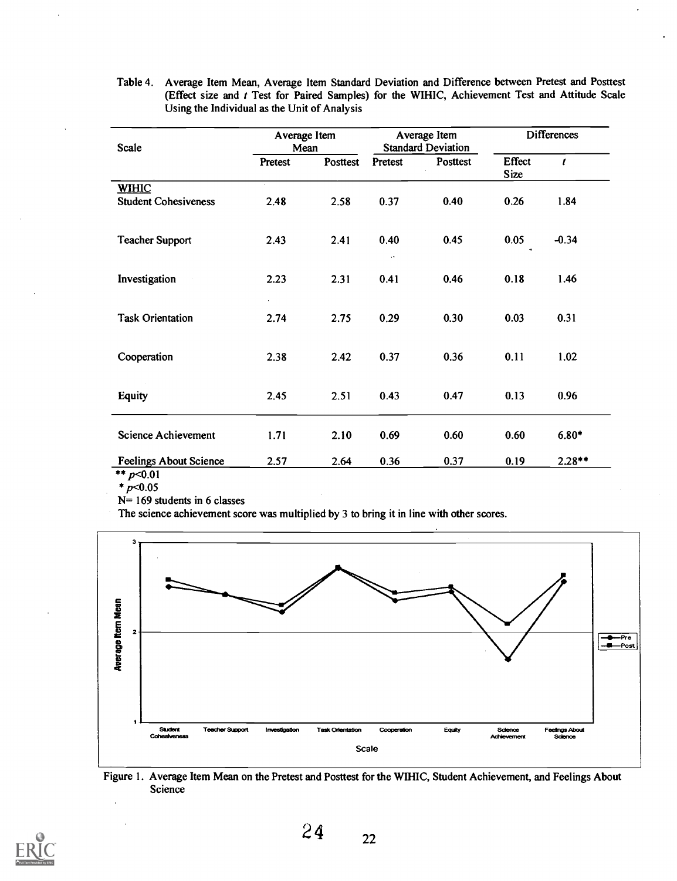Table 4. Average Item Mean, Average Item Standard Deviation and Difference between Pretest and Posttest (Effect size and *t* Test for Paired Samples) for the WIHIC, Achievement Test and Attitude Scale Using the Individual as the Unit of Analysis

| Scale | Average Item Mean | | Average Item Standard Deviation | | Differences | |
|---|---|---|---|---|---|---|
| | Pretest | Posttest | Pretest | Posttest | Effect Size | *t* |
| **WIHIC** | | | | | | |
| Student Cohesiveness | 2.48 | 2.58 | 0.37 | 0.40 | 0.26 | 1.84 |
| Teacher Support | 2.43 | 2.41 | 0.40 | 0.45 | 0.05 | -0.34 |
| Investigation | 2.23 | 2.31 | 0.41 | 0.46 | 0.18 | 1.46 |
| Task Orientation | 2.74 | 2.75 | 0.29 | 0.30 | 0.03 | 0.31 |
| Cooperation | 2.38 | 2.42 | 0.37 | 0.36 | 0.11 | 1.02 |
| Equity | 2.45 | 2.51 | 0.43 | 0.47 | 0.13 | 0.96 |
| Science Achievement | 1.71 | 2.10 | 0.69 | 0.60 | 0.60 | 6.80* |
| Feelings About Science | 2.57 | 2.64 | 0.36 | 0.37 | 0.19 | 2.28** |

** $p<0.01$

* $p<0.05$

N= 169 students in 6 classes

The science achievement score was multiplied by 3 to bring it in line with other scores.

Figure 1. Average Item Mean on the Pretest and Posttest for the WIHIC, Student Achievement, and Feelings About Science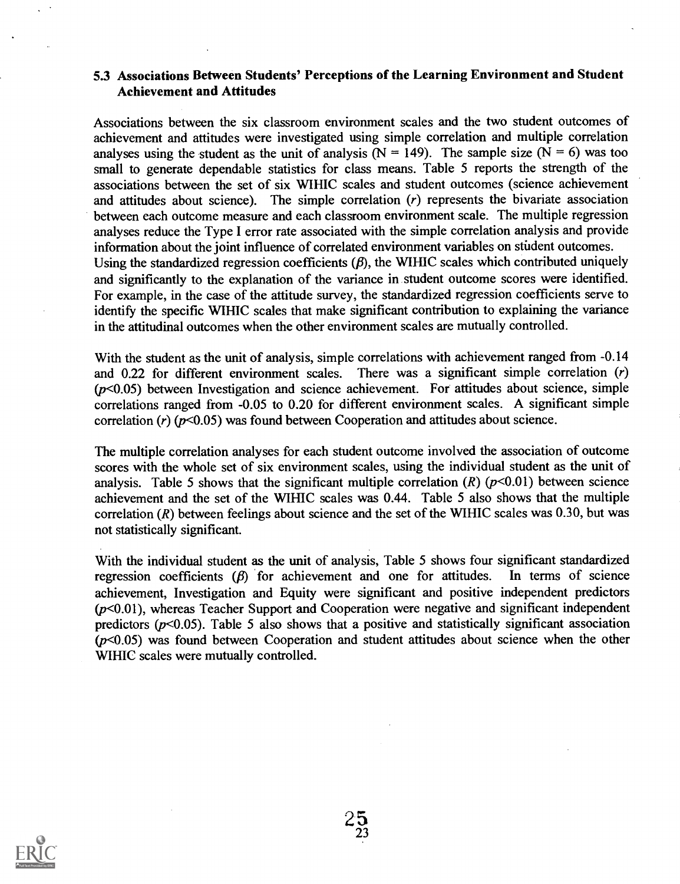### 5.3 Associations Between Students' Perceptions of the Learning Environment and Student Achievement and Attitudes

Associations between the six classroom environment scales and the two student outcomes of achievement and attitudes were investigated using simple correlation and multiple correlation analyses using the student as the unit of analysis ($N = 149$). The sample size ($N = 6$) was too small to generate dependable statistics for class means. Table 5 reports the strength of the associations between the set of six WIHIC scales and student outcomes (science achievement and attitudes about science). The simple correlation ($r$) represents the bivariate association between each outcome measure and each classroom environment scale. The multiple regression analyses reduce the Type I error rate associated with the simple correlation analysis and provide information about the joint influence of correlated environment variables on student outcomes. Using the standardized regression coefficients ($\beta$), the WIHIC scales which contributed uniquely and significantly to the explanation of the variance in student outcome scores were identified. For example, in the case of the attitude survey, the standardized regression coefficients serve to identify the specific WIHIC scales that make significant contribution to explaining the variance in the attitudinal outcomes when the other environment scales are mutually controlled.

With the student as the unit of analysis, simple correlations with achievement ranged from -0.14 and 0.22 for different environment scales. There was a significant simple correlation ($r$) ($p<0.05$) between Investigation and science achievement. For attitudes about science, simple correlations ranged from -0.05 to 0.20 for different environment scales. A significant simple correlation ($r$) ($p<0.05$) was found between Cooperation and attitudes about science.

The multiple correlation analyses for each student outcome involved the association of outcome scores with the whole set of six environment scales, using the individual student as the unit of analysis. Table 5 shows that the significant multiple correlation ($R$) ($p<0.01$) between science achievement and the set of the WIHIC scales was 0.44. Table 5 also shows that the multiple correlation ($R$) between feelings about science and the set of the WIHIC scales was 0.30, but was not statistically significant.

With the individual student as the unit of analysis, Table 5 shows four significant standardized regression coefficients ($\beta$) for achievement and one for attitudes. In terms of science achievement, Investigation and Equity were significant and positive independent predictors ($p<0.01$), whereas Teacher Support and Cooperation were negative and significant independent predictors ($p<0.05$). Table 5 also shows that a positive and statistically significant association ($p<0.05$) was found between Cooperation and student attitudes about science when the other WIHIC scales were mutually controlled.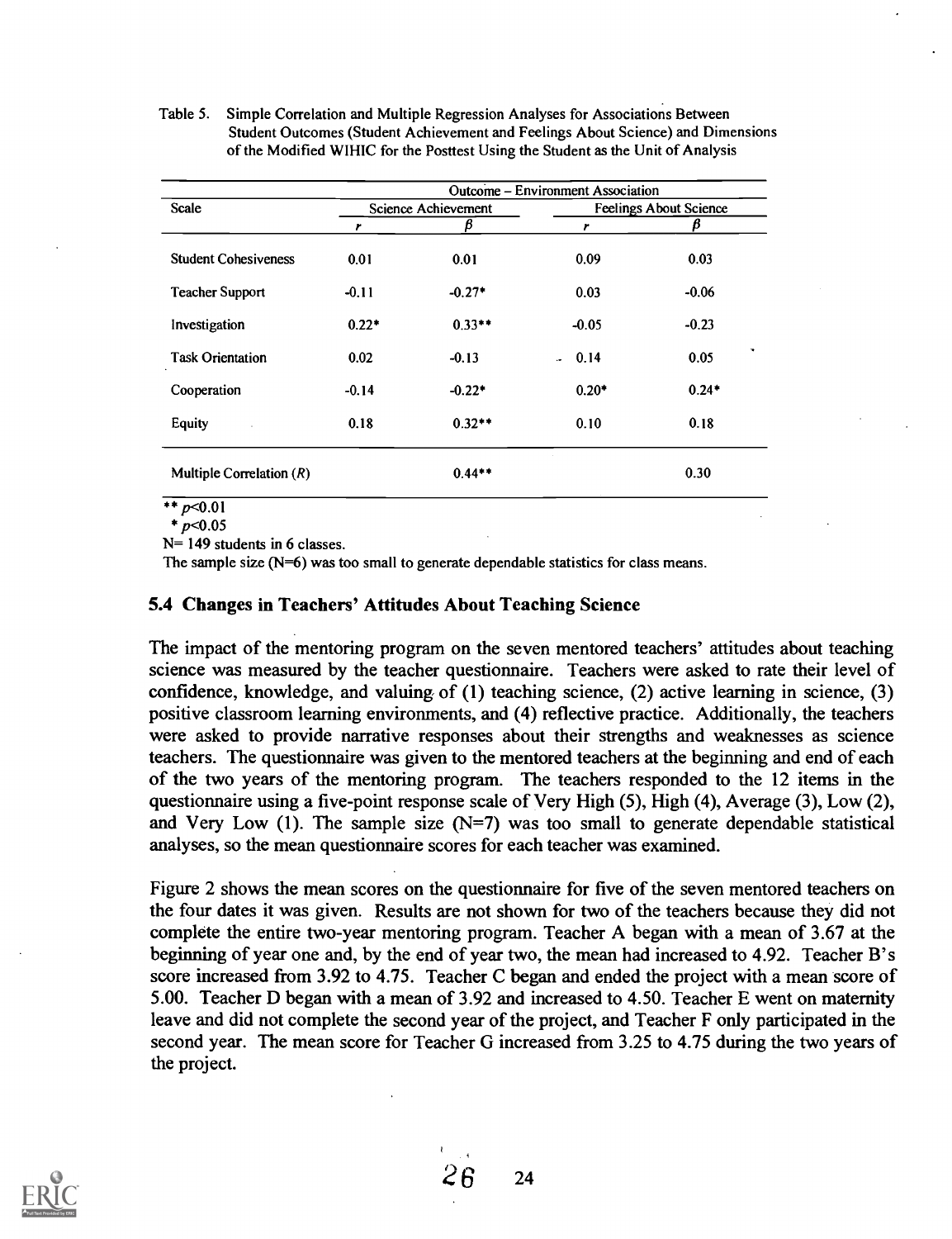Table 5. Simple Correlation and Multiple Regression Analyses for Associations Between Student Outcomes (Student Achievement and Feelings About Science) and Dimensions of the Modified WIHIC for the Posttest Using the Student as the Unit of Analysis

| Scale | Outcome – Environment Association | | | |
|---|---|---|---|---|
| | Science Achievement | | Feelings About Science | |
| | $r$ | $\beta$ | $r$ | $\beta$ |
| Student Cohesiveness | 0.01 | 0.01 | 0.09 | 0.03 |
| Teacher Support | -0.11 | -0.27* | 0.03 | -0.06 |
| Investigation | 0.22* | 0.33** | -0.05 | -0.23 |
| Task Orientation | 0.02 | -0.13 | 0.14 | 0.05 |
| Cooperation | -0.14 | -0.22* | 0.20* | 0.24* |
| Equity | 0.18 | 0.32** | 0.10 | 0.18 |
| Multiple Correlation ($R$) | | 0.44** | | 0.30 |

** $p<0.01$

* $p<0.05$

N= 149 students in 6 classes.

The sample size (N=6) was too small to generate dependable statistics for class means.

### 5.4 Changes in Teachers' Attitudes About Teaching Science

The impact of the mentoring program on the seven mentored teachers' attitudes about teaching science was measured by the teacher questionnaire. Teachers were asked to rate their level of confidence, knowledge, and valuing of (1) teaching science, (2) active learning in science, (3) positive classroom learning environments, and (4) reflective practice. Additionally, the teachers were asked to provide narrative responses about their strengths and weaknesses as science teachers. The questionnaire was given to the mentored teachers at the beginning and end of each of the two years of the mentoring program. The teachers responded to the 12 items in the questionnaire using a five-point response scale of Very High (5), High (4), Average (3), Low (2), and Very Low (1). The sample size (N=7) was too small to generate dependable statistical analyses, so the mean questionnaire scores for each teacher was examined.

Figure 2 shows the mean scores on the questionnaire for five of the seven mentored teachers on the four dates it was given. Results are not shown for two of the teachers because they did not complete the entire two-year mentoring program. Teacher A began with a mean of 3.67 at the beginning of year one and, by the end of year two, the mean had increased to 4.92. Teacher B's score increased from 3.92 to 4.75. Teacher C began and ended the project with a mean score of 5.00. Teacher D began with a mean of 3.92 and increased to 4.50. Teacher E went on maternity leave and did not complete the second year of the project, and Teacher F only participated in the second year. The mean score for Teacher G increased from 3.25 to 4.75 during the two years of the project.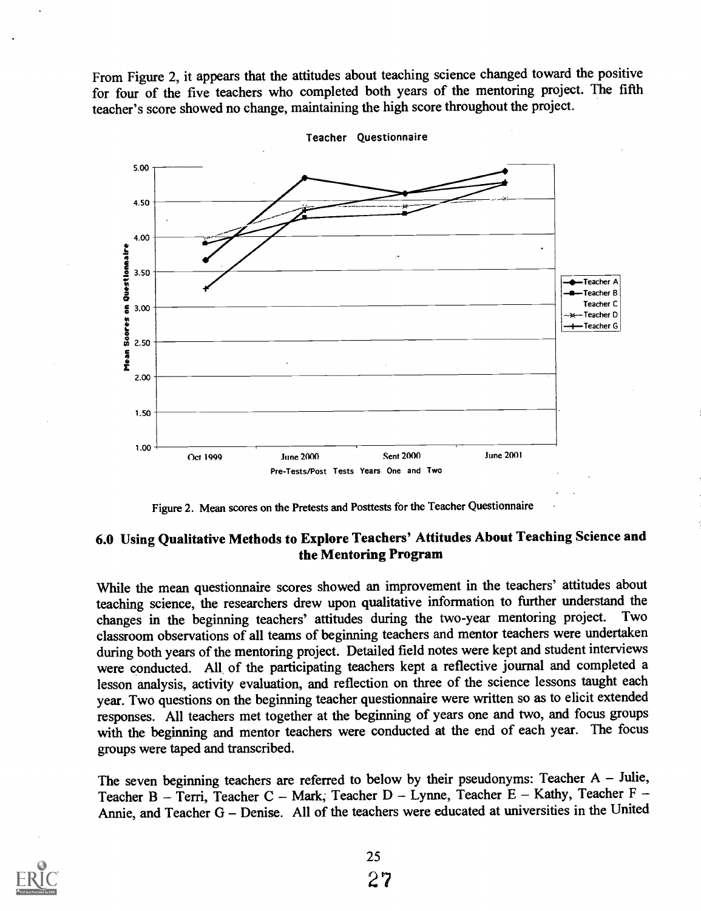From Figure 2, it appears that the attitudes about teaching science changed toward the positive for four of the five teachers who completed both years of the mentoring project. The fifth teacher's score showed no change, maintaining the high score throughout the project.

Figure 2. Mean scores on the Pretests and Posttests for the Teacher Questionnaire

## 6.0 Using Qualitative Methods to Explore Teachers' Attitudes About Teaching Science and the Mentoring Program

While the mean questionnaire scores showed an improvement in the teachers' attitudes about teaching science, the researchers drew upon qualitative information to further understand the changes in the beginning teachers' attitudes during the two-year mentoring project. Two classroom observations of all teams of beginning teachers and mentor teachers were undertaken during both years of the mentoring project. Detailed field notes were kept and student interviews were conducted. All of the participating teachers kept a reflective journal and completed a lesson analysis, activity evaluation, and reflection on three of the science lessons taught each year. Two questions on the beginning teacher questionnaire were written so as to elicit extended responses. All teachers met together at the beginning of years one and two, and focus groups with the beginning and mentor teachers were conducted at the end of each year. The focus groups were taped and transcribed.

The seven beginning teachers are referred to below by their pseudonyms: Teacher A – Julie, Teacher B – Terri, Teacher C – Mark, Teacher D – Lynne, Teacher E – Kathy, Teacher F – Annie, and Teacher G – Denise. All of the teachers were educated at universities in the United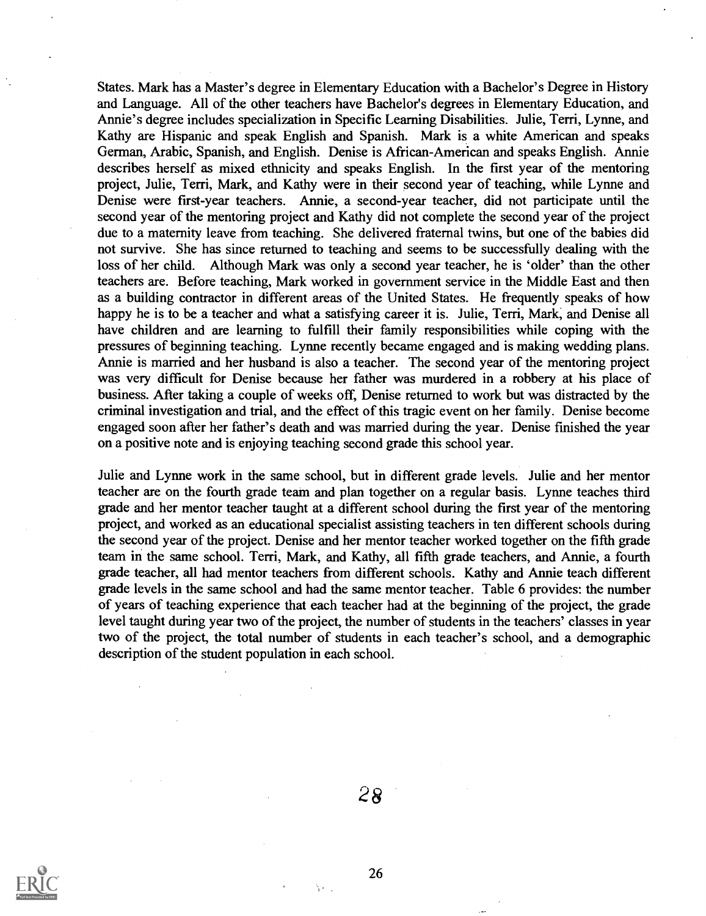States. Mark has a Master's degree in Elementary Education with a Bachelor's Degree in History and Language. All of the other teachers have Bachelor's degrees in Elementary Education, and Annie's degree includes specialization in Specific Learning Disabilities. Julie, Terri, Lynne, and Kathy are Hispanic and speak English and Spanish. Mark is a white American and speaks German, Arabic, Spanish, and English. Denise is African-American and speaks English. Annie describes herself as mixed ethnicity and speaks English. In the first year of the mentoring project, Julie, Terri, Mark, and Kathy were in their second year of teaching, while Lynne and Denise were first-year teachers. Annie, a second-year teacher, did not participate until the second year of the mentoring project and Kathy did not complete the second year of the project due to a maternity leave from teaching. She delivered fraternal twins, but one of the babies did not survive. She has since returned to teaching and seems to be successfully dealing with the loss of her child. Although Mark was only a second year teacher, he is 'older' than the other teachers are. Before teaching, Mark worked in government service in the Middle East and then as a building contractor in different areas of the United States. He frequently speaks of how happy he is to be a teacher and what a satisfying career it is. Julie, Terri, Mark, and Denise all have children and are learning to fulfill their family responsibilities while coping with the pressures of beginning teaching. Lynne recently became engaged and is making wedding plans. Annie is married and her husband is also a teacher. The second year of the mentoring project was very difficult for Denise because her father was murdered in a robbery at his place of business. After taking a couple of weeks off, Denise returned to work but was distracted by the criminal investigation and trial, and the effect of this tragic event on her family. Denise become engaged soon after her father's death and was married during the year. Denise finished the year on a positive note and is enjoying teaching second grade this school year.

Julie and Lynne work in the same school, but in different grade levels. Julie and her mentor teacher are on the fourth grade team and plan together on a regular basis. Lynne teaches third grade and her mentor teacher taught at a different school during the first year of the mentoring project, and worked as an educational specialist assisting teachers in ten different schools during the second year of the project. Denise and her mentor teacher worked together on the fifth grade team in the same school. Terri, Mark, and Kathy, all fifth grade teachers, and Annie, a fourth grade teacher, all had mentor teachers from different schools. Kathy and Annie teach different grade levels in the same school and had the same mentor teacher. Table 6 provides: the number of years of teaching experience that each teacher had at the beginning of the project, the grade level taught during year two of the project, the number of students in the teachers' classes in year two of the project, the total number of students in each teacher's school, and a demographic description of the student population in each school.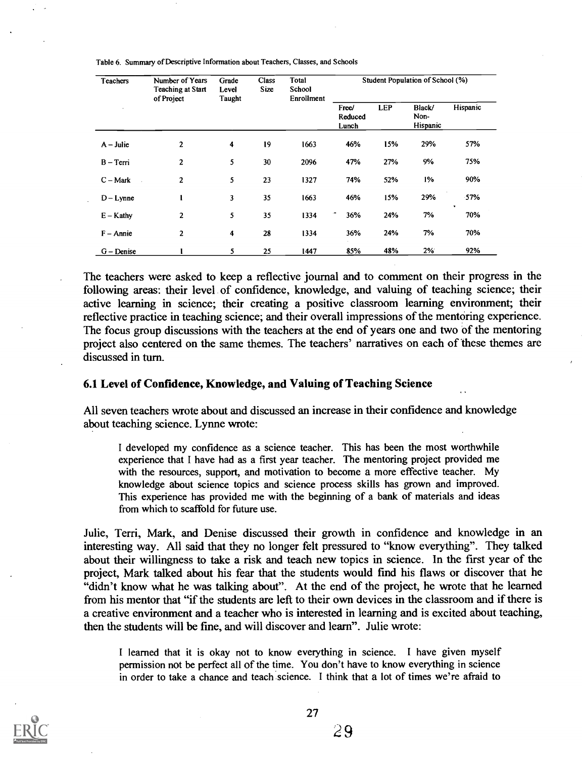Table 6. Summary of Descriptive Information about Teachers, Classes, and Schools

| Teachers | Number of Years Teaching at Start of Project | Grade Level Taught | Class Size | Total School Enrollment | Student Population of School (%) | | | |
|---|---|---|---|---|---|---|---|---|
| | | | | | Free/ Reduced Lunch | LEP | Black/ Non-Hispanic | Hispanic |
| A – Julie | 2 | 4 | 19 | 1663 | 46% | 15% | 29% | 57% |
| B – Terri | 2 | 5 | 30 | 2096 | 47% | 27% | 9% | 75% |
| C – Mark | 2 | 5 | 23 | 1327 | 74% | 52% | 1% | 90% |
| D – Lynne | 1 | 3 | 35 | 1663 | 46% | 15% | 29% | 57% |
| E – Kathy | 2 | 5 | 35 | 1334 | 36% | 24% | 7% | 70% |
| F – Annie | 2 | 4 | 28 | 1334 | 36% | 24% | 7% | 70% |
| G – Denise | 1 | 5 | 25 | 1447 | 85% | 48% | 2% | 92% |

The teachers were asked to keep a reflective journal and to comment on their progress in the following areas: their level of confidence, knowledge, and valuing of teaching science; their active learning in science; their creating a positive classroom learning environment; their reflective practice in teaching science; and their overall impressions of the mentoring experience. The focus group discussions with the teachers at the end of years one and two of the mentoring project also centered on the same themes. The teachers' narratives on each of these themes are discussed in turn.

## 6.1 Level of Confidence, Knowledge, and Valuing of Teaching Science

All seven teachers wrote about and discussed an increase in their confidence and knowledge about teaching science. Lynne wrote:

> I developed my confidence as a science teacher. This has been the most worthwhile experience that I have had as a first year teacher. The mentoring project provided me with the resources, support, and motivation to become a more effective teacher. My knowledge about science topics and science process skills has grown and improved. This experience has provided me with the beginning of a bank of materials and ideas from which to scaffold for future use.

Julie, Terri, Mark, and Denise discussed their growth in confidence and knowledge in an interesting way. All said that they no longer felt pressured to "know everything". They talked about their willingness to take a risk and teach new topics in science. In the first year of the project, Mark talked about his fear that the students would find his flaws or discover that he "didn't know what he was talking about". At the end of the project, he wrote that he learned from his mentor that "if the students are left to their own devices in the classroom and if there is a creative environment and a teacher who is interested in learning and is excited about teaching, then the students will be fine, and will discover and learn". Julie wrote:

> I learned that it is okay not to know everything in science. I have given myself permission not be perfect all of the time. You don't have to know everything in science in order to take a chance and teach science. I think that a lot of times we're afraid to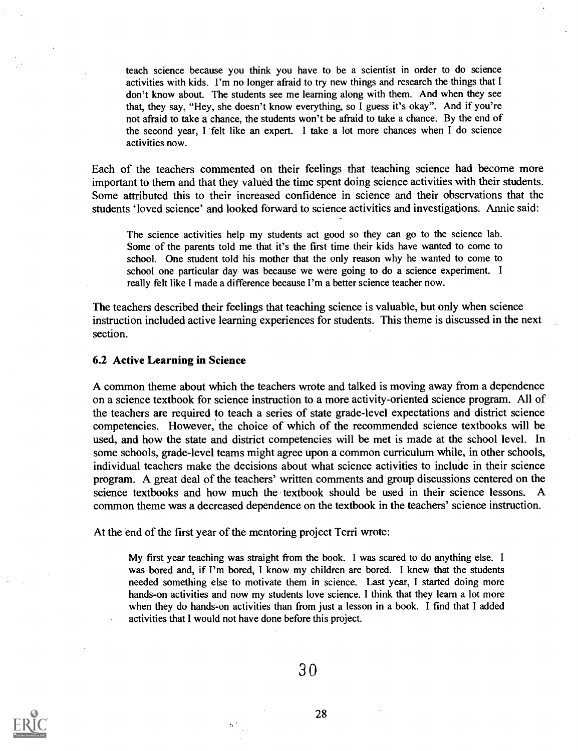> teach science because you think you have to be a scientist in order to do science activities with kids. I'm no longer afraid to try new things and research the things that I don't know about. The students see me learning along with them. And when they see that, they say, "Hey, she doesn't know everything, so I guess it's okay". And if you're not afraid to take a chance, the students won't be afraid to take a chance. By the end of the second year, I felt like an expert. I take a lot more chances when I do science activities now.

Each of the teachers commented on their feelings that teaching science had become more important to them and that they valued the time spent doing science activities with their students. Some attributed this to their increased confidence in science and their observations that the students 'loved science' and looked forward to science activities and investigations. Annie said:

> The science activities help my students act good so they can go to the science lab. Some of the parents told me that it's the first time their kids have wanted to come to school. One student told his mother that the only reason why he wanted to come to school one particular day was because we were going to do a science experiment. I really felt like I made a difference because I'm a better science teacher now.

The teachers described their feelings that teaching science is valuable, but only when science instruction included active learning experiences for students. This theme is discussed in the next section.

### 6.2 Active Learning in Science

A common theme about which the teachers wrote and talked is moving away from a dependence on a science textbook for science instruction to a more activity-oriented science program. All of the teachers are required to teach a series of state grade-level expectations and district science competencies. However, the choice of which of the recommended science textbooks will be used, and how the state and district competencies will be met is made at the school level. In some schools, grade-level teams might agree upon a common curriculum while, in other schools, individual teachers make the decisions about what science activities to include in their science program. A great deal of the teachers' written comments and group discussions centered on the science textbooks and how much the textbook should be used in their science lessons. A common theme was a decreased dependence on the textbook in the teachers' science instruction.

At the end of the first year of the mentoring project Terri wrote:

> My first year teaching was straight from the book. I was scared to do anything else. I was bored and, if I'm bored, I know my children are bored. I knew that the students needed something else to motivate them in science. Last year, I started doing more hands-on activities and now my students love science. I think that they learn a lot more when they do hands-on activities than from just a lesson in a book. I find that I added activities that I would not have done before this project.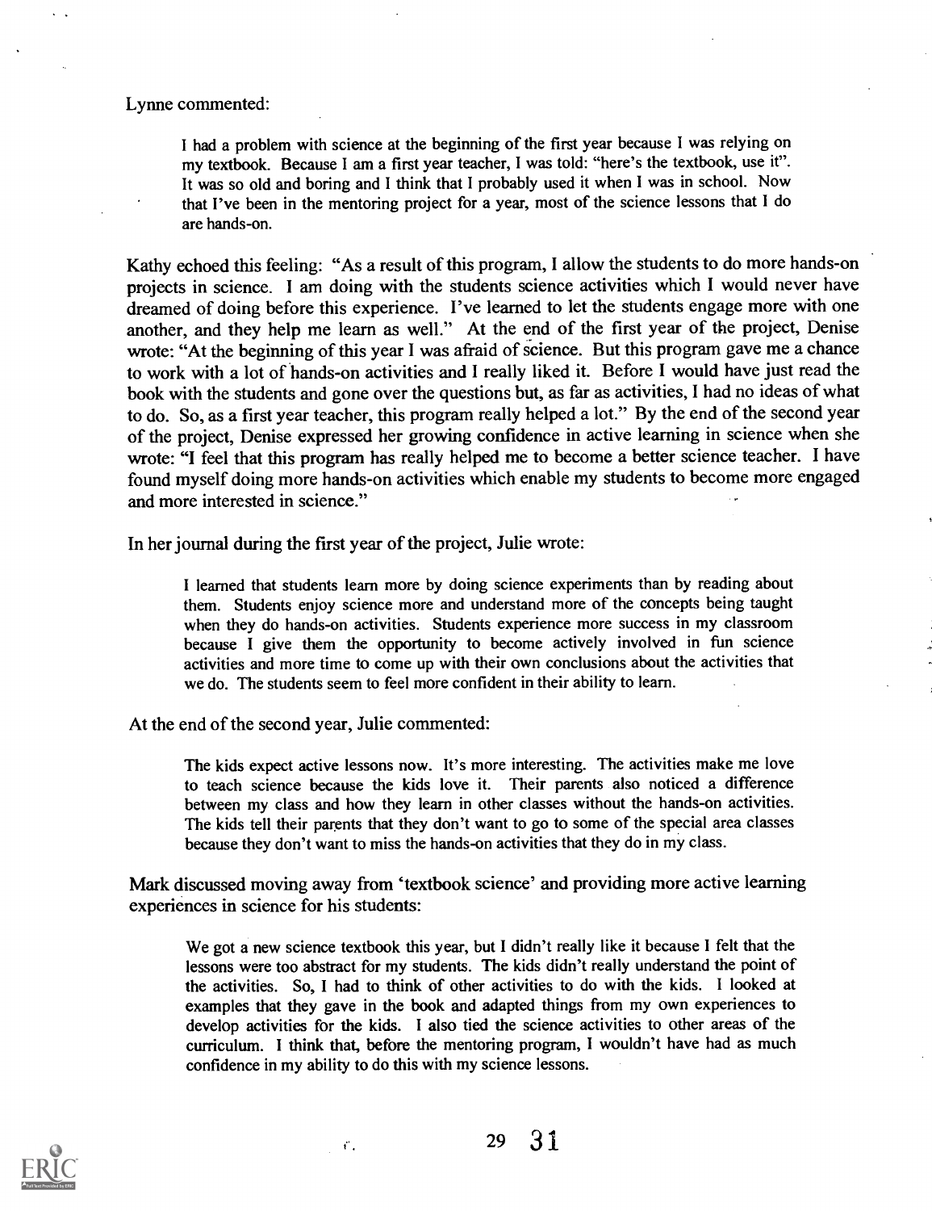Lynne commented:

> I had a problem with science at the beginning of the first year because I was relying on my textbook. Because I am a first year teacher, I was told: "here's the textbook, use it". It was so old and boring and I think that I probably used it when I was in school. Now that I've been in the mentoring project for a year, most of the science lessons that I do are hands-on.

Kathy echoed this feeling: "As a result of this program, I allow the students to do more hands-on projects in science. I am doing with the students science activities which I would never have dreamed of doing before this experience. I've learned to let the students engage more with one another, and they help me learn as well." At the end of the first year of the project, Denise wrote: "At the beginning of this year I was afraid of science. But this program gave me a chance to work with a lot of hands-on activities and I really liked it. Before I would have just read the book with the students and gone over the questions but, as far as activities, I had no ideas of what to do. So, as a first year teacher, this program really helped a lot." By the end of the second year of the project, Denise expressed her growing confidence in active learning in science when she wrote: "I feel that this program has really helped me to become a better science teacher. I have found myself doing more hands-on activities which enable my students to become more engaged and more interested in science."

In her journal during the first year of the project, Julie wrote:

> I learned that students learn more by doing science experiments than by reading about them. Students enjoy science more and understand more of the concepts being taught when they do hands-on activities. Students experience more success in my classroom because I give them the opportunity to become actively involved in fun science activities and more time to come up with their own conclusions about the activities that we do. The students seem to feel more confident in their ability to learn.

At the end of the second year, Julie commented:

> The kids expect active lessons now. It's more interesting. The activities make me love to teach science because the kids love it. Their parents also noticed a difference between my class and how they learn in other classes without the hands-on activities. The kids tell their parents that they don't want to go to some of the special area classes because they don't want to miss the hands-on activities that they do in my class.

Mark discussed moving away from 'textbook science' and providing more active learning experiences in science for his students:

> We got a new science textbook this year, but I didn't really like it because I felt that the lessons were too abstract for my students. The kids didn't really understand the point of the activities. So, I had to think of other activities to do with the kids. I looked at examples that they gave in the book and adapted things from my own experiences to develop activities for the kids. I also tied the science activities to other areas of the curriculum. I think that, before the mentoring program, I wouldn't have had as much confidence in my ability to do this with my science lessons.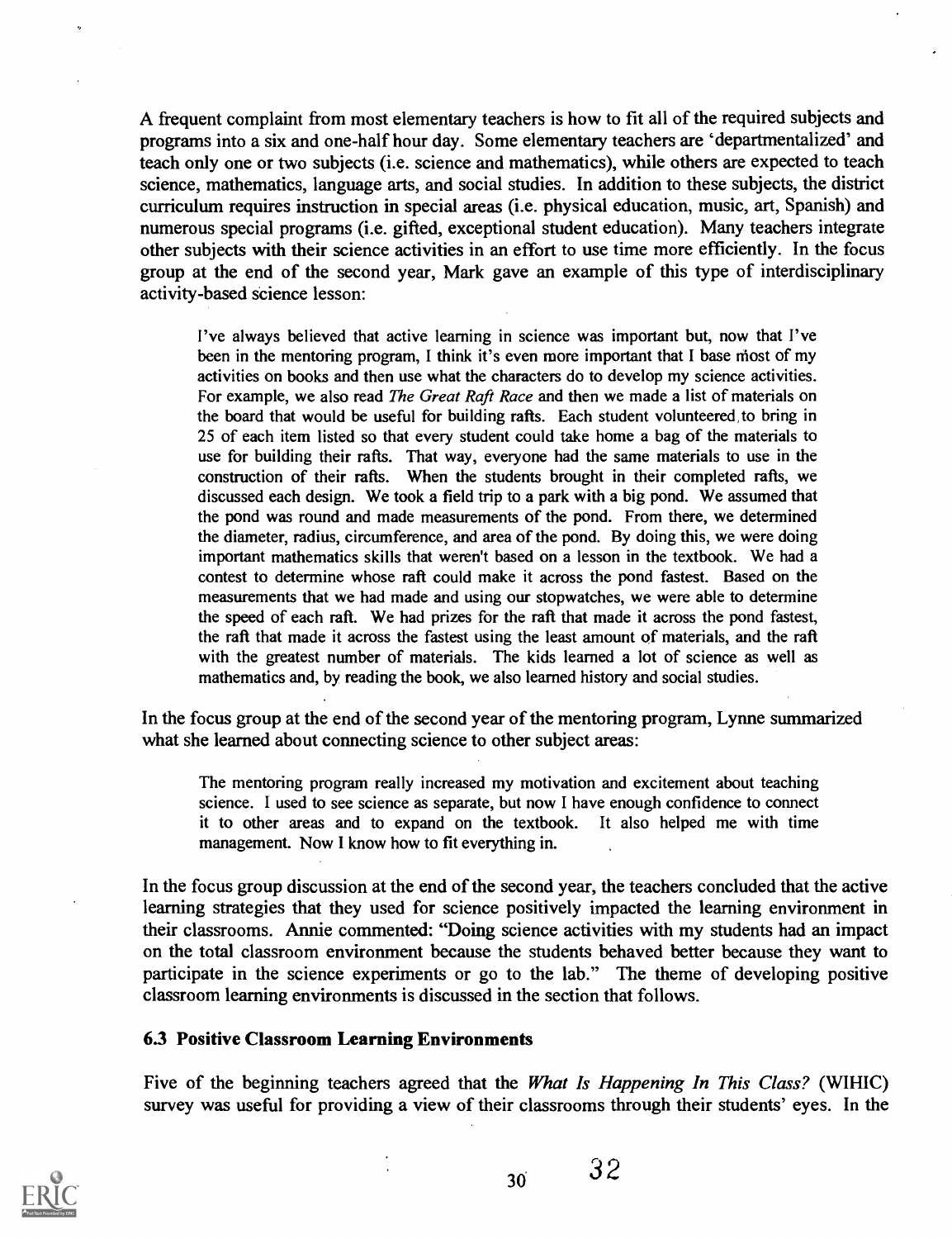A frequent complaint from most elementary teachers is how to fit all of the required subjects and programs into a six and one-half hour day. Some elementary teachers are 'departmentalized' and teach only one or two subjects (i.e. science and mathematics), while others are expected to teach science, mathematics, language arts, and social studies. In addition to these subjects, the district curriculum requires instruction in special areas (i.e. physical education, music, art, Spanish) and numerous special programs (i.e. gifted, exceptional student education). Many teachers integrate other subjects with their science activities in an effort to use time more efficiently. In the focus group at the end of the second year, Mark gave an example of this type of interdisciplinary activity-based science lesson:

> I've always believed that active learning in science was important but, now that I've been in the mentoring program, I think it's even more important that I base most of my activities on books and then use what the characters do to develop my science activities. For example, we also read *The Great Raft Race* and then we made a list of materials on the board that would be useful for building rafts. Each student volunteered to bring in 25 of each item listed so that every student could take home a bag of the materials to use for building their rafts. That way, everyone had the same materials to use in the construction of their rafts. When the students brought in their completed rafts, we discussed each design. We took a field trip to a park with a big pond. We assumed that the pond was round and made measurements of the pond. From there, we determined the diameter, radius, circumference, and area of the pond. By doing this, we were doing important mathematics skills that weren't based on a lesson in the textbook. We had a contest to determine whose raft could make it across the pond fastest. Based on the measurements that we had made and using our stopwatches, we were able to determine the speed of each raft. We had prizes for the raft that made it across the pond fastest, the raft that made it across the fastest using the least amount of materials, and the raft with the greatest number of materials. The kids learned a lot of science as well as mathematics and, by reading the book, we also learned history and social studies.

In the focus group at the end of the second year of the mentoring program, Lynne summarized what she learned about connecting science to other subject areas:

> The mentoring program really increased my motivation and excitement about teaching science. I used to see science as separate, but now I have enough confidence to connect it to other areas and to expand on the textbook. It also helped me with time management. Now I know how to fit everything in.

In the focus group discussion at the end of the second year, the teachers concluded that the active learning strategies that they used for science positively impacted the learning environment in their classrooms. Annie commented: "Doing science activities with my students had an impact on the total classroom environment because the students behaved better because they want to participate in the science experiments or go to the lab." The theme of developing positive classroom learning environments is discussed in the section that follows.

### 6.3 Positive Classroom Learning Environments

Five of the beginning teachers agreed that the *What Is Happening In This Class?* (WIHIC) survey was useful for providing a view of their classrooms through their students' eyes. In the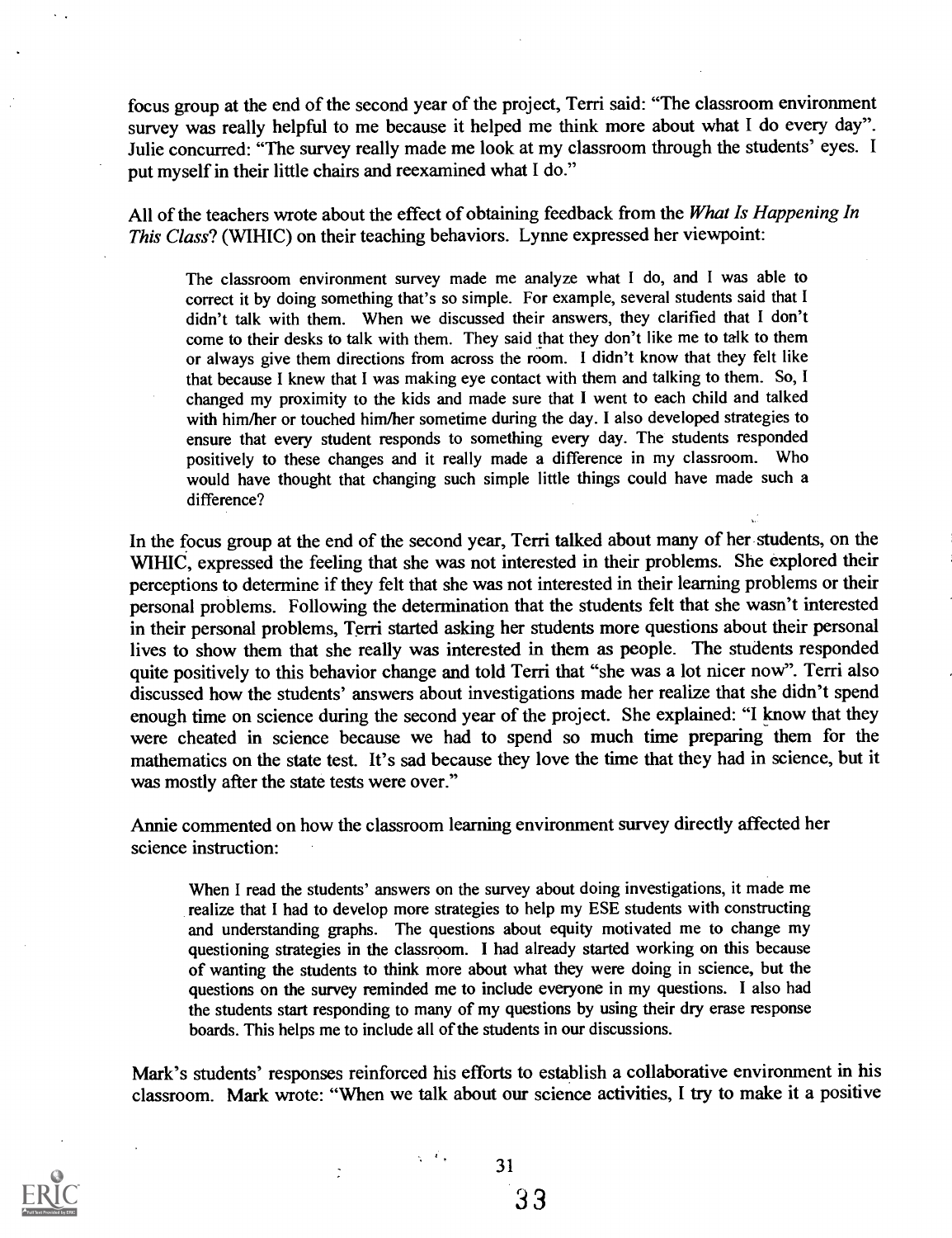focus group at the end of the second year of the project, Terri said: "The classroom environment survey was really helpful to me because it helped me think more about what I do every day". Julie concurred: "The survey really made me look at my classroom through the students' eyes. I put myself in their little chairs and reexamined what I do."

All of the teachers wrote about the effect of obtaining feedback from the *What Is Happening In This Class*? (WIHIC) on their teaching behaviors. Lynne expressed her viewpoint:

> The classroom environment survey made me analyze what I do, and I was able to correct it by doing something that's so simple. For example, several students said that I didn't talk with them. When we discussed their answers, they clarified that I don't come to their desks to talk with them. They said that they don't like me to talk to them or always give them directions from across the room. I didn't know that they felt like that because I knew that I was making eye contact with them and talking to them. So, I changed my proximity to the kids and made sure that I went to each child and talked with him/her or touched him/her sometime during the day. I also developed strategies to ensure that every student responds to something every day. The students responded positively to these changes and it really made a difference in my classroom. Who would have thought that changing such simple little things could have made such a difference?

In the focus group at the end of the second year, Terri talked about many of her students, on the WIHIC, expressed the feeling that she was not interested in their problems. She explored their perceptions to determine if they felt that she was not interested in their learning problems or their personal problems. Following the determination that the students felt that she wasn't interested in their personal problems, Terri started asking her students more questions about their personal lives to show them that she really was interested in them as people. The students responded quite positively to this behavior change and told Terri that "she was a lot nicer now". Terri also discussed how the students' answers about investigations made her realize that she didn't spend enough time on science during the second year of the project. She explained: "I know that they were cheated in science because we had to spend so much time preparing them for the mathematics on the state test. It's sad because they love the time that they had in science, but it was mostly after the state tests were over."

Annie commented on how the classroom learning environment survey directly affected her science instruction:

> When I read the students' answers on the survey about doing investigations, it made me realize that I had to develop more strategies to help my ESE students with constructing and understanding graphs. The questions about equity motivated me to change my questioning strategies in the classroom. I had already started working on this because of wanting the students to think more about what they were doing in science, but the questions on the survey reminded me to include everyone in my questions. I also had the students start responding to many of my questions by using their dry erase response boards. This helps me to include all of the students in our discussions.

Mark's students' responses reinforced his efforts to establish a collaborative environment in his classroom. Mark wrote: "When we talk about our science activities, I try to make it a positive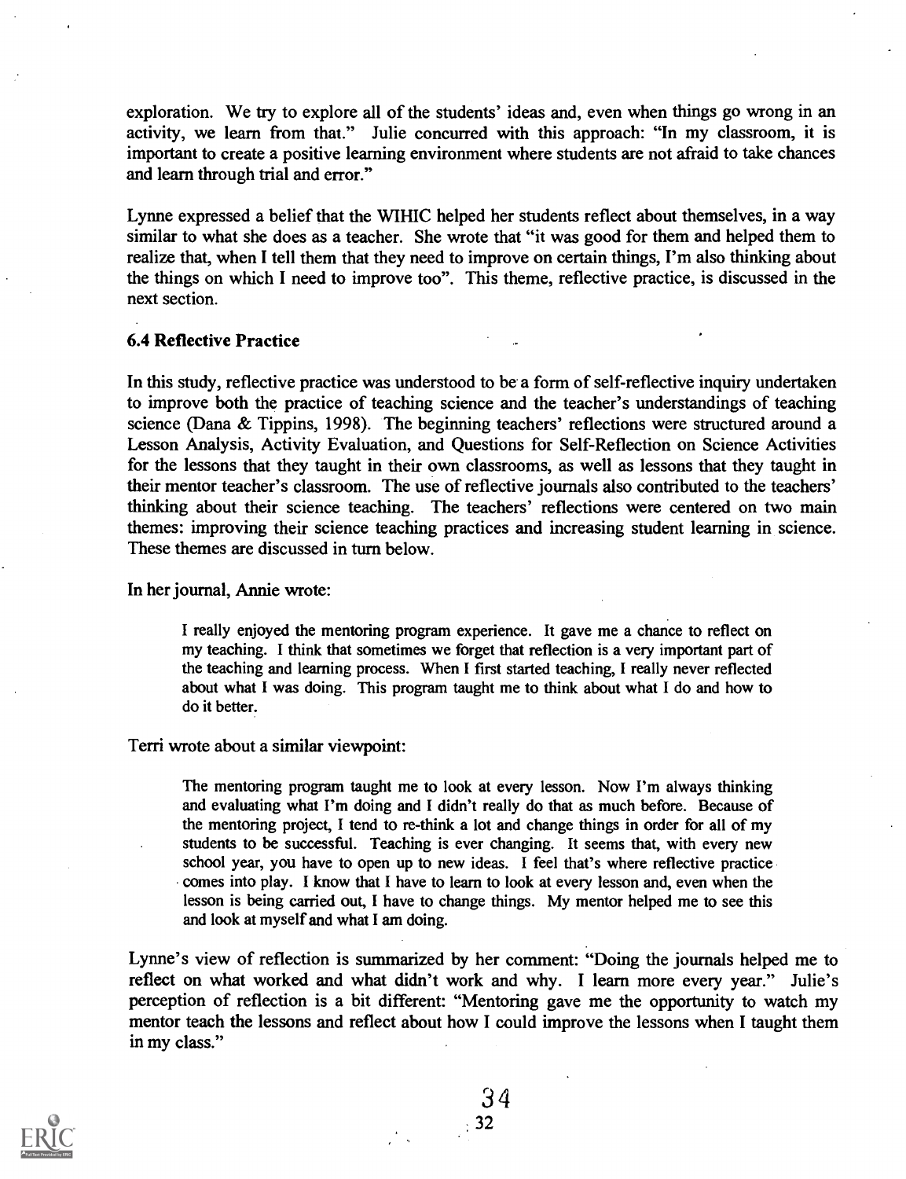exploration. We try to explore all of the students' ideas and, even when things go wrong in an activity, we learn from that." Julie concurred with this approach: "In my classroom, it is important to create a positive learning environment where students are not afraid to take chances and learn through trial and error."

Lynne expressed a belief that the WIHIC helped her students reflect about themselves, in a way similar to what she does as a teacher. She wrote that "it was good for them and helped them to realize that, when I tell them that they need to improve on certain things, I'm also thinking about the things on which I need to improve too". This theme, reflective practice, is discussed in the next section.

### 6.4 Reflective Practice

In this study, reflective practice was understood to be a form of self-reflective inquiry undertaken to improve both the practice of teaching science and the teacher's understandings of teaching science (Dana & Tippins, 1998). The beginning teachers' reflections were structured around a Lesson Analysis, Activity Evaluation, and Questions for Self-Reflection on Science Activities for the lessons that they taught in their own classrooms, as well as lessons that they taught in their mentor teacher's classroom. The use of reflective journals also contributed to the teachers' thinking about their science teaching. The teachers' reflections were centered on two main themes: improving their science teaching practices and increasing student learning in science. These themes are discussed in turn below.

In her journal, Annie wrote:

> I really enjoyed the mentoring program experience. It gave me a chance to reflect on my teaching. I think that sometimes we forget that reflection is a very important part of the teaching and learning process. When I first started teaching, I really never reflected about what I was doing. This program taught me to think about what I do and how to do it better.

Terri wrote about a similar viewpoint:

> The mentoring program taught me to look at every lesson. Now I'm always thinking and evaluating what I'm doing and I didn't really do that as much before. Because of the mentoring project, I tend to re-think a lot and change things in order for all of my students to be successful. Teaching is ever changing. It seems that, with every new school year, you have to open up to new ideas. I feel that's where reflective practice comes into play. I know that I have to learn to look at every lesson and, even when the lesson is being carried out, I have to change things. My mentor helped me to see this and look at myself and what I am doing.

Lynne's view of reflection is summarized by her comment: "Doing the journals helped me to reflect on what worked and what didn't work and why. I learn more every year." Julie's perception of reflection is a bit different: "Mentoring gave me the opportunity to watch my mentor teach the lessons and reflect about how I could improve the lessons when I taught them in my class."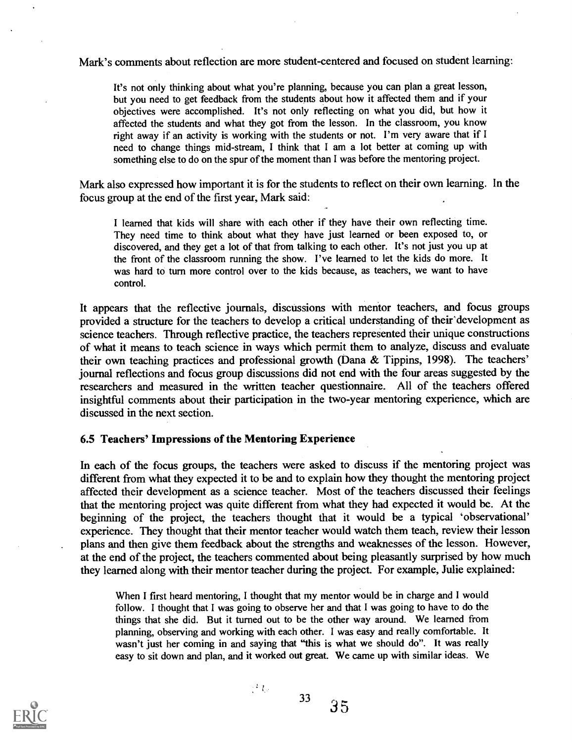Mark's comments about reflection are more student-centered and focused on student learning:

> It's not only thinking about what you're planning, because you can plan a great lesson, but you need to get feedback from the students about how it affected them and if your objectives were accomplished. It's not only reflecting on what you did, but how it affected the students and what they got from the lesson. In the classroom, you know right away if an activity is working with the students or not. I'm very aware that if I need to change things mid-stream, I think that I am a lot better at coming up with something else to do on the spur of the moment than I was before the mentoring project.

Mark also expressed how important it is for the students to reflect on their own learning. In the focus group at the end of the first year, Mark said:

> I learned that kids will share with each other if they have their own reflecting time. They need time to think about what they have just learned or been exposed to, or discovered, and they get a lot of that from talking to each other. It's not just you up at the front of the classroom running the show. I've learned to let the kids do more. It was hard to turn more control over to the kids because, as teachers, we want to have control.

It appears that the reflective journals, discussions with mentor teachers, and focus groups provided a structure for the teachers to develop a critical understanding of their development as science teachers. Through reflective practice, the teachers represented their unique constructions of what it means to teach science in ways which permit them to analyze, discuss and evaluate their own teaching practices and professional growth (Dana & Tippins, 1998). The teachers' journal reflections and focus group discussions did not end with the four areas suggested by the researchers and measured in the written teacher questionnaire. All of the teachers offered insightful comments about their participation in the two-year mentoring experience, which are discussed in the next section.

### 6.5 Teachers' Impressions of the Mentoring Experience

In each of the focus groups, the teachers were asked to discuss if the mentoring project was different from what they expected it to be and to explain how they thought the mentoring project affected their development as a science teacher. Most of the teachers discussed their feelings that the mentoring project was quite different from what they had expected it would be. At the beginning of the project, the teachers thought that it would be a typical 'observational' experience. They thought that their mentor teacher would watch them teach, review their lesson plans and then give them feedback about the strengths and weaknesses of the lesson. However, at the end of the project, the teachers commented about being pleasantly surprised by how much they learned along with their mentor teacher during the project. For example, Julie explained:

> When I first heard mentoring, I thought that my mentor would be in charge and I would follow. I thought that I was going to observe her and that I was going to have to do the things that she did. But it turned out to be the other way around. We learned from planning, observing and working with each other. I was easy and really comfortable. It wasn't just her coming in and saying that "this is what we should do". It was really easy to sit down and plan, and it worked out great. We came up with similar ideas. We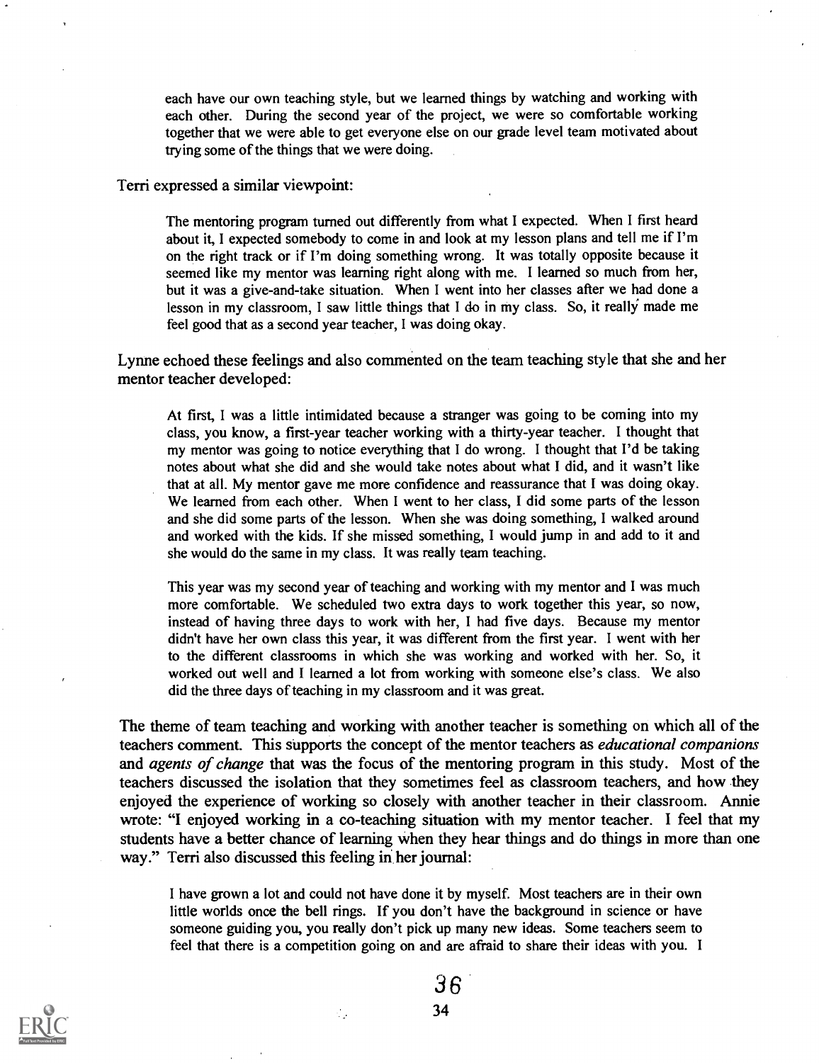> each have our own teaching style, but we learned things by watching and working with each other. During the second year of the project, we were so comfortable working together that we were able to get everyone else on our grade level team motivated about trying some of the things that we were doing.

Terri expressed a similar viewpoint:

> The mentoring program turned out differently from what I expected. When I first heard about it, I expected somebody to come in and look at my lesson plans and tell me if I'm on the right track or if I'm doing something wrong. It was totally opposite because it seemed like my mentor was learning right along with me. I learned so much from her, but it was a give-and-take situation. When I went into her classes after we had done a lesson in my classroom, I saw little things that I do in my class. So, it really made me feel good that as a second year teacher, I was doing okay.

Lynne echoed these feelings and also commented on the team teaching style that she and her mentor teacher developed:

> At first, I was a little intimidated because a stranger was going to be coming into my class, you know, a first-year teacher working with a thirty-year teacher. I thought that my mentor was going to notice everything that I do wrong. I thought that I'd be taking notes about what she did and she would take notes about what I did, and it wasn't like that at all. My mentor gave me more confidence and reassurance that I was doing okay. We learned from each other. When I went to her class, I did some parts of the lesson and she did some parts of the lesson. When she was doing something, I walked around and worked with the kids. If she missed something, I would jump in and add to it and she would do the same in my class. It was really team teaching.
>
> This year was my second year of teaching and working with my mentor and I was much more comfortable. We scheduled two extra days to work together this year, so now, instead of having three days to work with her, I had five days. Because my mentor didn't have her own class this year, it was different from the first year. I went with her to the different classrooms in which she was working and worked with her. So, it worked out well and I learned a lot from working with someone else's class. We also did the three days of teaching in my classroom and it was great.

The theme of team teaching and working with another teacher is something on which all of the teachers comment. This supports the concept of the mentor teachers as *educational companions* and *agents of change* that was the focus of the mentoring program in this study. Most of the teachers discussed the isolation that they sometimes feel as classroom teachers, and how they enjoyed the experience of working so closely with another teacher in their classroom. Annie wrote: "I enjoyed working in a co-teaching situation with my mentor teacher. I feel that my students have a better chance of learning when they hear things and do things in more than one way." Terri also discussed this feeling in her journal:

> I have grown a lot and could not have done it by myself. Most teachers are in their own little worlds once the bell rings. If you don't have the background in science or have someone guiding you, you really don't pick up many new ideas. Some teachers seem to feel that there is a competition going on and are afraid to share their ideas with you. I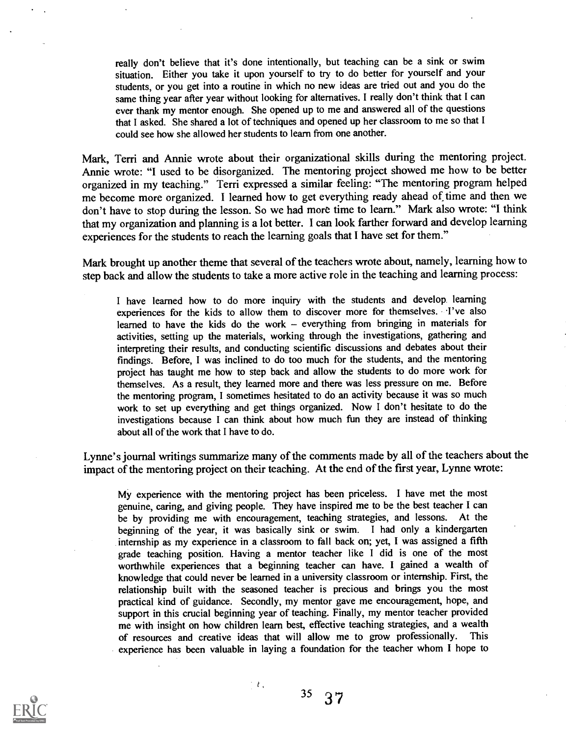> really don't believe that it's done intentionally, but teaching can be a sink or swim situation. Either you take it upon yourself to try to do better for yourself and your students, or you get into a routine in which no new ideas are tried out and you do the same thing year after year without looking for alternatives. I really don't think that I can ever thank my mentor enough. She opened up to me and answered all of the questions that I asked. She shared a lot of techniques and opened up her classroom to me so that I could see how she allowed her students to learn from one another.

Mark, Terri and Annie wrote about their organizational skills during the mentoring project. Annie wrote: "I used to be disorganized. The mentoring project showed me how to be better organized in my teaching." Terri expressed a similar feeling: "The mentoring program helped me become more organized. I learned how to get everything ready ahead of time and then we don't have to stop during the lesson. So we had more time to learn." Mark also wrote: "I think that my organization and planning is a lot better. I can look farther forward and develop learning experiences for the students to reach the learning goals that I have set for them."

Mark brought up another theme that several of the teachers wrote about, namely, learning how to step back and allow the students to take a more active role in the teaching and learning process:

> I have learned how to do more inquiry with the students and develop learning experiences for the kids to allow them to discover more for themselves. I've also learned to have the kids do the work – everything from bringing in materials for activities, setting up the materials, working through the investigations, gathering and interpreting their results, and conducting scientific discussions and debates about their findings. Before, I was inclined to do too much for the students, and the mentoring project has taught me how to step back and allow the students to do more work for themselves. As a result, they learned more and there was less pressure on me. Before the mentoring program, I sometimes hesitated to do an activity because it was so much work to set up everything and get things organized. Now I don't hesitate to do the investigations because I can think about how much fun they are instead of thinking about all of the work that I have to do.

Lynne's journal writings summarize many of the comments made by all of the teachers about the impact of the mentoring project on their teaching. At the end of the first year, Lynne wrote:

> My experience with the mentoring project has been priceless. I have met the most genuine, caring, and giving people. They have inspired me to be the best teacher I can be by providing me with encouragement, teaching strategies, and lessons. At the beginning of the year, it was basically sink or swim. I had only a kindergarten internship as my experience in a classroom to fall back on; yet, I was assigned a fifth grade teaching position. Having a mentor teacher like I did is one of the most worthwhile experiences that a beginning teacher can have. I gained a wealth of knowledge that could never be learned in a university classroom or internship. First, the relationship built with the seasoned teacher is precious and brings you the most practical kind of guidance. Secondly, my mentor gave me encouragement, hope, and support in this crucial beginning year of teaching. Finally, my mentor teacher provided me with insight on how children learn best, effective teaching strategies, and a wealth of resources and creative ideas that will allow me to grow professionally. This experience has been valuable in laying a foundation for the teacher whom I hope to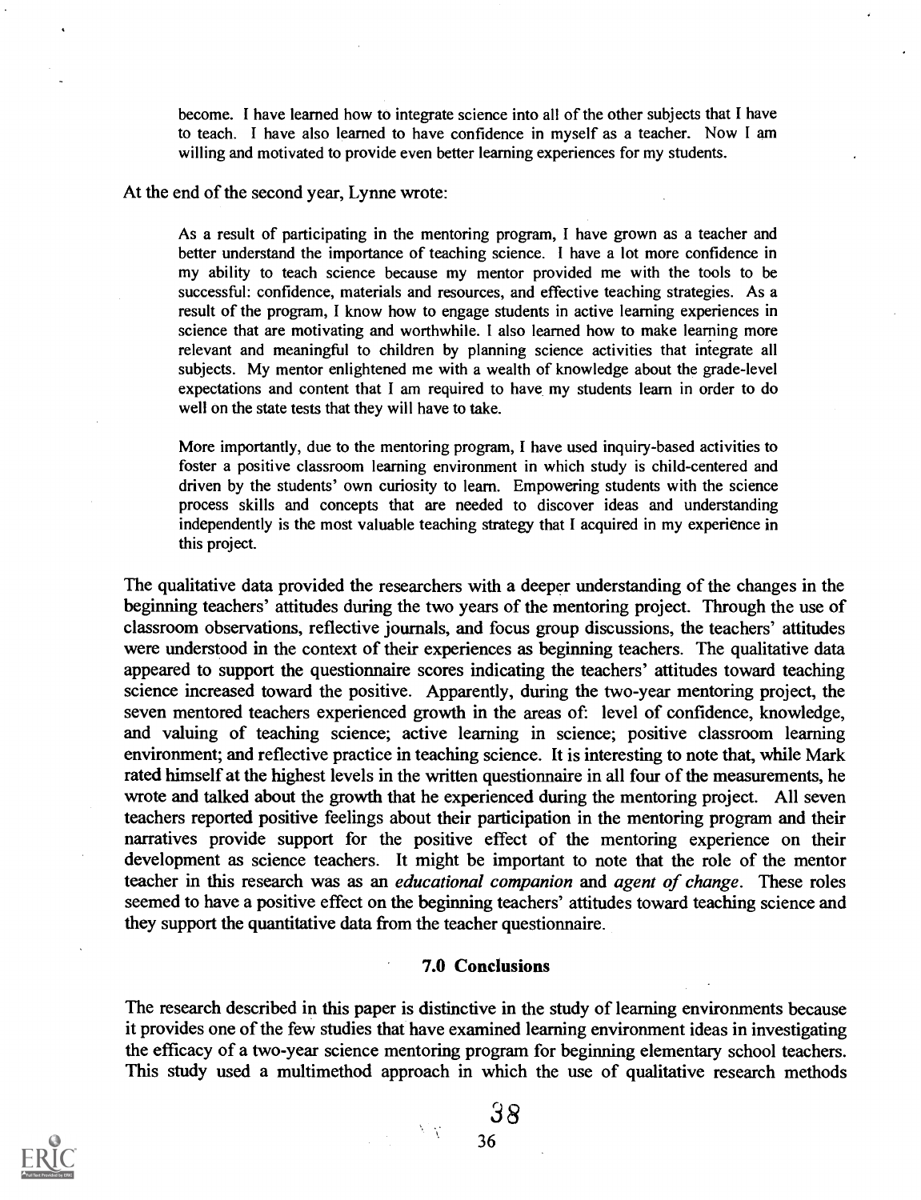> become. I have learned how to integrate science into all of the other subjects that I have to teach. I have also learned to have confidence in myself as a teacher. Now I am willing and motivated to provide even better learning experiences for my students.

At the end of the second year, Lynne wrote:

> As a result of participating in the mentoring program, I have grown as a teacher and better understand the importance of teaching science. I have a lot more confidence in my ability to teach science because my mentor provided me with the tools to be successful: confidence, materials and resources, and effective teaching strategies. As a result of the program, I know how to engage students in active learning experiences in science that are motivating and worthwhile. I also learned how to make learning more relevant and meaningful to children by planning science activities that integrate all subjects. My mentor enlightened me with a wealth of knowledge about the grade-level expectations and content that I am required to have my students learn in order to do well on the state tests that they will have to take.
>
> More importantly, due to the mentoring program, I have used inquiry-based activities to foster a positive classroom learning environment in which study is child-centered and driven by the students' own curiosity to learn. Empowering students with the science process skills and concepts that are needed to discover ideas and understanding independently is the most valuable teaching strategy that I acquired in my experience in this project.

The qualitative data provided the researchers with a deeper understanding of the changes in the beginning teachers' attitudes during the two years of the mentoring project. Through the use of classroom observations, reflective journals, and focus group discussions, the teachers' attitudes were understood in the context of their experiences as beginning teachers. The qualitative data appeared to support the questionnaire scores indicating the teachers' attitudes toward teaching science increased toward the positive. Apparently, during the two-year mentoring project, the seven mentored teachers experienced growth in the areas of: level of confidence, knowledge, and valuing of teaching science; active learning in science; positive classroom learning environment; and reflective practice in teaching science. It is interesting to note that, while Mark rated himself at the highest levels in the written questionnaire in all four of the measurements, he wrote and talked about the growth that he experienced during the mentoring project. All seven teachers reported positive feelings about their participation in the mentoring program and their narratives provide support for the positive effect of the mentoring experience on their development as science teachers. It might be important to note that the role of the mentor teacher in this research was as an *educational companion* and *agent of change*. These roles seemed to have a positive effect on the beginning teachers' attitudes toward teaching science and they support the quantitative data from the teacher questionnaire.

## 7.0 Conclusions

The research described in this paper is distinctive in the study of learning environments because it provides one of the few studies that have examined learning environment ideas in investigating the efficacy of a two-year science mentoring program for beginning elementary school teachers. This study used a multimethod approach in which the use of qualitative research methods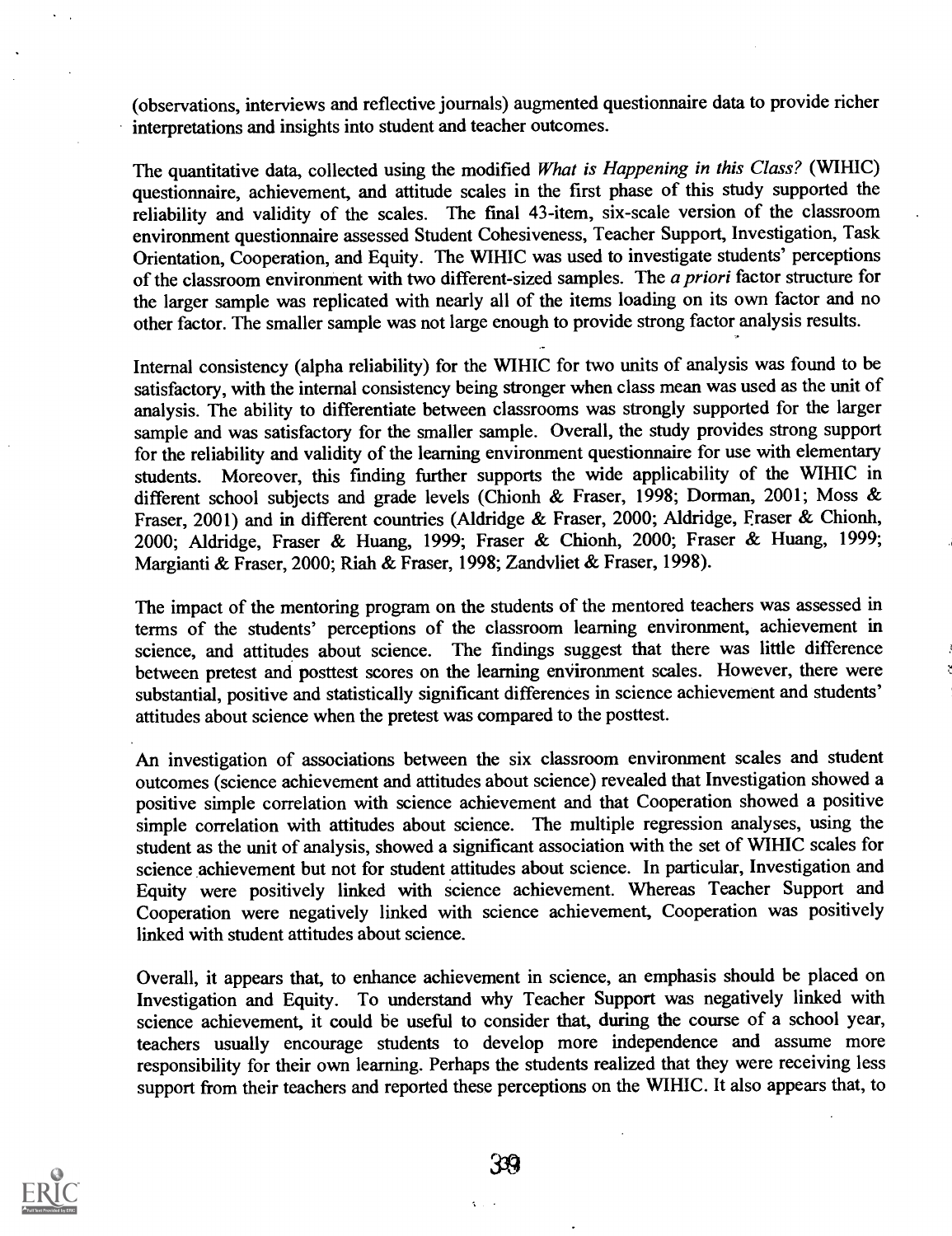(observations, interviews and reflective journals) augmented questionnaire data to provide richer interpretations and insights into student and teacher outcomes.

The quantitative data, collected using the modified *What is Happening in this Class?* (WIHIC) questionnaire, achievement, and attitude scales in the first phase of this study supported the reliability and validity of the scales. The final 43-item, six-scale version of the classroom environment questionnaire assessed Student Cohesiveness, Teacher Support, Investigation, Task Orientation, Cooperation, and Equity. The WIHIC was used to investigate students' perceptions of the classroom environment with two different-sized samples. The *a priori* factor structure for the larger sample was replicated with nearly all of the items loading on its own factor and no other factor. The smaller sample was not large enough to provide strong factor analysis results.

Internal consistency (alpha reliability) for the WIHIC for two units of analysis was found to be satisfactory, with the internal consistency being stronger when class mean was used as the unit of analysis. The ability to differentiate between classrooms was strongly supported for the larger sample and was satisfactory for the smaller sample. Overall, the study provides strong support for the reliability and validity of the learning environment questionnaire for use with elementary students. Moreover, this finding further supports the wide applicability of the WIHIC in different school subjects and grade levels (Chionh & Fraser, 1998; Dorman, 2001; Moss & Fraser, 2001) and in different countries (Aldridge & Fraser, 2000; Aldridge, Fraser & Chionh, 2000; Aldridge, Fraser & Huang, 1999; Fraser & Chionh, 2000; Fraser & Huang, 1999; Margianti & Fraser, 2000; Riah & Fraser, 1998; Zandvliet & Fraser, 1998).

The impact of the mentoring program on the students of the mentored teachers was assessed in terms of the students' perceptions of the classroom learning environment, achievement in science, and attitudes about science. The findings suggest that there was little difference between pretest and posttest scores on the learning environment scales. However, there were substantial, positive and statistically significant differences in science achievement and students' attitudes about science when the pretest was compared to the posttest.

An investigation of associations between the six classroom environment scales and student outcomes (science achievement and attitudes about science) revealed that Investigation showed a positive simple correlation with science achievement and that Cooperation showed a positive simple correlation with attitudes about science. The multiple regression analyses, using the student as the unit of analysis, showed a significant association with the set of WIHIC scales for science achievement but not for student attitudes about science. In particular, Investigation and Equity were positively linked with science achievement. Whereas Teacher Support and Cooperation were negatively linked with science achievement, Cooperation was positively linked with student attitudes about science.

Overall, it appears that, to enhance achievement in science, an emphasis should be placed on Investigation and Equity. To understand why Teacher Support was negatively linked with science achievement, it could be useful to consider that, during the course of a school year, teachers usually encourage students to develop more independence and assume more responsibility for their own learning. Perhaps the students realized that they were receiving less support from their teachers and reported these perceptions on the WIHIC. It also appears that, to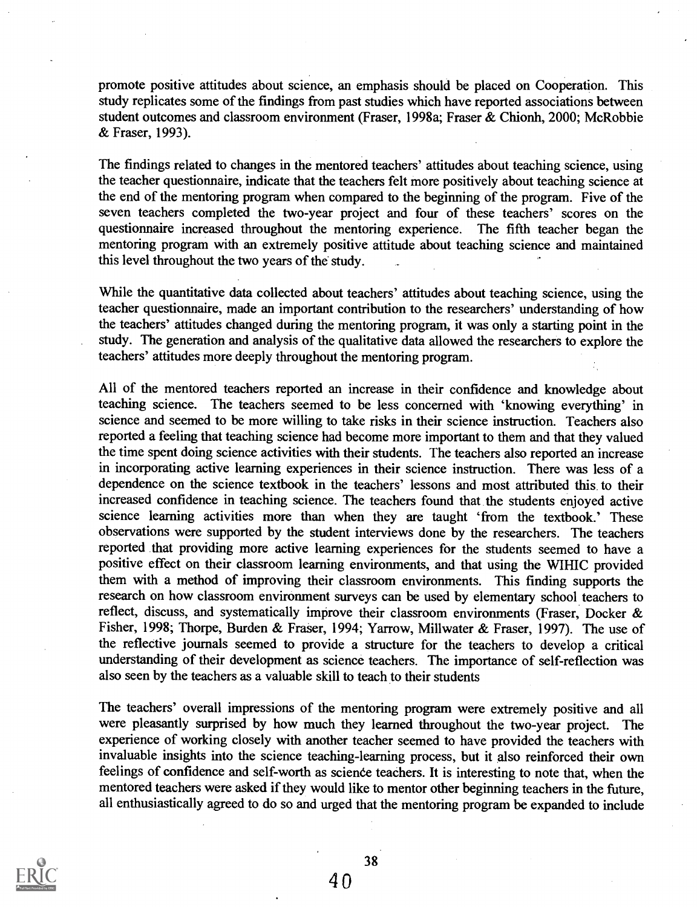promote positive attitudes about science, an emphasis should be placed on Cooperation. This study replicates some of the findings from past studies which have reported associations between student outcomes and classroom environment (Fraser, 1998a; Fraser & Chionh, 2000; McRobbie & Fraser, 1993).

The findings related to changes in the mentored teachers' attitudes about teaching science, using the teacher questionnaire, indicate that the teachers felt more positively about teaching science at the end of the mentoring program when compared to the beginning of the program. Five of the seven teachers completed the two-year project and four of these teachers' scores on the questionnaire increased throughout the mentoring experience. The fifth teacher began the mentoring program with an extremely positive attitude about teaching science and maintained this level throughout the two years of the study.

While the quantitative data collected about teachers' attitudes about teaching science, using the teacher questionnaire, made an important contribution to the researchers' understanding of how the teachers' attitudes changed during the mentoring program, it was only a starting point in the study. The generation and analysis of the qualitative data allowed the researchers to explore the teachers' attitudes more deeply throughout the mentoring program.

All of the mentored teachers reported an increase in their confidence and knowledge about teaching science. The teachers seemed to be less concerned with 'knowing everything' in science and seemed to be more willing to take risks in their science instruction. Teachers also reported a feeling that teaching science had become more important to them and that they valued the time spent doing science activities with their students. The teachers also reported an increase in incorporating active learning experiences in their science instruction. There was less of a dependence on the science textbook in the teachers' lessons and most attributed this to their increased confidence in teaching science. The teachers found that the students enjoyed active science learning activities more than when they are taught 'from the textbook.' These observations were supported by the student interviews done by the researchers. The teachers reported that providing more active learning experiences for the students seemed to have a positive effect on their classroom learning environments, and that using the WIHIC provided them with a method of improving their classroom environments. This finding supports the research on how classroom environment surveys can be used by elementary school teachers to reflect, discuss, and systematically improve their classroom environments (Fraser, Docker & Fisher, 1998; Thorpe, Burden & Fraser, 1994; Yarrow, Millwater & Fraser, 1997). The use of the reflective journals seemed to provide a structure for the teachers to develop a critical understanding of their development as science teachers. The importance of self-reflection was also seen by the teachers as a valuable skill to teach to their students

The teachers' overall impressions of the mentoring program were extremely positive and all were pleasantly surprised by how much they learned throughout the two-year project. The experience of working closely with another teacher seemed to have provided the teachers with invaluable insights into the science teaching-learning process, but it also reinforced their own feelings of confidence and self-worth as science teachers. It is interesting to note that, when the mentored teachers were asked if they would like to mentor other beginning teachers in the future, all enthusiastically agreed to do so and urged that the mentoring program be expanded to include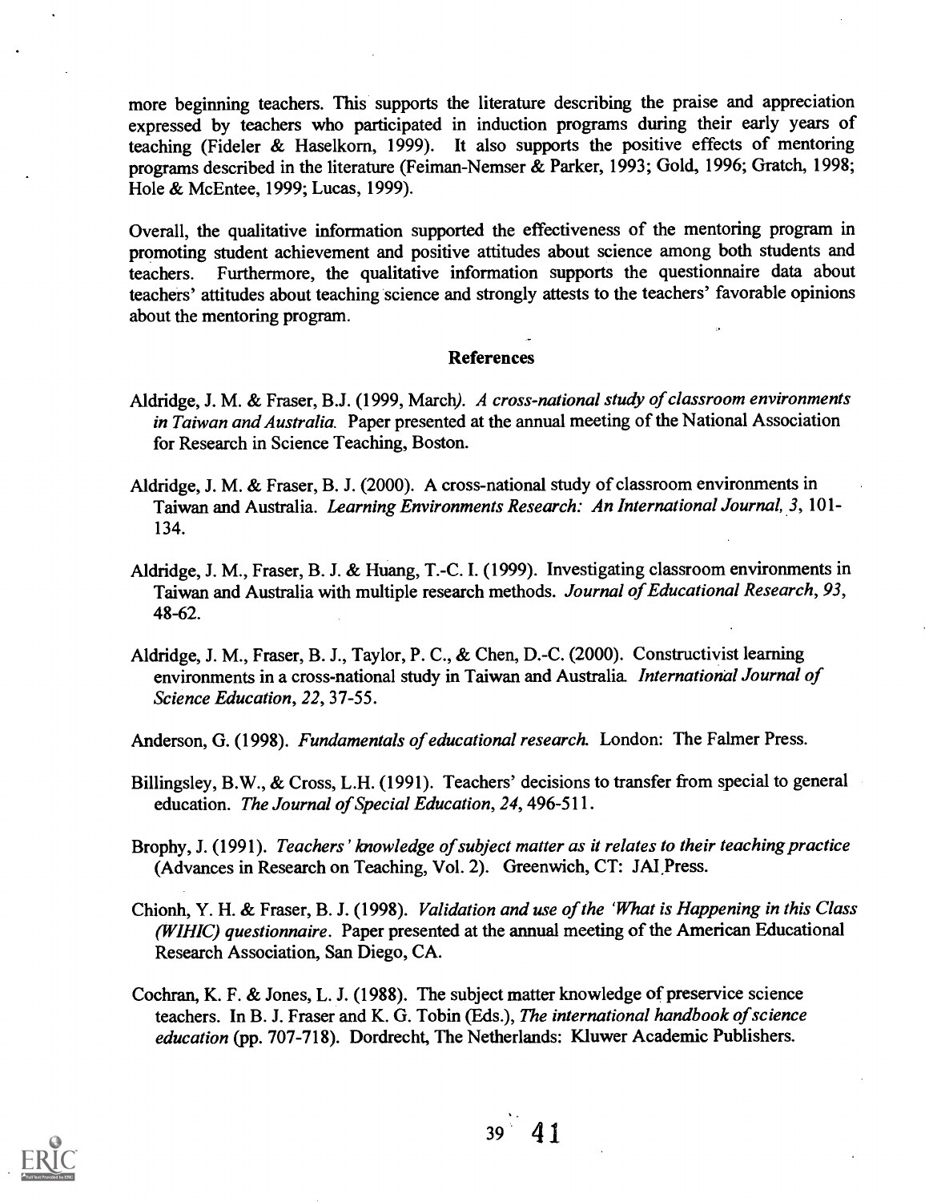more beginning teachers. This supports the literature describing the praise and appreciation expressed by teachers who participated in induction programs during their early years of teaching (Fideler & Haselkorn, 1999). It also supports the positive effects of mentoring programs described in the literature (Feiman-Nemser & Parker, 1993; Gold, 1996; Gratch, 1998; Hole & McEntee, 1999; Lucas, 1999).

Overall, the qualitative information supported the effectiveness of the mentoring program in promoting student achievement and positive attitudes about science among both students and teachers. Furthermore, the qualitative information supports the questionnaire data about teachers' attitudes about teaching science and strongly attests to the teachers' favorable opinions about the mentoring program.

## References

Aldridge, J. M. & Fraser, B.J. (1999, March). *A cross-national study of classroom environments in Taiwan and Australia.* Paper presented at the annual meeting of the National Association for Research in Science Teaching, Boston.

Aldridge, J. M. & Fraser, B. J. (2000). A cross-national study of classroom environments in Taiwan and Australia. *Learning Environments Research: An International Journal, 3*, 101-134.

Aldridge, J. M., Fraser, B. J. & Huang, T.-C. I. (1999). Investigating classroom environments in Taiwan and Australia with multiple research methods. *Journal of Educational Research, 93*, 48-62.

Aldridge, J. M., Fraser, B. J., Taylor, P. C., & Chen, D.-C. (2000). Constructivist learning environments in a cross-national study in Taiwan and Australia. *International Journal of Science Education, 22*, 37-55.

Anderson, G. (1998). *Fundamentals of educational research.* London: The Falmer Press.

Billingsley, B.W., & Cross, L.H. (1991). Teachers' decisions to transfer from special to general education. *The Journal of Special Education, 24*, 496-511.

Brophy, J. (1991). *Teachers' knowledge of subject matter as it relates to their teaching practice* (Advances in Research on Teaching, Vol. 2). Greenwich, CT: JAI Press.

Chionh, Y. H. & Fraser, B. J. (1998). *Validation and use of the 'What is Happening in this Class (WIHIC) questionnaire*. Paper presented at the annual meeting of the American Educational Research Association, San Diego, CA.

Cochran, K. F. & Jones, L. J. (1988). The subject matter knowledge of preservice science teachers. In B. J. Fraser and K. G. Tobin (Eds.), *The international handbook of science education* (pp. 707-718). Dordrecht, The Netherlands: Kluwer Academic Publishers.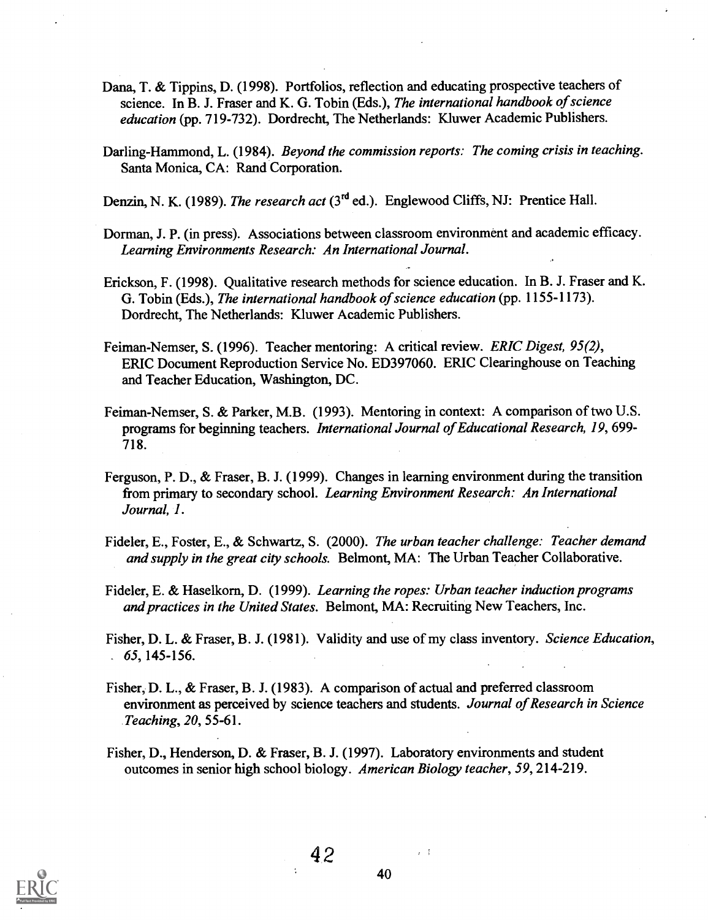Dana, T. & Tippins, D. (1998). Portfolios, reflection and educating prospective teachers of science. In B. J. Fraser and K. G. Tobin (Eds.), *The international handbook of science education* (pp. 719-732). Dordrecht, The Netherlands: Kluwer Academic Publishers.

Darling-Hammond, L. (1984). *Beyond the commission reports: The coming crisis in teaching.* Santa Monica, CA: Rand Corporation.

Denzin, N. K. (1989). *The research act* (3rd ed.). Englewood Cliffs, NJ: Prentice Hall.

Dorman, J. P. (in press). Associations between classroom environment and academic efficacy. *Learning Environments Research: An International Journal.*

Erickson, F. (1998). Qualitative research methods for science education. In B. J. Fraser and K. G. Tobin (Eds.), *The international handbook of science education* (pp. 1155-1173). Dordrecht, The Netherlands: Kluwer Academic Publishers.

Feiman-Nemser, S. (1996). Teacher mentoring: A critical review. *ERIC Digest, 95(2)*, ERIC Document Reproduction Service No. ED397060. ERIC Clearinghouse on Teaching and Teacher Education, Washington, DC.

Feiman-Nemser, S. & Parker, M.B. (1993). Mentoring in context: A comparison of two U.S. programs for beginning teachers. *International Journal of Educational Research, 19*, 699-718.

Ferguson, P. D., & Fraser, B. J. (1999). Changes in learning environment during the transition from primary to secondary school. *Learning Environment Research: An International Journal, 1*.

Fideler, E., Foster, E., & Schwartz, S. (2000). *The urban teacher challenge: Teacher demand and supply in the great city schools.* Belmont, MA: The Urban Teacher Collaborative.

Fideler, E. & Haselkorn, D. (1999). *Learning the ropes: Urban teacher induction programs and practices in the United States.* Belmont, MA: Recruiting New Teachers, Inc.

Fisher, D. L. & Fraser, B. J. (1981). Validity and use of my class inventory. *Science Education, 65*, 145-156.

Fisher, D. L., & Fraser, B. J. (1983). A comparison of actual and preferred classroom environment as perceived by science teachers and students. *Journal of Research in Science Teaching, 20*, 55-61.

Fisher, D., Henderson, D. & Fraser, B. J. (1997). Laboratory environments and student outcomes in senior high school biology. *American Biology teacher, 59*, 214-219.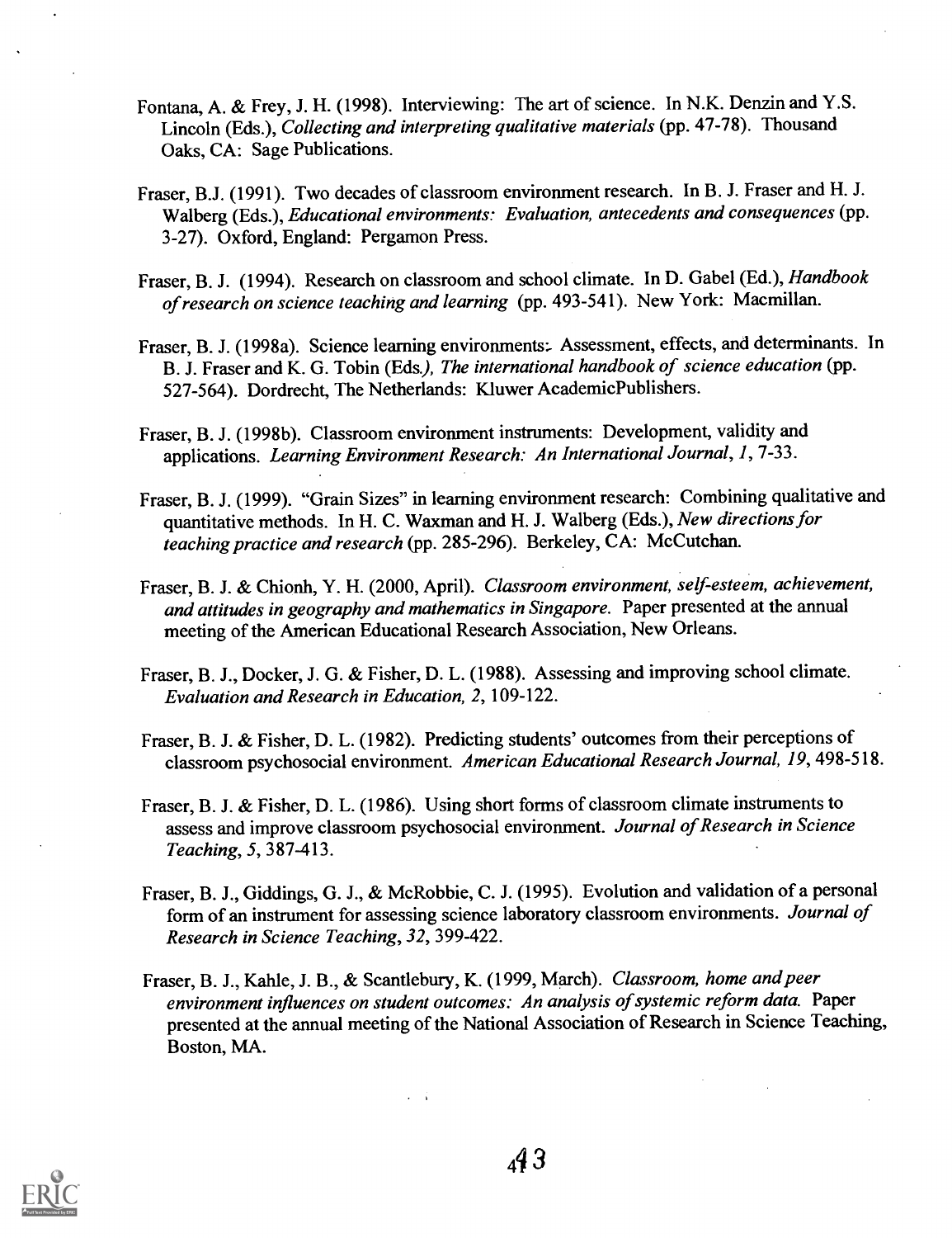Fontana, A. & Frey, J. H. (1998). Interviewing: The art of science. In N.K. Denzin and Y.S. Lincoln (Eds.), *Collecting and interpreting qualitative materials* (pp. 47-78). Thousand Oaks, CA: Sage Publications.

Fraser, B.J. (1991). Two decades of classroom environment research. In B. J. Fraser and H. J. Walberg (Eds.), *Educational environments: Evaluation, antecedents and consequences* (pp. 3-27). Oxford, England: Pergamon Press.

Fraser, B. J. (1994). Research on classroom and school climate. In D. Gabel (Ed.), *Handbook of research on science teaching and learning* (pp. 493-541). New York: Macmillan.

Fraser, B. J. (1998a). Science learning environments: Assessment, effects, and determinants. In B. J. Fraser and K. G. Tobin (Eds.), *The international handbook of science education* (pp. 527-564). Dordrecht, The Netherlands: Kluwer AcademicPublishers.

Fraser, B. J. (1998b). Classroom environment instruments: Development, validity and applications. *Learning Environment Research: An International Journal, 1*, 7-33.

Fraser, B. J. (1999). "Grain Sizes" in learning environment research: Combining qualitative and quantitative methods. In H. C. Waxman and H. J. Walberg (Eds.), *New directions for teaching practice and research* (pp. 285-296). Berkeley, CA: McCutchan.

Fraser, B. J. & Chionh, Y. H. (2000, April). *Classroom environment, self-esteem, achievement, and attitudes in geography and mathematics in Singapore.* Paper presented at the annual meeting of the American Educational Research Association, New Orleans.

Fraser, B. J., Docker, J. G. & Fisher, D. L. (1988). Assessing and improving school climate. *Evaluation and Research in Education, 2*, 109-122.

Fraser, B. J. & Fisher, D. L. (1982). Predicting students' outcomes from their perceptions of classroom psychosocial environment. *American Educational Research Journal, 19*, 498-518.

Fraser, B. J. & Fisher, D. L. (1986). Using short forms of classroom climate instruments to assess and improve classroom psychosocial environment. *Journal of Research in Science Teaching, 5*, 387-413.

Fraser, B. J., Giddings, G. J., & McRobbie, C. J. (1995). Evolution and validation of a personal form of an instrument for assessing science laboratory classroom environments. *Journal of Research in Science Teaching, 32*, 399-422.

Fraser, B. J., Kahle, J. B., & Scantlebury, K. (1999, March). *Classroom, home and peer environment influences on student outcomes: An analysis of systemic reform data.* Paper presented at the annual meeting of the National Association of Research in Science Teaching, Boston, MA.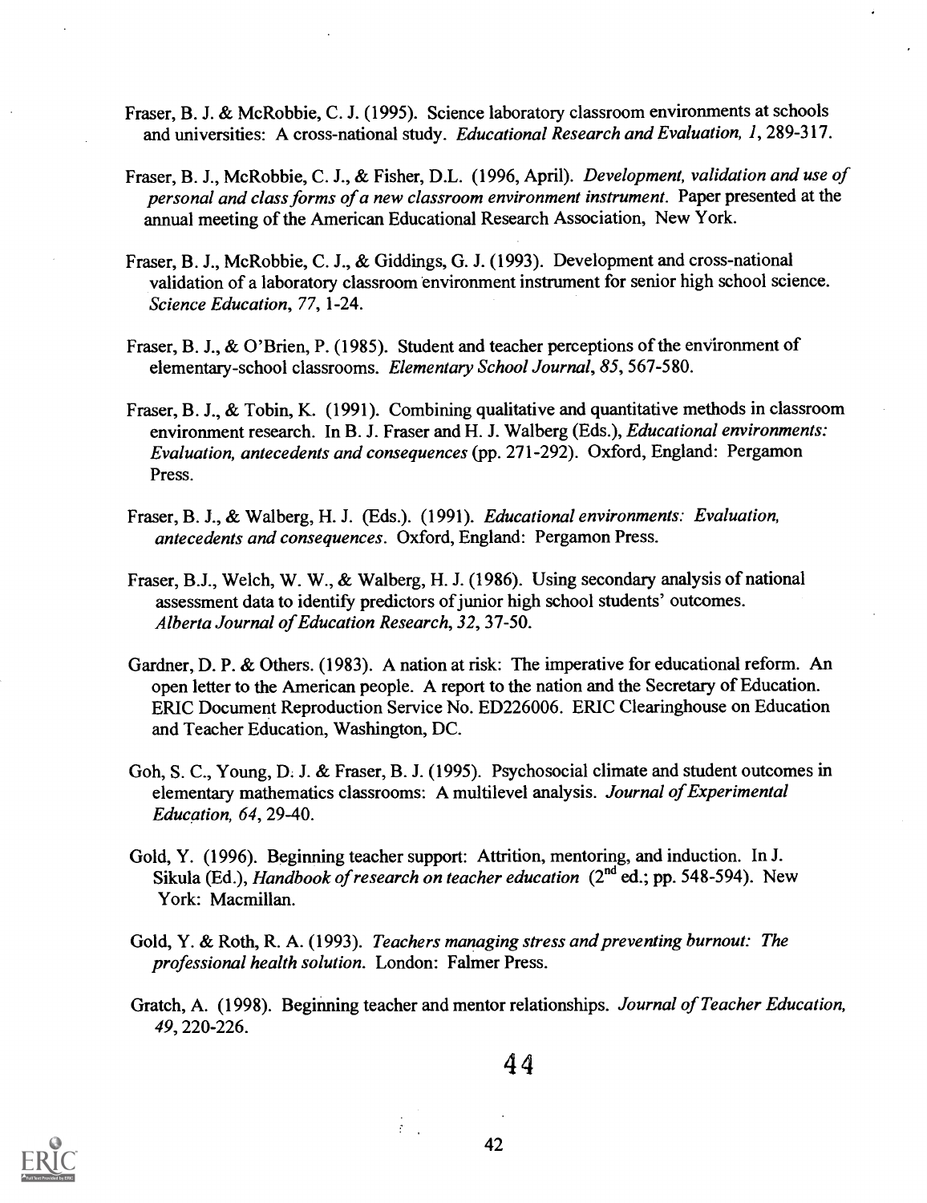Fraser, B. J. & McRobbie, C. J. (1995). Science laboratory classroom environments at schools and universities: A cross-national study. *Educational Research and Evaluation, 1*, 289-317.

Fraser, B. J., McRobbie, C. J., & Fisher, D.L. (1996, April). *Development, validation and use of personal and class forms of a new classroom environment instrument*. Paper presented at the annual meeting of the American Educational Research Association, New York.

Fraser, B. J., McRobbie, C. J., & Giddings, G. J. (1993). Development and cross-national validation of a laboratory classroom environment instrument for senior high school science. *Science Education, 77*, 1-24.

Fraser, B. J., & O'Brien, P. (1985). Student and teacher perceptions of the environment of elementary-school classrooms. *Elementary School Journal, 85*, 567-580.

Fraser, B. J., & Tobin, K. (1991). Combining qualitative and quantitative methods in classroom environment research. In B. J. Fraser and H. J. Walberg (Eds.), *Educational environments: Evaluation, antecedents and consequences* (pp. 271-292). Oxford, England: Pergamon Press.

Fraser, B. J., & Walberg, H. J. (Eds.). (1991). *Educational environments: Evaluation, antecedents and consequences*. Oxford, England: Pergamon Press.

Fraser, B.J., Welch, W. W., & Walberg, H. J. (1986). Using secondary analysis of national assessment data to identify predictors of junior high school students' outcomes. *Alberta Journal of Education Research, 32*, 37-50.

Gardner, D. P. & Others. (1983). A nation at risk: The imperative for educational reform. An open letter to the American people. A report to the nation and the Secretary of Education. ERIC Document Reproduction Service No. ED226006. ERIC Clearinghouse on Education and Teacher Education, Washington, DC.

Goh, S. C., Young, D. J. & Fraser, B. J. (1995). Psychosocial climate and student outcomes in elementary mathematics classrooms: A multilevel analysis. *Journal of Experimental Education, 64*, 29-40.

Gold, Y. (1996). Beginning teacher support: Attrition, mentoring, and induction. In J. Sikula (Ed.), *Handbook of research on teacher education* (2nd ed.; pp. 548-594). New York: Macmillan.

Gold, Y. & Roth, R. A. (1993). *Teachers managing stress and preventing burnout: The professional health solution*. London: Falmer Press.

Gratch, A. (1998). Beginning teacher and mentor relationships. *Journal of Teacher Education, 49*, 220-226.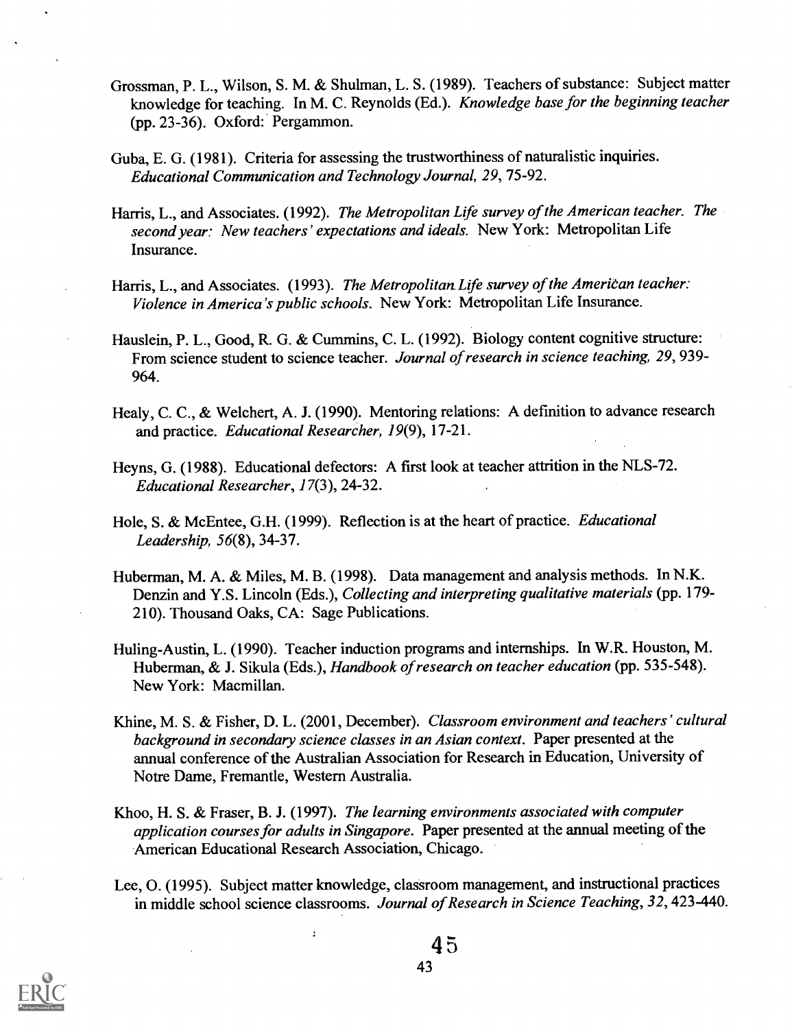Grossman, P. L., Wilson, S. M. & Shulman, L. S. (1989). Teachers of substance: Subject matter knowledge for teaching. In M. C. Reynolds (Ed.). *Knowledge base for the beginning teacher* (pp. 23-36). Oxford: Pergammon.

Guba, E. G. (1981). Criteria for assessing the trustworthiness of naturalistic inquiries. *Educational Communication and Technology Journal, 29*, 75-92.

Harris, L., and Associates. (1992). *The Metropolitan Life survey of the American teacher. The second year: New teachers' expectations and ideals.* New York: Metropolitan Life Insurance.

Harris, L., and Associates. (1993). *The Metropolitan Life survey of the American teacher: Violence in America's public schools.* New York: Metropolitan Life Insurance.

Hauslein, P. L., Good, R. G. & Cummins, C. L. (1992). Biology content cognitive structure: From science student to science teacher. *Journal of research in science teaching, 29*, 939-964.

Healy, C. C., & Welchert, A. J. (1990). Mentoring relations: A definition to advance research and practice. *Educational Researcher, 19*(9), 17-21.

Heyns, G. (1988). Educational defectors: A first look at teacher attrition in the NLS-72. *Educational Researcher*, *17*(3), 24-32.

Hole, S. & McEntee, G.H. (1999). Reflection is at the heart of practice. *Educational Leadership, 56*(8), 34-37.

Huberman, M. A. & Miles, M. B. (1998). Data management and analysis methods. In N.K. Denzin and Y.S. Lincoln (Eds.), *Collecting and interpreting qualitative materials* (pp. 179-210). Thousand Oaks, CA: Sage Publications.

Huling-Austin, L. (1990). Teacher induction programs and internships. In W.R. Houston, M. Huberman, & J. Sikula (Eds.), *Handbook of research on teacher education* (pp. 535-548). New York: Macmillan.

Khine, M. S. & Fisher, D. L. (2001, December). *Classroom environment and teachers' cultural background in secondary science classes in an Asian context.* Paper presented at the annual conference of the Australian Association for Research in Education, University of Notre Dame, Fremantle, Western Australia.

Khoo, H. S. & Fraser, B. J. (1997). *The learning environments associated with computer application courses for adults in Singapore.* Paper presented at the annual meeting of the American Educational Research Association, Chicago.

Lee, O. (1995). Subject matter knowledge, classroom management, and instructional practices in middle school science classrooms. *Journal of Research in Science Teaching, 32*, 423-440.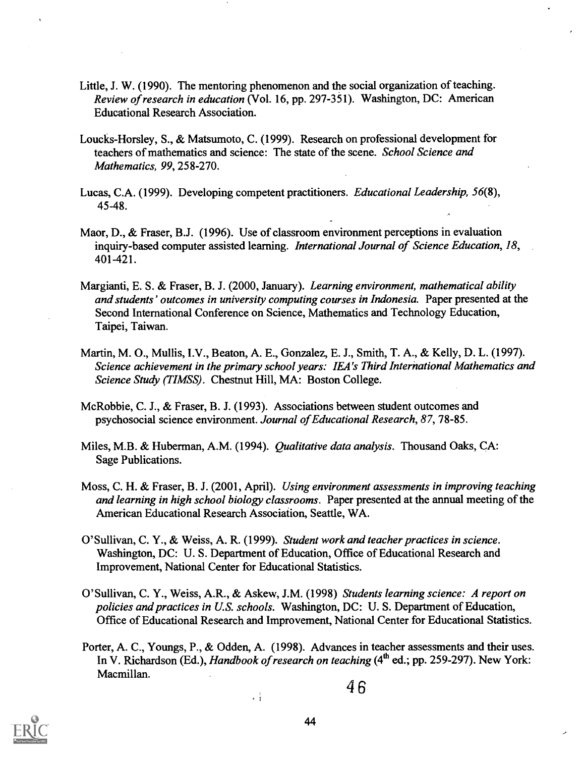Little, J. W. (1990). The mentoring phenomenon and the social organization of teaching. *Review of research in education* (Vol. 16, pp. 297-351). Washington, DC: American Educational Research Association.

Loucks-Horsley, S., & Matsumoto, C. (1999). Research on professional development for teachers of mathematics and science: The state of the scene. *School Science and Mathematics, 99*, 258-270.

Lucas, C.A. (1999). Developing competent practitioners. *Educational Leadership, 56*(8), 45-48.

Maor, D., & Fraser, B.J. (1996). Use of classroom environment perceptions in evaluation inquiry-based computer assisted learning. *International Journal of Science Education, 18*, 401-421.

Margianti, E. S. & Fraser, B. J. (2000, January). *Learning environment, mathematical ability and students' outcomes in university computing courses in Indonesia.* Paper presented at the Second International Conference on Science, Mathematics and Technology Education, Taipei, Taiwan.

Martin, M. O., Mullis, I.V., Beaton, A. E., Gonzalez, E. J., Smith, T. A., & Kelly, D. L. (1997). *Science achievement in the primary school years: IEA's Third International Mathematics and Science Study (TIMSS).* Chestnut Hill, MA: Boston College.

McRobbie, C. J., & Fraser, B. J. (1993). Associations between student outcomes and psychosocial science environment. *Journal of Educational Research, 87*, 78-85.

Miles, M.B. & Huberman, A.M. (1994). *Qualitative data analysis.* Thousand Oaks, CA: Sage Publications.

Moss, C. H. & Fraser, B. J. (2001, April). *Using environment assessments in improving teaching and learning in high school biology classrooms.* Paper presented at the annual meeting of the American Educational Research Association, Seattle, WA.

O'Sullivan, C. Y., & Weiss, A. R. (1999). *Student work and teacher practices in science.* Washington, DC: U. S. Department of Education, Office of Educational Research and Improvement, National Center for Educational Statistics.

O'Sullivan, C. Y., Weiss, A.R., & Askew, J.M. (1998) *Students learning science: A report on policies and practices in U.S. schools.* Washington, DC: U. S. Department of Education, Office of Educational Research and Improvement, National Center for Educational Statistics.

Porter, A. C., Youngs, P., & Odden, A. (1998). Advances in teacher assessments and their uses. In V. Richardson (Ed.), *Handbook of research on teaching* (4th ed.; pp. 259-297). New York: Macmillan.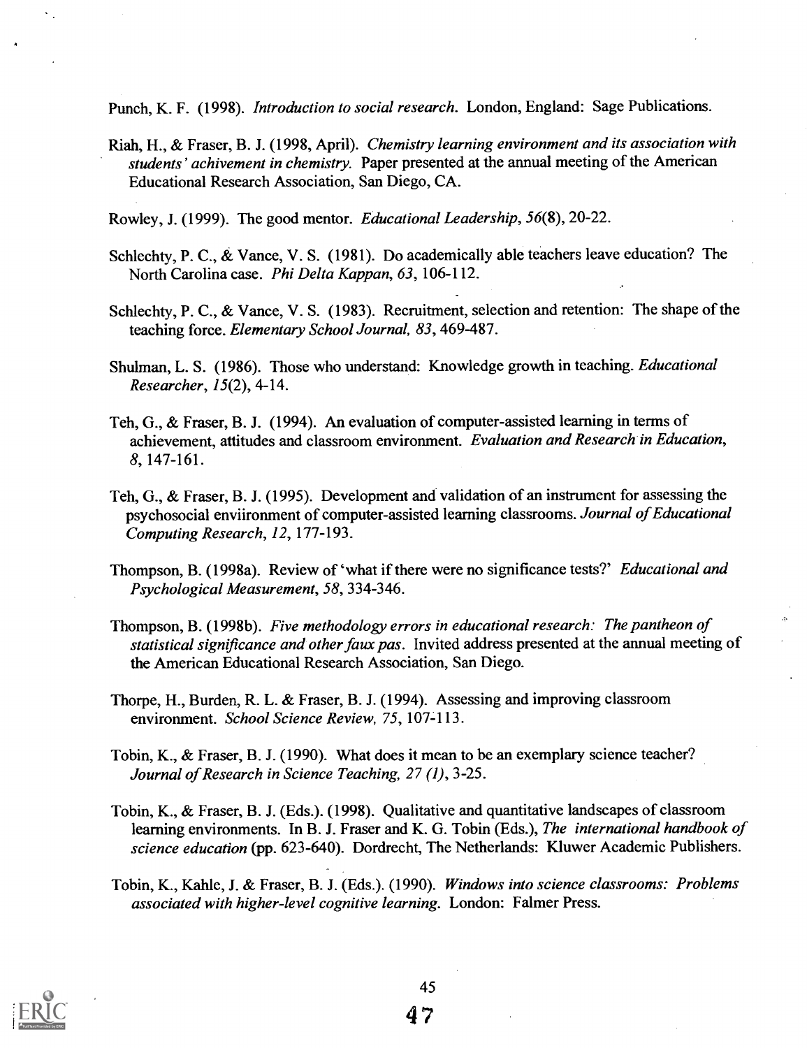Punch, K. F. (1998). *Introduction to social research.* London, England: Sage Publications.

Riah, H., & Fraser, B. J. (1998, April). *Chemistry learning environment and its association with students' achivement in chemistry.* Paper presented at the annual meeting of the American Educational Research Association, San Diego, CA.

Rowley, J. (1999). The good mentor. *Educational Leadership, 56*(8), 20-22.

Schlechty, P. C., & Vance, V. S. (1981). Do academically able teachers leave education? The North Carolina case. *Phi Delta Kappan, 63*, 106-112.

Schlechty, P. C., & Vance, V. S. (1983). Recruitment, selection and retention: The shape of the teaching force. *Elementary School Journal, 83*, 469-487.

Shulman, L. S. (1986). Those who understand: Knowledge growth in teaching. *Educational Researcher, 15*(2), 4-14.

Teh, G., & Fraser, B. J. (1994). An evaluation of computer-assisted learning in terms of achievement, attitudes and classroom environment. *Evaluation and Research in Education, 8*, 147-161.

Teh, G., & Fraser, B. J. (1995). Development and validation of an instrument for assessing the psychosocial enviironment of computer-assisted learning classrooms. *Journal of Educational Computing Research, 12*, 177-193.

Thompson, B. (1998a). Review of 'what if there were no significance tests?' *Educational and Psychological Measurement, 58*, 334-346.

Thompson, B. (1998b). *Five methodology errors in educational research: The pantheon of statistical significance and other faux pas.* Invited address presented at the annual meeting of the American Educational Research Association, San Diego.

Thorpe, H., Burden, R. L. & Fraser, B. J. (1994). Assessing and improving classroom environment. *School Science Review, 75*, 107-113.

Tobin, K., & Fraser, B. J. (1990). What does it mean to be an exemplary science teacher? *Journal of Research in Science Teaching, 27 (1)*, 3-25.

Tobin, K., & Fraser, B. J. (Eds.). (1998). Qualitative and quantitative landscapes of classroom learning environments. In B. J. Fraser and K. G. Tobin (Eds.), *The international handbook of science education* (pp. 623-640). Dordrecht, The Netherlands: Kluwer Academic Publishers.

Tobin, K., Kahle, J. & Fraser, B. J. (Eds.). (1990). *Windows into science classrooms: Problems associated with higher-level cognitive learning.* London: Falmer Press.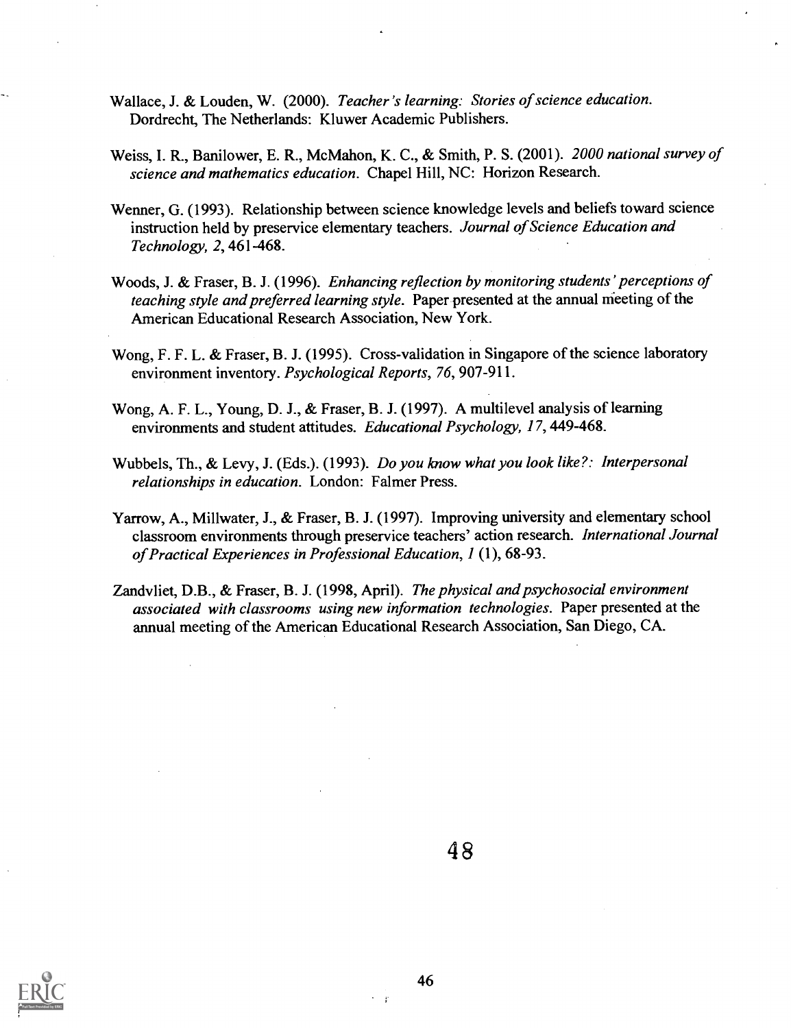Wallace, J. & Louden, W. (2000). *Teacher's learning: Stories of science education.* Dordrecht, The Netherlands: Kluwer Academic Publishers.

Weiss, I. R., Banilower, E. R., McMahon, K. C., & Smith, P. S. (2001). *2000 national survey of science and mathematics education.* Chapel Hill, NC: Horizon Research.

Wenner, G. (1993). Relationship between science knowledge levels and beliefs toward science instruction held by preservice elementary teachers. *Journal of Science Education and Technology, 2,* 461-468.

Woods, J. & Fraser, B. J. (1996). *Enhancing reflection by monitoring students' perceptions of teaching style and preferred learning style.* Paper presented at the annual meeting of the American Educational Research Association, New York.

Wong, F. F. L. & Fraser, B. J. (1995). Cross-validation in Singapore of the science laboratory environment inventory. *Psychological Reports, 76,* 907-911.

Wong, A. F. L., Young, D. J., & Fraser, B. J. (1997). A multilevel analysis of learning environments and student attitudes. *Educational Psychology, 17,* 449-468.

Wubbels, Th., & Levy, J. (Eds.). (1993). *Do you know what you look like?: Interpersonal relationships in education.* London: Falmer Press.

Yarrow, A., Millwater, J., & Fraser, B. J. (1997). Improving university and elementary school classroom environments through preservice teachers' action research. *International Journal of Practical Experiences in Professional Education, 1* (1), 68-93.

Zandvliet, D.B., & Fraser, B. J. (1998, April). *The physical and psychosocial environment associated with classrooms using new information technologies.* Paper presented at the annual meeting of the American Educational Research Association, San Diego, CA.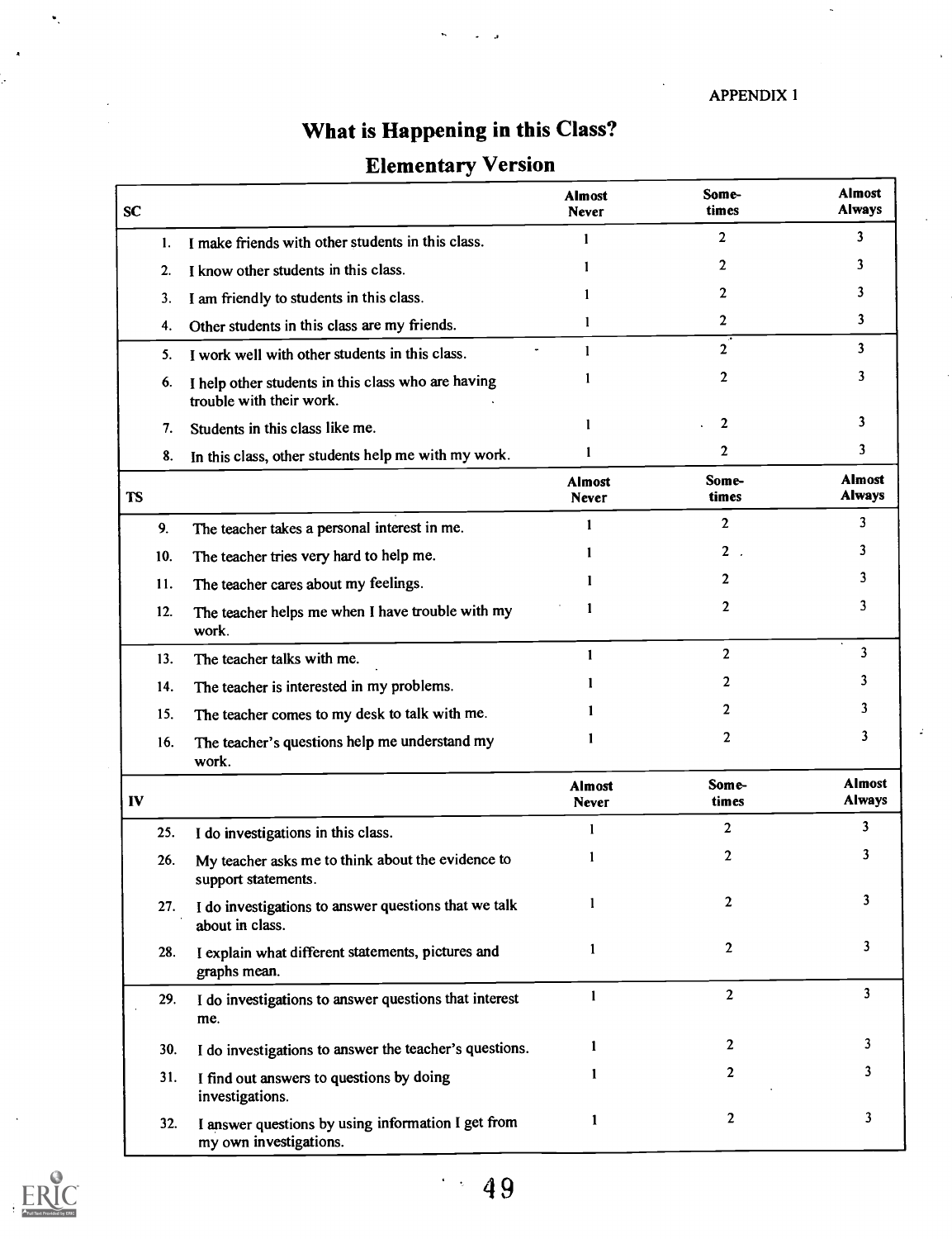APPENDIX 1

# What is Happening in this Class?

## Elementary Version

| SC | | Almost Never | Some-times | Almost Always |
|---|---|---|---|---|
| 1. | I make friends with other students in this class. | 1 | 2 | 3 |
| 2. | I know other students in this class. | 1 | 2 | 3 |
| 3. | I am friendly to students in this class. | 1 | 2 | 3 |
| 4. | Other students in this class are my friends. | 1 | 2 | 3 |
| 5. | I work well with other students in this class. | 1 | 2 | 3 |
| 6. | I help other students in this class who are having trouble with their work. | 1 | 2 | 3 |
| 7. | Students in this class like me. | 1 | 2 | 3 |
| 8. | In this class, other students help me with my work. | 1 | 2 | 3 |
| **TS** | | **Almost Never** | **Some-times** | **Almost Always** |
| 9. | The teacher takes a personal interest in me. | 1 | 2 | 3 |
| 10. | The teacher tries very hard to help me. | 1 | 2 | 3 |
| 11. | The teacher cares about my feelings. | 1 | 2 | 3 |
| 12. | The teacher helps me when I have trouble with my work. | 1 | 2 | 3 |
| 13. | The teacher talks with me. | 1 | 2 | 3 |
| 14. | The teacher is interested in my problems. | 1 | 2 | 3 |
| 15. | The teacher comes to my desk to talk with me. | 1 | 2 | 3 |
| 16. | The teacher's questions help me understand my work. | 1 | 2 | 3 |
| **IV** | | **Almost Never** | **Some-times** | **Almost Always** |
| 25. | I do investigations in this class. | 1 | 2 | 3 |
| 26. | My teacher asks me to think about the evidence to support statements. | 1 | 2 | 3 |
| 27. | I do investigations to answer questions that we talk about in class. | 1 | 2 | 3 |
| 28. | I explain what different statements, pictures and graphs mean. | 1 | 2 | 3 |
| 29. | I do investigations to answer questions that interest me. | 1 | 2 | 3 |
| 30. | I do investigations to answer the teacher's questions. | 1 | 2 | 3 |
| 31. | I find out answers to questions by doing investigations. | 1 | 2 | 3 |
| 32. | I answer questions by using information I get from my own investigations. | 1 | 2 | 3 |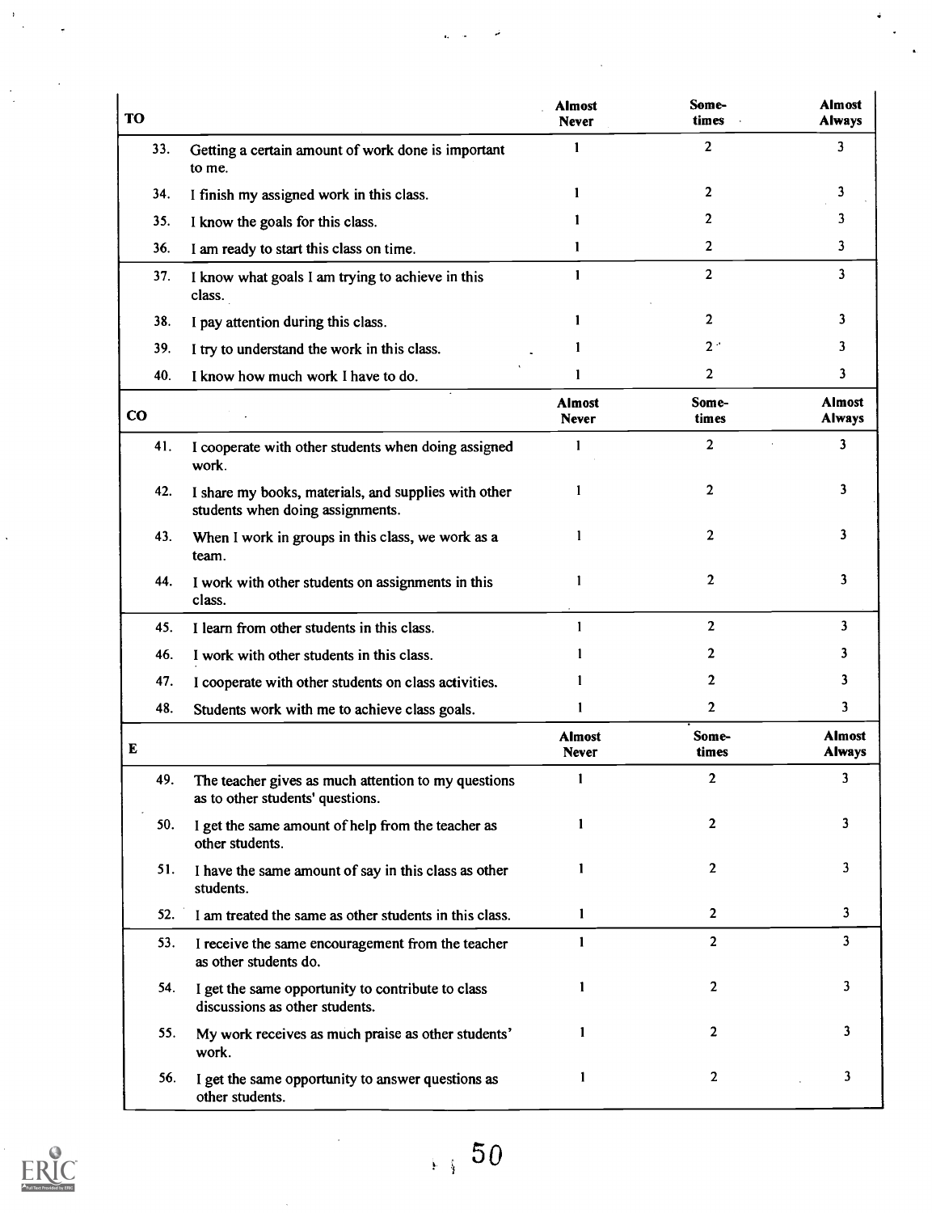| TO | | Almost Never | Some-times | Almost Always |
|---|---|---|---|---|
| 33. | Getting a certain amount of work done is important to me. | 1 | 2 | 3 |
| 34. | I finish my assigned work in this class. | 1 | 2 | 3 |
| 35. | I know the goals for this class. | 1 | 2 | 3 |
| 36. | I am ready to start this class on time. | 1 | 2 | 3 |
| 37. | I know what goals I am trying to achieve in this class. | 1 | 2 | 3 |
| 38. | I pay attention during this class. | 1 | 2 | 3 |
| 39. | I try to understand the work in this class. | 1 | 2 | 3 |
| 40. | I know how much work I have to do. | 1 | 2 | 3 |

| CO | | Almost Never | Some-times | Almost Always |
|---|---|---|---|---|
| 41. | I cooperate with other students when doing assigned work. | 1 | 2 | 3 |
| 42. | I share my books, materials, and supplies with other students when doing assignments. | 1 | 2 | 3 |
| 43. | When I work in groups in this class, we work as a team. | 1 | 2 | 3 |
| 44. | I work with other students on assignments in this class. | 1 | 2 | 3 |
| 45. | I learn from other students in this class. | 1 | 2 | 3 |
| 46. | I work with other students in this class. | 1 | 2 | 3 |
| 47. | I cooperate with other students on class activities. | 1 | 2 | 3 |
| 48. | Students work with me to achieve class goals. | 1 | 2 | 3 |

| E | | Almost Never | Some-times | Almost Always |
|---|---|---|---|---|
| 49. | The teacher gives as much attention to my questions as to other students' questions. | 1 | 2 | 3 |
| 50. | I get the same amount of help from the teacher as other students. | 1 | 2 | 3 |
| 51. | I have the same amount of say in this class as other students. | 1 | 2 | 3 |
| 52. | I am treated the same as other students in this class. | 1 | 2 | 3 |
| 53. | I receive the same encouragement from the teacher as other students do. | 1 | 2 | 3 |
| 54. | I get the same opportunity to contribute to class discussions as other students. | 1 | 2 | 3 |
| 55. | My work receives as much praise as other students' work. | 1 | 2 | 3 |
| 56. | I get the same opportunity to answer questions as other students. | 1 | 2 | 3 |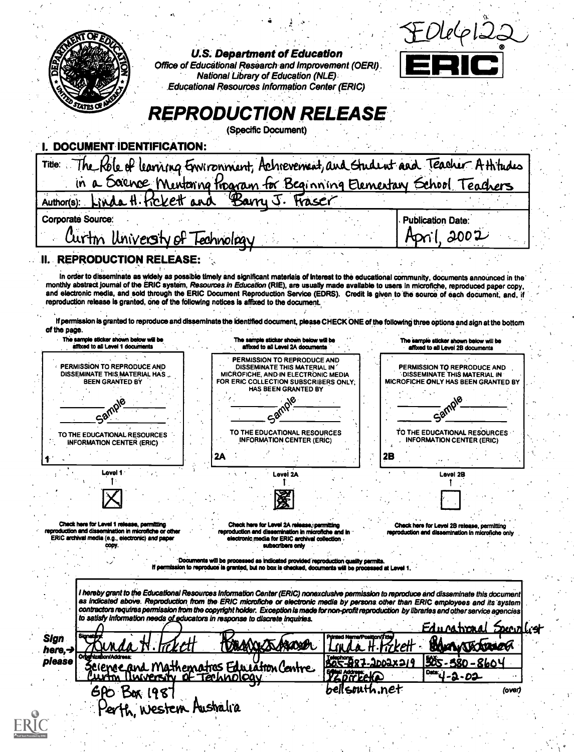ED466122

**U.S. Department of Education**
*Office of Educational Research and Improvement (OERI)*
*National Library of Education (NLE)*
*Educational Resources Information Center (ERIC)*

ERIC®

# REPRODUCTION RELEASE

(Specific Document)

## I. DOCUMENT IDENTIFICATION:

| | |
|---|---|
| Title: The Role of Learning Environment, Achievement, and Student and Teacher Attitudes in a Science Mentoring Program for Beginning Elementary School Teachers | |
| Author(s): Linda H. Pickett and Barry J. Fraser | |
| Corporate Source: Curtin University of Technology | Publication Date: April, 2002 |

## II. REPRODUCTION RELEASE:

In order to disseminate as widely as possible timely and significant materials of interest to the educational community, documents announced in the monthly abstract journal of the ERIC system, *Resources in Education* (RIE), are usually made available to users in microfiche, reproduced paper copy, and electronic media, and sold through the ERIC Document Reproduction Service (EDRS). Credit is given to the source of each document, and, if reproduction release is granted, one of the following notices is affixed to the document.

If permission is granted to reproduce and disseminate the identified document, please CHECK ONE of the following three options and sign at the bottom of the page.

| The sample sticker shown below will be affixed to all Level 1 documents | The sample sticker shown below will be affixed to all Level 2A documents | The sample sticker shown below will be affixed to all Level 2B documents |
|---|---|---|
| PERMISSION TO REPRODUCE AND DISSEMINATE THIS MATERIAL HAS BEEN GRANTED BY | PERMISSION TO REPRODUCE AND DISSEMINATE THIS MATERIAL IN MICROFICHE, AND IN ELECTRONIC MEDIA FOR ERIC COLLECTION SUBSCRIBERS ONLY, HAS BEEN GRANTED BY | PERMISSION TO REPRODUCE AND DISSEMINATE THIS MATERIAL IN MICROFICHE ONLY HAS BEEN GRANTED BY |
| Sample | Sample | Sample |
| TO THE EDUCATIONAL RESOURCES INFORMATION CENTER (ERIC) | TO THE EDUCATIONAL RESOURCES INFORMATION CENTER (ERIC) | TO THE EDUCATIONAL RESOURCES INFORMATION CENTER (ERIC) |
| 1 | 2A | 2B |
| Level 1 | Level 2A | Level 2B |
| [X] | [X] | [ ] |
| Check here for Level 1 release, permitting reproduction and dissemination in microfiche or other ERIC archival media (e.g., electronic) *and* paper copy. | Check here for Level 2A release, permitting reproduction and dissemination in microfiche and in electronic media for ERIC archival collection subscribers only | Check here for Level 2B release, permitting reproduction and dissemination in microfiche only |

Documents will be processed as indicated provided reproduction quality permits.
If permission to reproduce is granted, but no box is checked, documents will be processed at Level 1.

*I hereby grant to the Educational Resources Information Center (ERIC) nonexclusive permission to reproduce and disseminate this document as indicated above. Reproduction from the ERIC microfiche or electronic media by persons other than ERIC employees and its system contractors requires permission from the copyright holder. Exception is made for non-profit reproduction by libraries and other service agencies to satisfy information needs of educators in response to discrete inquiries.*

**Sign here, → please**

| | |
|---|---|
| Signature: Linda H. Pickett [signature] | Printed Name/Position/Title: Linda H. Pickett · Educational Specialist [signature] |
| Organization/Address: Science and Mathematics Education Centre, Curtin University of Technology, GPO Box 1987, Perth, Western Australia | Telephone: 805-887-2002x219 · FAX: 305-380-8604 |
| | E-Mail Address: ldpickett@bellsouth.net · Date: 4-2-02 |

(over)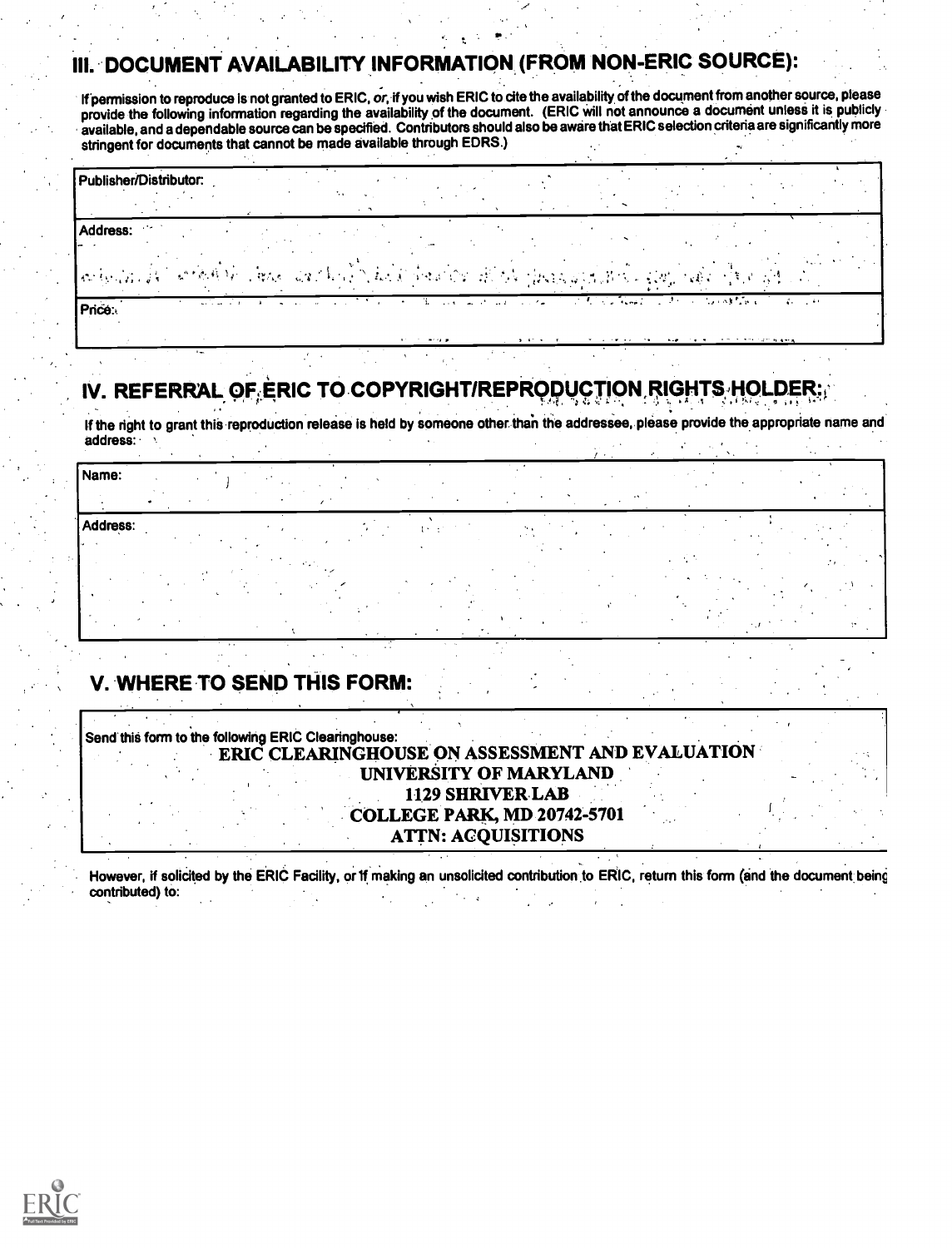## III. DOCUMENT AVAILABILITY INFORMATION (FROM NON-ERIC SOURCE):

If permission to reproduce is not granted to ERIC, *or*, if you wish ERIC to cite the availability of the document from another source, please provide the following information regarding the availability of the document. (ERIC will not announce a document unless it is publicly available, and a dependable source can be specified. Contributors should also be aware that ERIC selection criteria are significantly more stringent for documents that cannot be made available through EDRS.)

| |
|---|
| Publisher/Distributor: |
| Address: |
| Price: |

## IV. REFERRAL OF ERIC TO COPYRIGHT/REPRODUCTION RIGHTS HOLDER:

If the right to grant this reproduction release is held by someone other than the addressee, please provide the appropriate name and address:

| |
|---|
| Name: |
| Address: |

## V. WHERE TO SEND THIS FORM:

Send this form to the following ERIC Clearinghouse:

**ERIC CLEARINGHOUSE ON ASSESSMENT AND EVALUATION**
**UNIVERSITY OF MARYLAND**
**1129 SHRIVER LAB**
**COLLEGE PARK, MD 20742-5701**
**ATTN: ACQUISITIONS**

However, if solicited by the ERIC Facility, or if making an unsolicited contribution to ERIC, return this form (and the document being contributed) to: